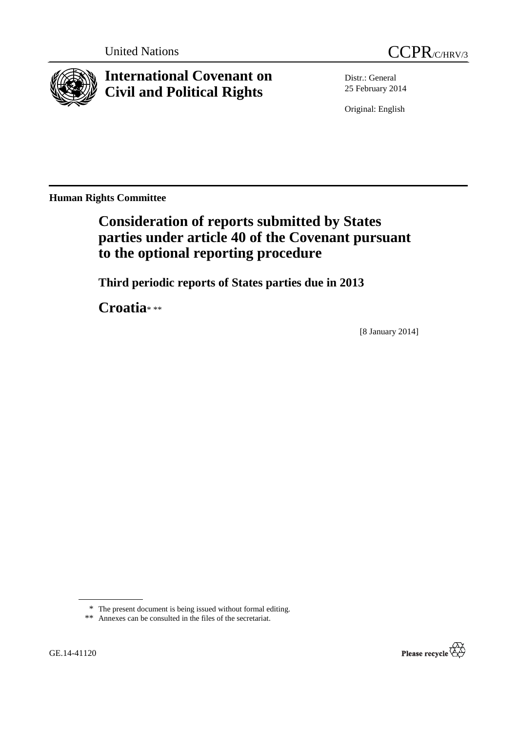United Nations CCPR/C/HRV/3

# International Covenant on Civil and Political Rights

Distr.: General
25 February 2014

Original: English

**Human Rights Committee**

## Consideration of reports submitted by States parties under article 40 of the Covenant pursuant to the optional reporting procedure

### Third periodic reports of States parties due in 2013

## Croatia* **

[8 January 2014]

\* The present document is being issued without formal editing.

\*\* Annexes can be consulted in the files of the secretariat.

GE.14-41120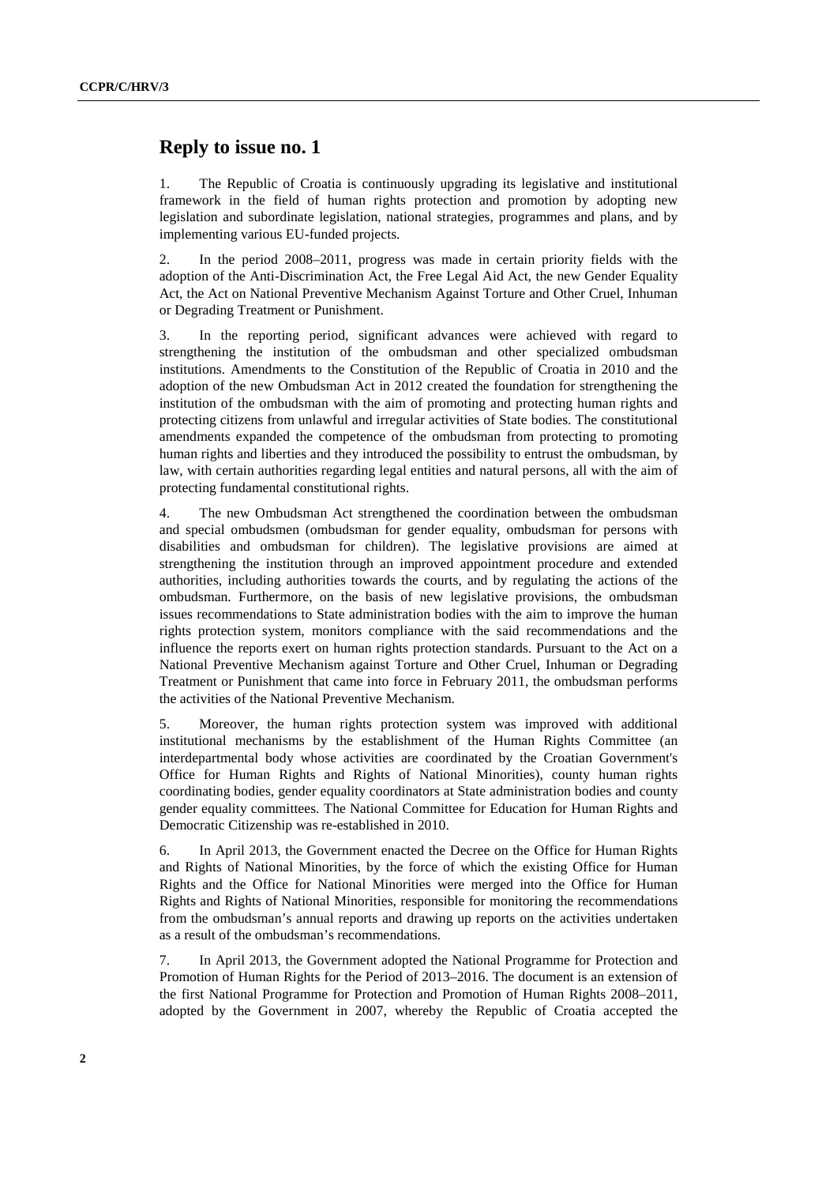## Reply to issue no. 1

1. The Republic of Croatia is continuously upgrading its legislative and institutional framework in the field of human rights protection and promotion by adopting new legislation and subordinate legislation, national strategies, programmes and plans, and by implementing various EU-funded projects.

2. In the period 2008–2011, progress was made in certain priority fields with the adoption of the Anti-Discrimination Act, the Free Legal Aid Act, the new Gender Equality Act, the Act on National Preventive Mechanism Against Torture and Other Cruel, Inhuman or Degrading Treatment or Punishment.

3. In the reporting period, significant advances were achieved with regard to strengthening the institution of the ombudsman and other specialized ombudsman institutions. Amendments to the Constitution of the Republic of Croatia in 2010 and the adoption of the new Ombudsman Act in 2012 created the foundation for strengthening the institution of the ombudsman with the aim of promoting and protecting human rights and protecting citizens from unlawful and irregular activities of State bodies. The constitutional amendments expanded the competence of the ombudsman from protecting to promoting human rights and liberties and they introduced the possibility to entrust the ombudsman, by law, with certain authorities regarding legal entities and natural persons, all with the aim of protecting fundamental constitutional rights.

4. The new Ombudsman Act strengthened the coordination between the ombudsman and special ombudsmen (ombudsman for gender equality, ombudsman for persons with disabilities and ombudsman for children). The legislative provisions are aimed at strengthening the institution through an improved appointment procedure and extended authorities, including authorities towards the courts, and by regulating the actions of the ombudsman. Furthermore, on the basis of new legislative provisions, the ombudsman issues recommendations to State administration bodies with the aim to improve the human rights protection system, monitors compliance with the said recommendations and the influence the reports exert on human rights protection standards. Pursuant to the Act on a National Preventive Mechanism against Torture and Other Cruel, Inhuman or Degrading Treatment or Punishment that came into force in February 2011, the ombudsman performs the activities of the National Preventive Mechanism.

5. Moreover, the human rights protection system was improved with additional institutional mechanisms by the establishment of the Human Rights Committee (an interdepartmental body whose activities are coordinated by the Croatian Government's Office for Human Rights and Rights of National Minorities), county human rights coordinating bodies, gender equality coordinators at State administration bodies and county gender equality committees. The National Committee for Education for Human Rights and Democratic Citizenship was re-established in 2010.

6. In April 2013, the Government enacted the Decree on the Office for Human Rights and Rights of National Minorities, by the force of which the existing Office for Human Rights and the Office for National Minorities were merged into the Office for Human Rights and Rights of National Minorities, responsible for monitoring the recommendations from the ombudsman's annual reports and drawing up reports on the activities undertaken as a result of the ombudsman's recommendations.

7. In April 2013, the Government adopted the National Programme for Protection and Promotion of Human Rights for the Period of 2013–2016. The document is an extension of the first National Programme for Protection and Promotion of Human Rights 2008–2011, adopted by the Government in 2007, whereby the Republic of Croatia accepted the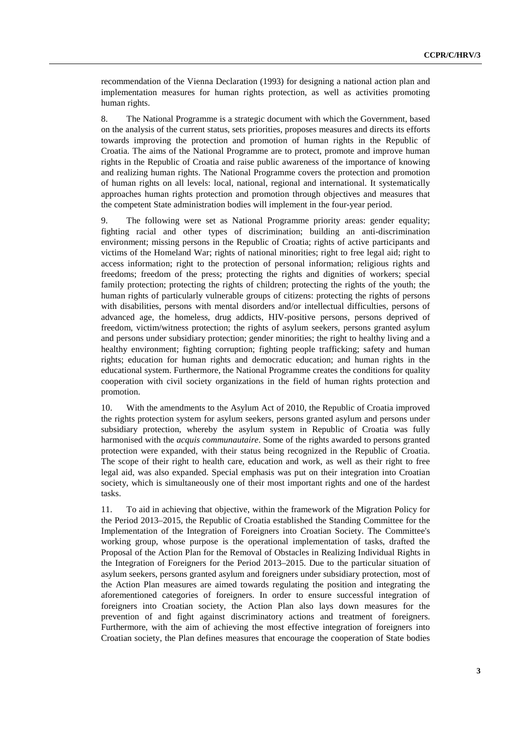recommendation of the Vienna Declaration (1993) for designing a national action plan and implementation measures for human rights protection, as well as activities promoting human rights.

8. The National Programme is a strategic document with which the Government, based on the analysis of the current status, sets priorities, proposes measures and directs its efforts towards improving the protection and promotion of human rights in the Republic of Croatia. The aims of the National Programme are to protect, promote and improve human rights in the Republic of Croatia and raise public awareness of the importance of knowing and realizing human rights. The National Programme covers the protection and promotion of human rights on all levels: local, national, regional and international. It systematically approaches human rights protection and promotion through objectives and measures that the competent State administration bodies will implement in the four-year period.

9. The following were set as National Programme priority areas: gender equality; fighting racial and other types of discrimination; building an anti-discrimination environment; missing persons in the Republic of Croatia; rights of active participants and victims of the Homeland War; rights of national minorities; right to free legal aid; right to access information; right to the protection of personal information; religious rights and freedoms; freedom of the press; protecting the rights and dignities of workers; special family protection; protecting the rights of children; protecting the rights of the youth; the human rights of particularly vulnerable groups of citizens: protecting the rights of persons with disabilities, persons with mental disorders and/or intellectual difficulties, persons of advanced age, the homeless, drug addicts, HIV-positive persons, persons deprived of freedom, victim/witness protection; the rights of asylum seekers, persons granted asylum and persons under subsidiary protection; gender minorities; the right to healthy living and a healthy environment; fighting corruption; fighting people trafficking; safety and human rights; education for human rights and democratic education; and human rights in the educational system. Furthermore, the National Programme creates the conditions for quality cooperation with civil society organizations in the field of human rights protection and promotion.

10. With the amendments to the Asylum Act of 2010, the Republic of Croatia improved the rights protection system for asylum seekers, persons granted asylum and persons under subsidiary protection, whereby the asylum system in Republic of Croatia was fully harmonised with the *acquis communautaire*. Some of the rights awarded to persons granted protection were expanded, with their status being recognized in the Republic of Croatia. The scope of their right to health care, education and work, as well as their right to free legal aid, was also expanded. Special emphasis was put on their integration into Croatian society, which is simultaneously one of their most important rights and one of the hardest tasks.

11. To aid in achieving that objective, within the framework of the Migration Policy for the Period 2013–2015, the Republic of Croatia established the Standing Committee for the Implementation of the Integration of Foreigners into Croatian Society. The Committee's working group, whose purpose is the operational implementation of tasks, drafted the Proposal of the Action Plan for the Removal of Obstacles in Realizing Individual Rights in the Integration of Foreigners for the Period 2013–2015. Due to the particular situation of asylum seekers, persons granted asylum and foreigners under subsidiary protection, most of the Action Plan measures are aimed towards regulating the position and integrating the aforementioned categories of foreigners. In order to ensure successful integration of foreigners into Croatian society, the Action Plan also lays down measures for the prevention of and fight against discriminatory actions and treatment of foreigners. Furthermore, with the aim of achieving the most effective integration of foreigners into Croatian society, the Plan defines measures that encourage the cooperation of State bodies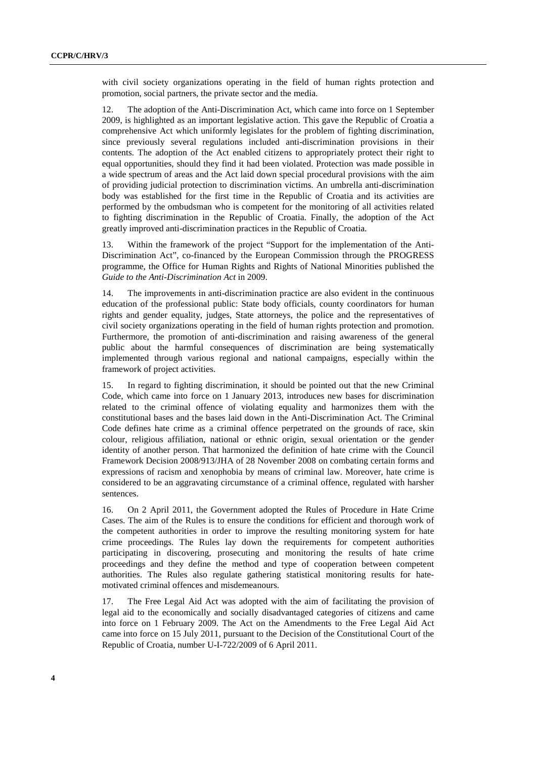with civil society organizations operating in the field of human rights protection and promotion, social partners, the private sector and the media.

12. The adoption of the Anti-Discrimination Act, which came into force on 1 September 2009, is highlighted as an important legislative action. This gave the Republic of Croatia a comprehensive Act which uniformly legislates for the problem of fighting discrimination, since previously several regulations included anti-discrimination provisions in their contents. The adoption of the Act enabled citizens to appropriately protect their right to equal opportunities, should they find it had been violated. Protection was made possible in a wide spectrum of areas and the Act laid down special procedural provisions with the aim of providing judicial protection to discrimination victims. An umbrella anti-discrimination body was established for the first time in the Republic of Croatia and its activities are performed by the ombudsman who is competent for the monitoring of all activities related to fighting discrimination in the Republic of Croatia. Finally, the adoption of the Act greatly improved anti-discrimination practices in the Republic of Croatia.

13. Within the framework of the project "Support for the implementation of the Anti-Discrimination Act", co-financed by the European Commission through the PROGRESS programme, the Office for Human Rights and Rights of National Minorities published the *Guide to the Anti-Discrimination Act* in 2009.

14. The improvements in anti-discrimination practice are also evident in the continuous education of the professional public: State body officials, county coordinators for human rights and gender equality, judges, State attorneys, the police and the representatives of civil society organizations operating in the field of human rights protection and promotion. Furthermore, the promotion of anti-discrimination and raising awareness of the general public about the harmful consequences of discrimination are being systematically implemented through various regional and national campaigns, especially within the framework of project activities.

15. In regard to fighting discrimination, it should be pointed out that the new Criminal Code, which came into force on 1 January 2013, introduces new bases for discrimination related to the criminal offence of violating equality and harmonizes them with the constitutional bases and the bases laid down in the Anti-Discrimination Act. The Criminal Code defines hate crime as a criminal offence perpetrated on the grounds of race, skin colour, religious affiliation, national or ethnic origin, sexual orientation or the gender identity of another person. That harmonized the definition of hate crime with the Council Framework Decision 2008/913/JHA of 28 November 2008 on combating certain forms and expressions of racism and xenophobia by means of criminal law. Moreover, hate crime is considered to be an aggravating circumstance of a criminal offence, regulated with harsher sentences.

16. On 2 April 2011, the Government adopted the Rules of Procedure in Hate Crime Cases. The aim of the Rules is to ensure the conditions for efficient and thorough work of the competent authorities in order to improve the resulting monitoring system for hate crime proceedings. The Rules lay down the requirements for competent authorities participating in discovering, prosecuting and monitoring the results of hate crime proceedings and they define the method and type of cooperation between competent authorities. The Rules also regulate gathering statistical monitoring results for hate-motivated criminal offences and misdemeanours.

17. The Free Legal Aid Act was adopted with the aim of facilitating the provision of legal aid to the economically and socially disadvantaged categories of citizens and came into force on 1 February 2009. The Act on the Amendments to the Free Legal Aid Act came into force on 15 July 2011, pursuant to the Decision of the Constitutional Court of the Republic of Croatia, number U-I-722/2009 of 6 April 2011.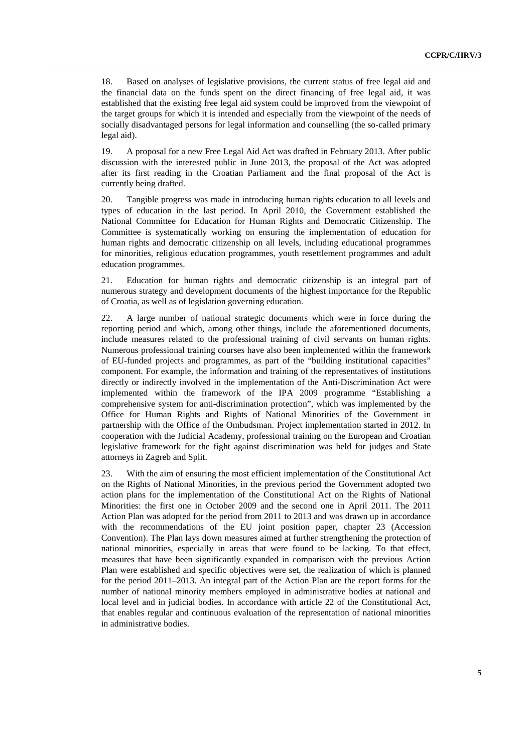18. Based on analyses of legislative provisions, the current status of free legal aid and the financial data on the funds spent on the direct financing of free legal aid, it was established that the existing free legal aid system could be improved from the viewpoint of the target groups for which it is intended and especially from the viewpoint of the needs of socially disadvantaged persons for legal information and counselling (the so-called primary legal aid).

19. A proposal for a new Free Legal Aid Act was drafted in February 2013. After public discussion with the interested public in June 2013, the proposal of the Act was adopted after its first reading in the Croatian Parliament and the final proposal of the Act is currently being drafted.

20. Tangible progress was made in introducing human rights education to all levels and types of education in the last period. In April 2010, the Government established the National Committee for Education for Human Rights and Democratic Citizenship. The Committee is systematically working on ensuring the implementation of education for human rights and democratic citizenship on all levels, including educational programmes for minorities, religious education programmes, youth resettlement programmes and adult education programmes.

21. Education for human rights and democratic citizenship is an integral part of numerous strategy and development documents of the highest importance for the Republic of Croatia, as well as of legislation governing education.

22. A large number of national strategic documents which were in force during the reporting period and which, among other things, include the aforementioned documents, include measures related to the professional training of civil servants on human rights. Numerous professional training courses have also been implemented within the framework of EU-funded projects and programmes, as part of the "building institutional capacities" component. For example, the information and training of the representatives of institutions directly or indirectly involved in the implementation of the Anti-Discrimination Act were implemented within the framework of the IPA 2009 programme "Establishing a comprehensive system for anti-discrimination protection", which was implemented by the Office for Human Rights and Rights of National Minorities of the Government in partnership with the Office of the Ombudsman. Project implementation started in 2012. In cooperation with the Judicial Academy, professional training on the European and Croatian legislative framework for the fight against discrimination was held for judges and State attorneys in Zagreb and Split.

23. With the aim of ensuring the most efficient implementation of the Constitutional Act on the Rights of National Minorities, in the previous period the Government adopted two action plans for the implementation of the Constitutional Act on the Rights of National Minorities: the first one in October 2009 and the second one in April 2011. The 2011 Action Plan was adopted for the period from 2011 to 2013 and was drawn up in accordance with the recommendations of the EU joint position paper, chapter 23 (Accession Convention). The Plan lays down measures aimed at further strengthening the protection of national minorities, especially in areas that were found to be lacking. To that effect, measures that have been significantly expanded in comparison with the previous Action Plan were established and specific objectives were set, the realization of which is planned for the period 2011–2013. An integral part of the Action Plan are the report forms for the number of national minority members employed in administrative bodies at national and local level and in judicial bodies. In accordance with article 22 of the Constitutional Act, that enables regular and continuous evaluation of the representation of national minorities in administrative bodies.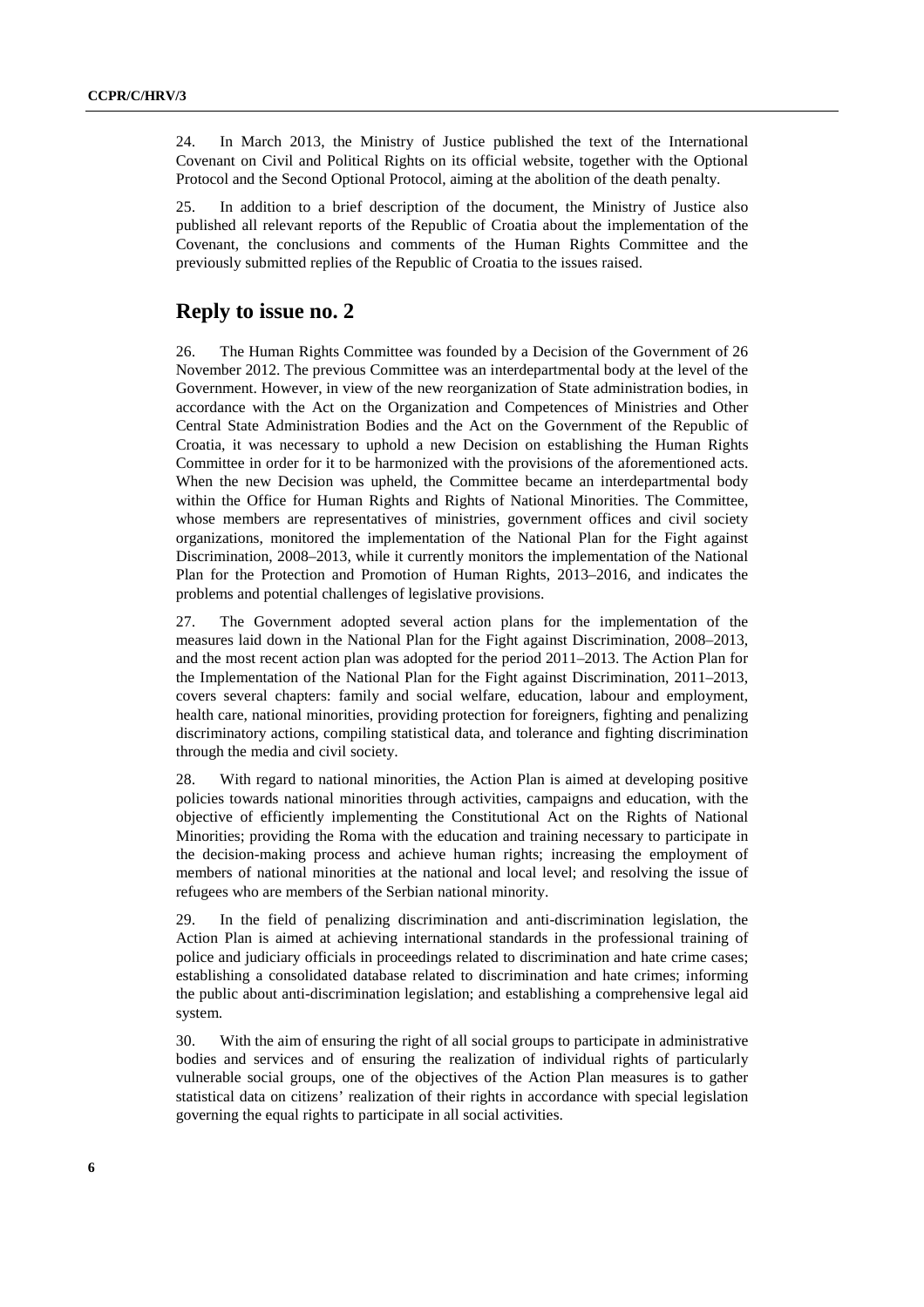24. In March 2013, the Ministry of Justice published the text of the International Covenant on Civil and Political Rights on its official website, together with the Optional Protocol and the Second Optional Protocol, aiming at the abolition of the death penalty.

25. In addition to a brief description of the document, the Ministry of Justice also published all relevant reports of the Republic of Croatia about the implementation of the Covenant, the conclusions and comments of the Human Rights Committee and the previously submitted replies of the Republic of Croatia to the issues raised.

## Reply to issue no. 2

26. The Human Rights Committee was founded by a Decision of the Government of 26 November 2012. The previous Committee was an interdepartmental body at the level of the Government. However, in view of the new reorganization of State administration bodies, in accordance with the Act on the Organization and Competences of Ministries and Other Central State Administration Bodies and the Act on the Government of the Republic of Croatia, it was necessary to uphold a new Decision on establishing the Human Rights Committee in order for it to be harmonized with the provisions of the aforementioned acts. When the new Decision was upheld, the Committee became an interdepartmental body within the Office for Human Rights and Rights of National Minorities. The Committee, whose members are representatives of ministries, government offices and civil society organizations, monitored the implementation of the National Plan for the Fight against Discrimination, 2008–2013, while it currently monitors the implementation of the National Plan for the Protection and Promotion of Human Rights, 2013–2016, and indicates the problems and potential challenges of legislative provisions.

27. The Government adopted several action plans for the implementation of the measures laid down in the National Plan for the Fight against Discrimination, 2008–2013, and the most recent action plan was adopted for the period 2011–2013. The Action Plan for the Implementation of the National Plan for the Fight against Discrimination, 2011–2013, covers several chapters: family and social welfare, education, labour and employment, health care, national minorities, providing protection for foreigners, fighting and penalizing discriminatory actions, compiling statistical data, and tolerance and fighting discrimination through the media and civil society.

28. With regard to national minorities, the Action Plan is aimed at developing positive policies towards national minorities through activities, campaigns and education, with the objective of efficiently implementing the Constitutional Act on the Rights of National Minorities; providing the Roma with the education and training necessary to participate in the decision-making process and achieve human rights; increasing the employment of members of national minorities at the national and local level; and resolving the issue of refugees who are members of the Serbian national minority.

29. In the field of penalizing discrimination and anti-discrimination legislation, the Action Plan is aimed at achieving international standards in the professional training of police and judiciary officials in proceedings related to discrimination and hate crime cases; establishing a consolidated database related to discrimination and hate crimes; informing the public about anti-discrimination legislation; and establishing a comprehensive legal aid system.

30. With the aim of ensuring the right of all social groups to participate in administrative bodies and services and of ensuring the realization of individual rights of particularly vulnerable social groups, one of the objectives of the Action Plan measures is to gather statistical data on citizens' realization of their rights in accordance with special legislation governing the equal rights to participate in all social activities.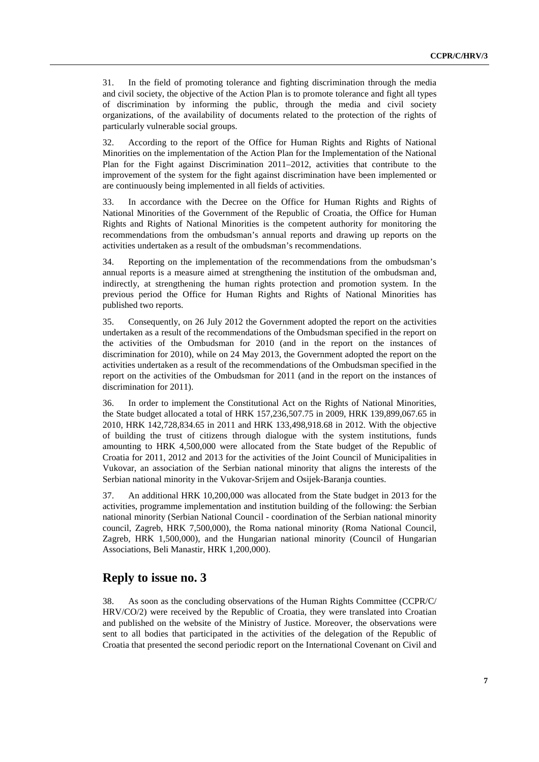31. In the field of promoting tolerance and fighting discrimination through the media and civil society, the objective of the Action Plan is to promote tolerance and fight all types of discrimination by informing the public, through the media and civil society organizations, of the availability of documents related to the protection of the rights of particularly vulnerable social groups.

32. According to the report of the Office for Human Rights and Rights of National Minorities on the implementation of the Action Plan for the Implementation of the National Plan for the Fight against Discrimination 2011–2012, activities that contribute to the improvement of the system for the fight against discrimination have been implemented or are continuously being implemented in all fields of activities.

33. In accordance with the Decree on the Office for Human Rights and Rights of National Minorities of the Government of the Republic of Croatia, the Office for Human Rights and Rights of National Minorities is the competent authority for monitoring the recommendations from the ombudsman's annual reports and drawing up reports on the activities undertaken as a result of the ombudsman's recommendations.

34. Reporting on the implementation of the recommendations from the ombudsman's annual reports is a measure aimed at strengthening the institution of the ombudsman and, indirectly, at strengthening the human rights protection and promotion system. In the previous period the Office for Human Rights and Rights of National Minorities has published two reports.

35. Consequently, on 26 July 2012 the Government adopted the report on the activities undertaken as a result of the recommendations of the Ombudsman specified in the report on the activities of the Ombudsman for 2010 (and in the report on the instances of discrimination for 2010), while on 24 May 2013, the Government adopted the report on the activities undertaken as a result of the recommendations of the Ombudsman specified in the report on the activities of the Ombudsman for 2011 (and in the report on the instances of discrimination for 2011).

36. In order to implement the Constitutional Act on the Rights of National Minorities, the State budget allocated a total of HRK 157,236,507.75 in 2009, HRK 139,899,067.65 in 2010, HRK 142,728,834.65 in 2011 and HRK 133,498,918.68 in 2012. With the objective of building the trust of citizens through dialogue with the system institutions, funds amounting to HRK 4,500,000 were allocated from the State budget of the Republic of Croatia for 2011, 2012 and 2013 for the activities of the Joint Council of Municipalities in Vukovar, an association of the Serbian national minority that aligns the interests of the Serbian national minority in the Vukovar-Srijem and Osijek-Baranja counties.

37. An additional HRK 10,200,000 was allocated from the State budget in 2013 for the activities, programme implementation and institution building of the following: the Serbian national minority (Serbian National Council - coordination of the Serbian national minority council, Zagreb, HRK 7,500,000), the Roma national minority (Roma National Council, Zagreb, HRK 1,500,000), and the Hungarian national minority (Council of Hungarian Associations, Beli Manastir, HRK 1,200,000).

## Reply to issue no. 3

38. As soon as the concluding observations of the Human Rights Committee (CCPR/C/HRV/CO/2) were received by the Republic of Croatia, they were translated into Croatian and published on the website of the Ministry of Justice. Moreover, the observations were sent to all bodies that participated in the activities of the delegation of the Republic of Croatia that presented the second periodic report on the International Covenant on Civil and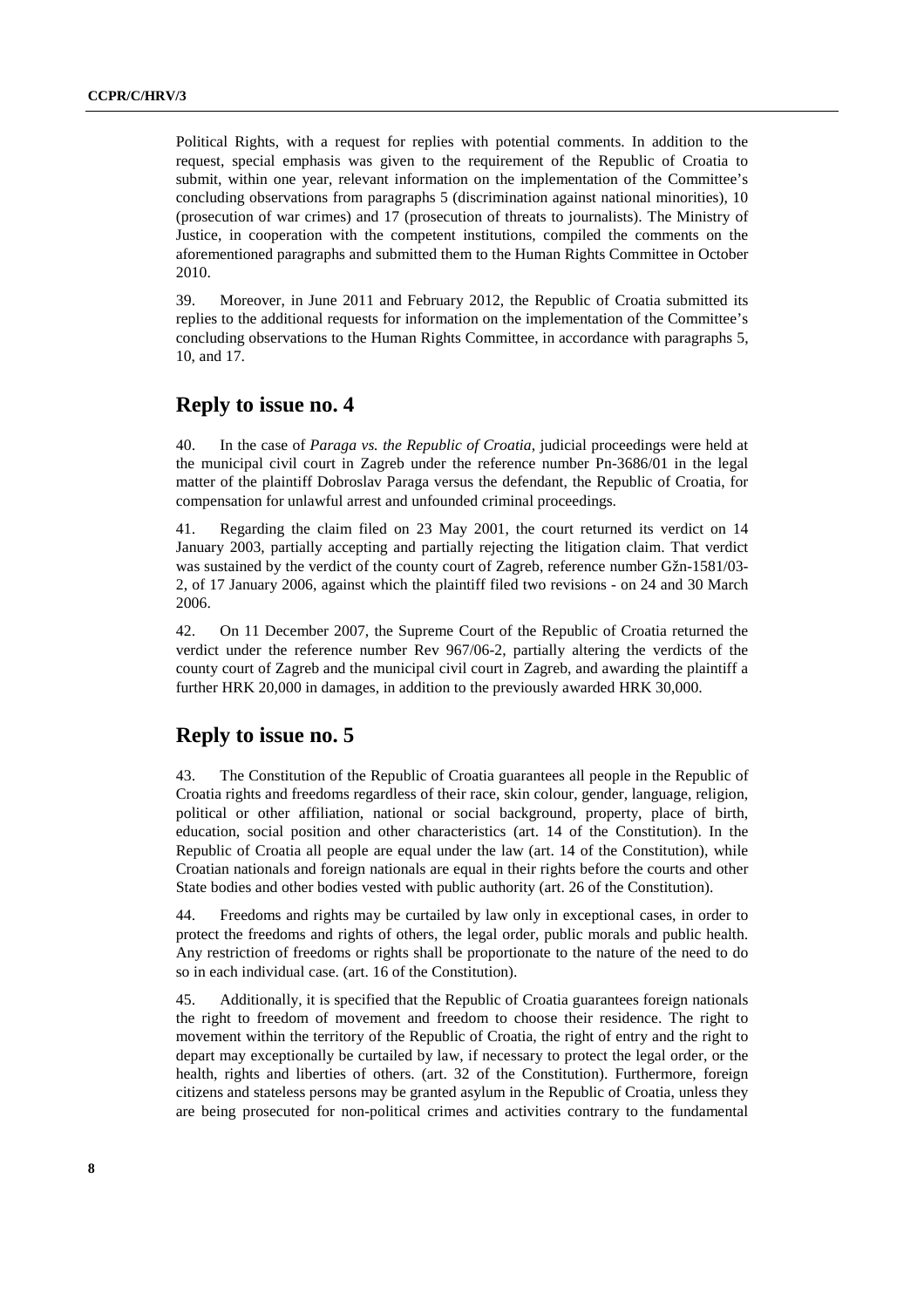Political Rights, with a request for replies with potential comments. In addition to the request, special emphasis was given to the requirement of the Republic of Croatia to submit, within one year, relevant information on the implementation of the Committee's concluding observations from paragraphs 5 (discrimination against national minorities), 10 (prosecution of war crimes) and 17 (prosecution of threats to journalists). The Ministry of Justice, in cooperation with the competent institutions, compiled the comments on the aforementioned paragraphs and submitted them to the Human Rights Committee in October 2010.

39. Moreover, in June 2011 and February 2012, the Republic of Croatia submitted its replies to the additional requests for information on the implementation of the Committee's concluding observations to the Human Rights Committee, in accordance with paragraphs 5, 10, and 17.

## Reply to issue no. 4

40. In the case of *Paraga vs. the Republic of Croatia*, judicial proceedings were held at the municipal civil court in Zagreb under the reference number Pn-3686/01 in the legal matter of the plaintiff Dobroslav Paraga versus the defendant, the Republic of Croatia, for compensation for unlawful arrest and unfounded criminal proceedings.

41. Regarding the claim filed on 23 May 2001, the court returned its verdict on 14 January 2003, partially accepting and partially rejecting the litigation claim. That verdict was sustained by the verdict of the county court of Zagreb, reference number Gžn-1581/03-2, of 17 January 2006, against which the plaintiff filed two revisions - on 24 and 30 March 2006.

42. On 11 December 2007, the Supreme Court of the Republic of Croatia returned the verdict under the reference number Rev 967/06-2, partially altering the verdicts of the county court of Zagreb and the municipal civil court in Zagreb, and awarding the plaintiff a further HRK 20,000 in damages, in addition to the previously awarded HRK 30,000.

## Reply to issue no. 5

43. The Constitution of the Republic of Croatia guarantees all people in the Republic of Croatia rights and freedoms regardless of their race, skin colour, gender, language, religion, political or other affiliation, national or social background, property, place of birth, education, social position and other characteristics (art. 14 of the Constitution). In the Republic of Croatia all people are equal under the law (art. 14 of the Constitution), while Croatian nationals and foreign nationals are equal in their rights before the courts and other State bodies and other bodies vested with public authority (art. 26 of the Constitution).

44. Freedoms and rights may be curtailed by law only in exceptional cases, in order to protect the freedoms and rights of others, the legal order, public morals and public health. Any restriction of freedoms or rights shall be proportionate to the nature of the need to do so in each individual case. (art. 16 of the Constitution).

45. Additionally, it is specified that the Republic of Croatia guarantees foreign nationals the right to freedom of movement and freedom to choose their residence. The right to movement within the territory of the Republic of Croatia, the right of entry and the right to depart may exceptionally be curtailed by law, if necessary to protect the legal order, or the health, rights and liberties of others. (art. 32 of the Constitution). Furthermore, foreign citizens and stateless persons may be granted asylum in the Republic of Croatia, unless they are being prosecuted for non-political crimes and activities contrary to the fundamental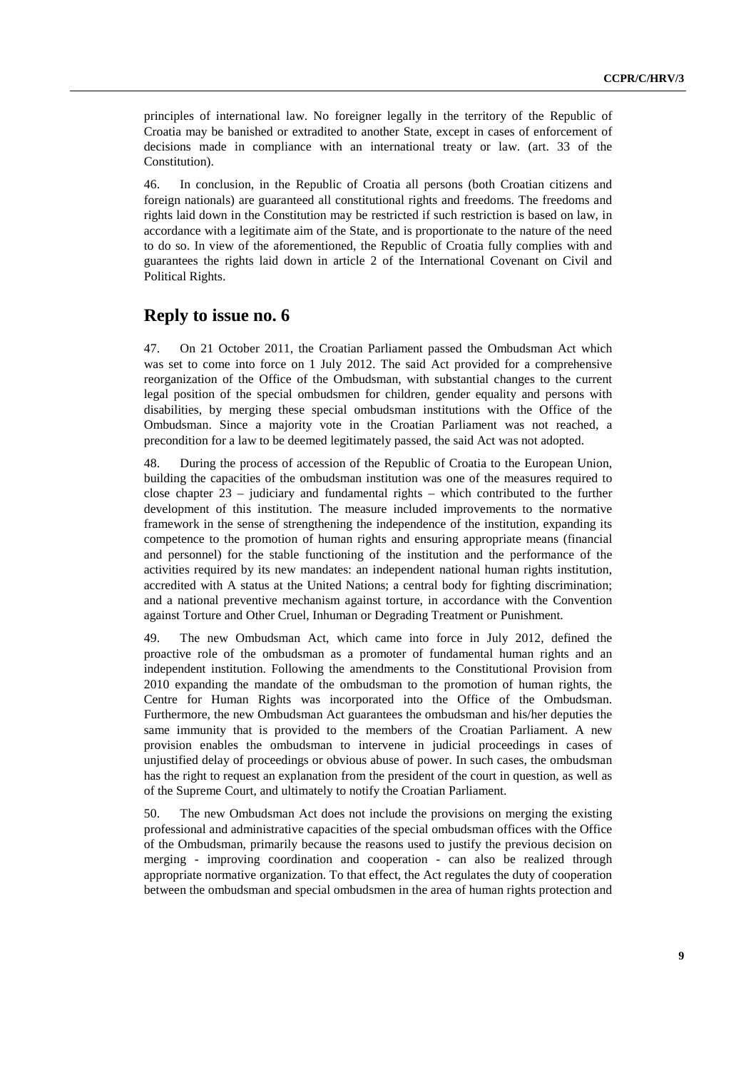principles of international law. No foreigner legally in the territory of the Republic of Croatia may be banished or extradited to another State, except in cases of enforcement of decisions made in compliance with an international treaty or law. (art. 33 of the Constitution).

46. In conclusion, in the Republic of Croatia all persons (both Croatian citizens and foreign nationals) are guaranteed all constitutional rights and freedoms. The freedoms and rights laid down in the Constitution may be restricted if such restriction is based on law, in accordance with a legitimate aim of the State, and is proportionate to the nature of the need to do so. In view of the aforementioned, the Republic of Croatia fully complies with and guarantees the rights laid down in article 2 of the International Covenant on Civil and Political Rights.

## Reply to issue no. 6

47. On 21 October 2011, the Croatian Parliament passed the Ombudsman Act which was set to come into force on 1 July 2012. The said Act provided for a comprehensive reorganization of the Office of the Ombudsman, with substantial changes to the current legal position of the special ombudsmen for children, gender equality and persons with disabilities, by merging these special ombudsman institutions with the Office of the Ombudsman. Since a majority vote in the Croatian Parliament was not reached, a precondition for a law to be deemed legitimately passed, the said Act was not adopted.

48. During the process of accession of the Republic of Croatia to the European Union, building the capacities of the ombudsman institution was one of the measures required to close chapter 23 – judiciary and fundamental rights – which contributed to the further development of this institution. The measure included improvements to the normative framework in the sense of strengthening the independence of the institution, expanding its competence to the promotion of human rights and ensuring appropriate means (financial and personnel) for the stable functioning of the institution and the performance of the activities required by its new mandates: an independent national human rights institution, accredited with A status at the United Nations; a central body for fighting discrimination; and a national preventive mechanism against torture, in accordance with the Convention against Torture and Other Cruel, Inhuman or Degrading Treatment or Punishment.

49. The new Ombudsman Act, which came into force in July 2012, defined the proactive role of the ombudsman as a promoter of fundamental human rights and an independent institution. Following the amendments to the Constitutional Provision from 2010 expanding the mandate of the ombudsman to the promotion of human rights, the Centre for Human Rights was incorporated into the Office of the Ombudsman. Furthermore, the new Ombudsman Act guarantees the ombudsman and his/her deputies the same immunity that is provided to the members of the Croatian Parliament. A new provision enables the ombudsman to intervene in judicial proceedings in cases of unjustified delay of proceedings or obvious abuse of power. In such cases, the ombudsman has the right to request an explanation from the president of the court in question, as well as of the Supreme Court, and ultimately to notify the Croatian Parliament.

50. The new Ombudsman Act does not include the provisions on merging the existing professional and administrative capacities of the special ombudsman offices with the Office of the Ombudsman, primarily because the reasons used to justify the previous decision on merging - improving coordination and cooperation - can also be realized through appropriate normative organization. To that effect, the Act regulates the duty of cooperation between the ombudsman and special ombudsmen in the area of human rights protection and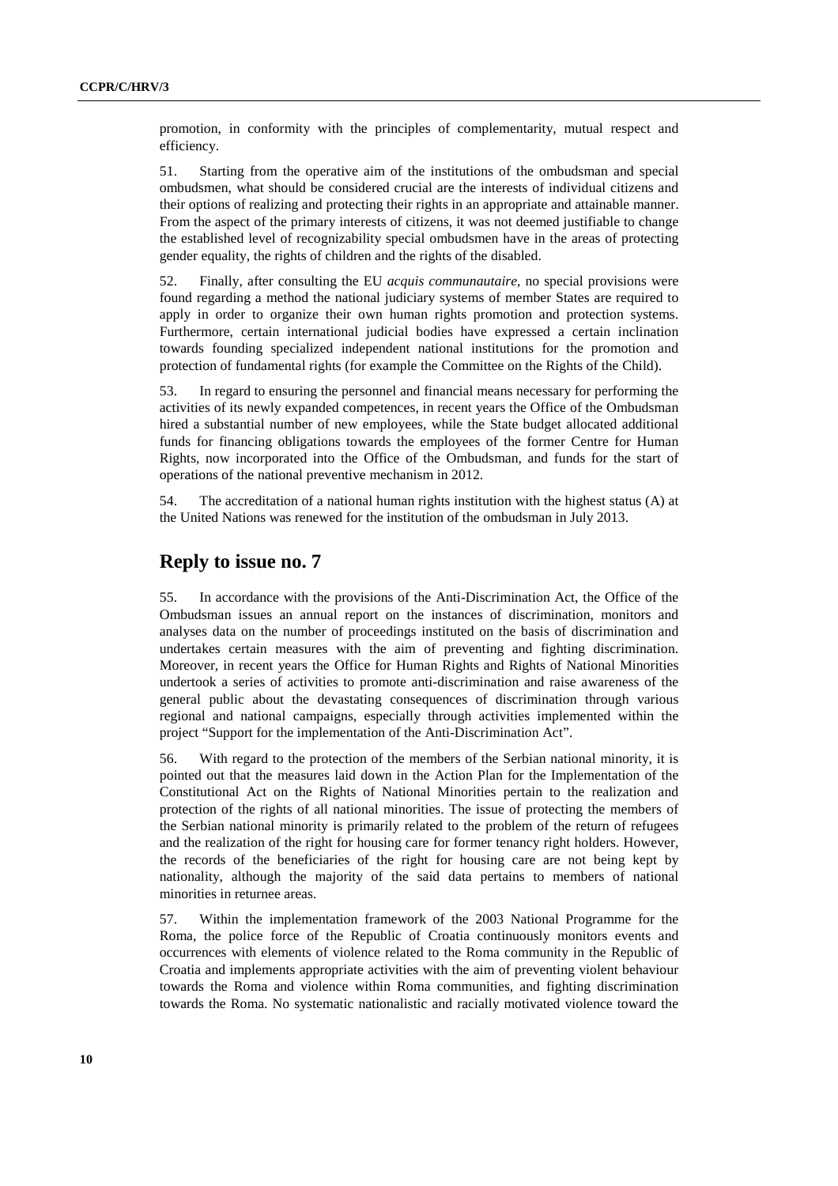promotion, in conformity with the principles of complementarity, mutual respect and efficiency.

51. Starting from the operative aim of the institutions of the ombudsman and special ombudsmen, what should be considered crucial are the interests of individual citizens and their options of realizing and protecting their rights in an appropriate and attainable manner. From the aspect of the primary interests of citizens, it was not deemed justifiable to change the established level of recognizability special ombudsmen have in the areas of protecting gender equality, the rights of children and the rights of the disabled.

52. Finally, after consulting the EU *acquis communautaire*, no special provisions were found regarding a method the national judiciary systems of member States are required to apply in order to organize their own human rights promotion and protection systems. Furthermore, certain international judicial bodies have expressed a certain inclination towards founding specialized independent national institutions for the promotion and protection of fundamental rights (for example the Committee on the Rights of the Child).

53. In regard to ensuring the personnel and financial means necessary for performing the activities of its newly expanded competences, in recent years the Office of the Ombudsman hired a substantial number of new employees, while the State budget allocated additional funds for financing obligations towards the employees of the former Centre for Human Rights, now incorporated into the Office of the Ombudsman, and funds for the start of operations of the national preventive mechanism in 2012.

54. The accreditation of a national human rights institution with the highest status (A) at the United Nations was renewed for the institution of the ombudsman in July 2013.

## Reply to issue no. 7

55. In accordance with the provisions of the Anti-Discrimination Act, the Office of the Ombudsman issues an annual report on the instances of discrimination, monitors and analyses data on the number of proceedings instituted on the basis of discrimination and undertakes certain measures with the aim of preventing and fighting discrimination. Moreover, in recent years the Office for Human Rights and Rights of National Minorities undertook a series of activities to promote anti-discrimination and raise awareness of the general public about the devastating consequences of discrimination through various regional and national campaigns, especially through activities implemented within the project "Support for the implementation of the Anti-Discrimination Act".

56. With regard to the protection of the members of the Serbian national minority, it is pointed out that the measures laid down in the Action Plan for the Implementation of the Constitutional Act on the Rights of National Minorities pertain to the realization and protection of the rights of all national minorities. The issue of protecting the members of the Serbian national minority is primarily related to the problem of the return of refugees and the realization of the right for housing care for former tenancy right holders. However, the records of the beneficiaries of the right for housing care are not being kept by nationality, although the majority of the said data pertains to members of national minorities in returnee areas.

57. Within the implementation framework of the 2003 National Programme for the Roma, the police force of the Republic of Croatia continuously monitors events and occurrences with elements of violence related to the Roma community in the Republic of Croatia and implements appropriate activities with the aim of preventing violent behaviour towards the Roma and violence within Roma communities, and fighting discrimination towards the Roma. No systematic nationalistic and racially motivated violence toward the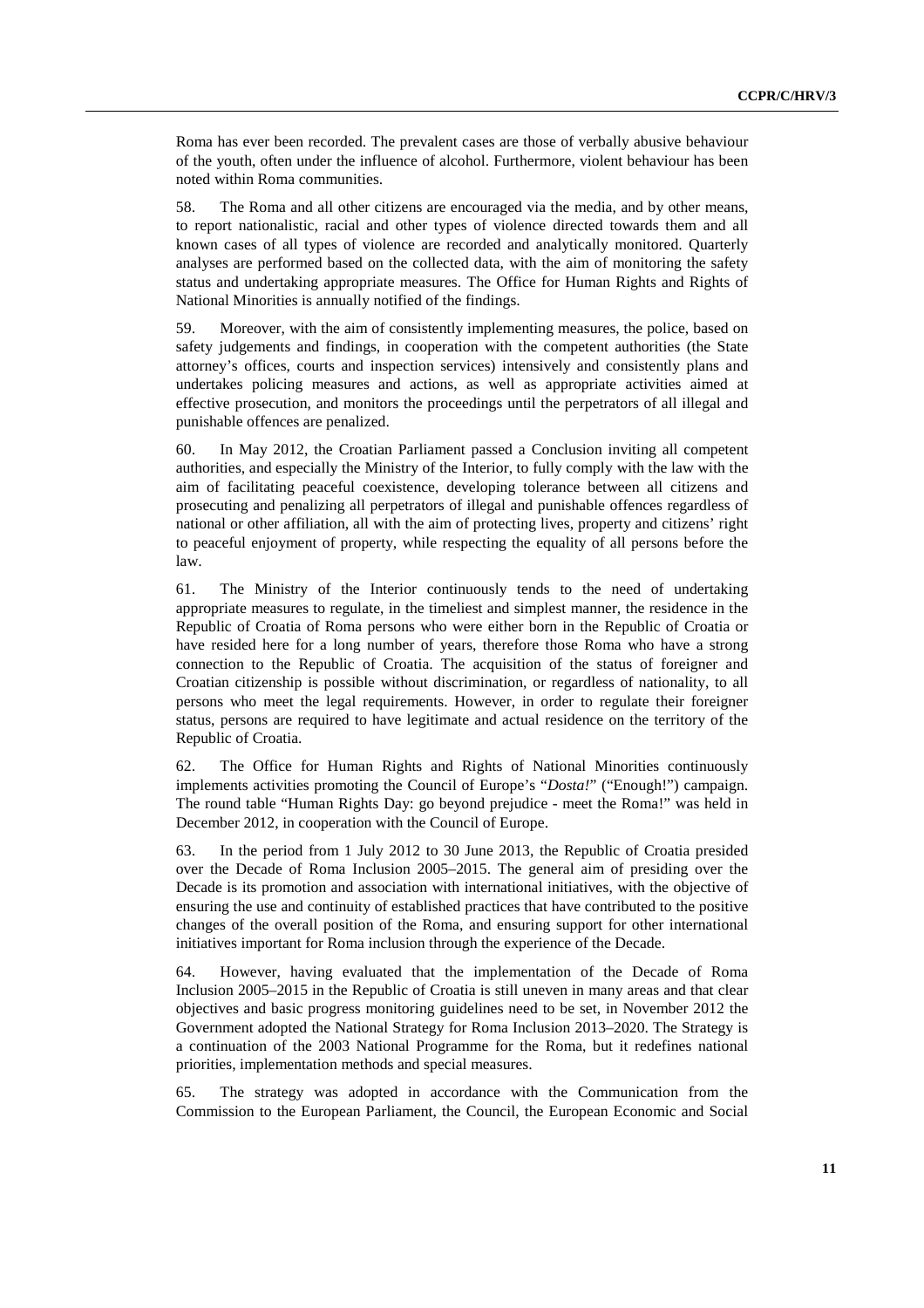Roma has ever been recorded. The prevalent cases are those of verbally abusive behaviour of the youth, often under the influence of alcohol. Furthermore, violent behaviour has been noted within Roma communities.

58. The Roma and all other citizens are encouraged via the media, and by other means, to report nationalistic, racial and other types of violence directed towards them and all known cases of all types of violence are recorded and analytically monitored. Quarterly analyses are performed based on the collected data, with the aim of monitoring the safety status and undertaking appropriate measures. The Office for Human Rights and Rights of National Minorities is annually notified of the findings.

59. Moreover, with the aim of consistently implementing measures, the police, based on safety judgements and findings, in cooperation with the competent authorities (the State attorney's offices, courts and inspection services) intensively and consistently plans and undertakes policing measures and actions, as well as appropriate activities aimed at effective prosecution, and monitors the proceedings until the perpetrators of all illegal and punishable offences are penalized.

60. In May 2012, the Croatian Parliament passed a Conclusion inviting all competent authorities, and especially the Ministry of the Interior, to fully comply with the law with the aim of facilitating peaceful coexistence, developing tolerance between all citizens and prosecuting and penalizing all perpetrators of illegal and punishable offences regardless of national or other affiliation, all with the aim of protecting lives, property and citizens' right to peaceful enjoyment of property, while respecting the equality of all persons before the law.

61. The Ministry of the Interior continuously tends to the need of undertaking appropriate measures to regulate, in the timeliest and simplest manner, the residence in the Republic of Croatia of Roma persons who were either born in the Republic of Croatia or have resided here for a long number of years, therefore those Roma who have a strong connection to the Republic of Croatia. The acquisition of the status of foreigner and Croatian citizenship is possible without discrimination, or regardless of nationality, to all persons who meet the legal requirements. However, in order to regulate their foreigner status, persons are required to have legitimate and actual residence on the territory of the Republic of Croatia.

62. The Office for Human Rights and Rights of National Minorities continuously implements activities promoting the Council of Europe's "*Dosta!*" ("Enough!") campaign. The round table "Human Rights Day: go beyond prejudice - meet the Roma!" was held in December 2012, in cooperation with the Council of Europe.

63. In the period from 1 July 2012 to 30 June 2013, the Republic of Croatia presided over the Decade of Roma Inclusion 2005–2015. The general aim of presiding over the Decade is its promotion and association with international initiatives, with the objective of ensuring the use and continuity of established practices that have contributed to the positive changes of the overall position of the Roma, and ensuring support for other international initiatives important for Roma inclusion through the experience of the Decade.

64. However, having evaluated that the implementation of the Decade of Roma Inclusion 2005–2015 in the Republic of Croatia is still uneven in many areas and that clear objectives and basic progress monitoring guidelines need to be set, in November 2012 the Government adopted the National Strategy for Roma Inclusion 2013–2020. The Strategy is a continuation of the 2003 National Programme for the Roma, but it redefines national priorities, implementation methods and special measures.

65. The strategy was adopted in accordance with the Communication from the Commission to the European Parliament, the Council, the European Economic and Social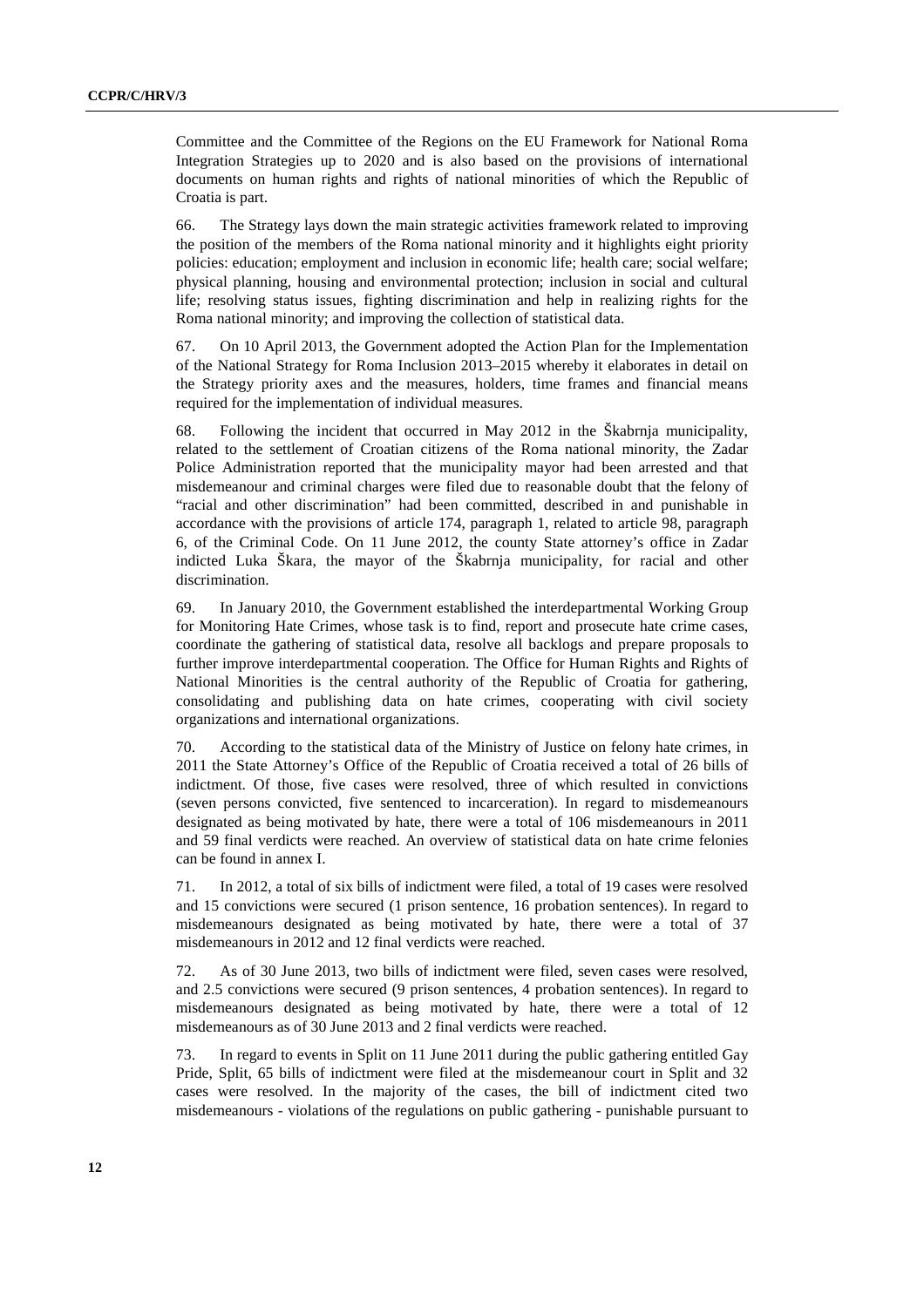Committee and the Committee of the Regions on the EU Framework for National Roma Integration Strategies up to 2020 and is also based on the provisions of international documents on human rights and rights of national minorities of which the Republic of Croatia is part.

66. The Strategy lays down the main strategic activities framework related to improving the position of the members of the Roma national minority and it highlights eight priority policies: education; employment and inclusion in economic life; health care; social welfare; physical planning, housing and environmental protection; inclusion in social and cultural life; resolving status issues, fighting discrimination and help in realizing rights for the Roma national minority; and improving the collection of statistical data.

67. On 10 April 2013, the Government adopted the Action Plan for the Implementation of the National Strategy for Roma Inclusion 2013–2015 whereby it elaborates in detail on the Strategy priority axes and the measures, holders, time frames and financial means required for the implementation of individual measures.

68. Following the incident that occurred in May 2012 in the Škabrnja municipality, related to the settlement of Croatian citizens of the Roma national minority, the Zadar Police Administration reported that the municipality mayor had been arrested and that misdemeanour and criminal charges were filed due to reasonable doubt that the felony of "racial and other discrimination" had been committed, described in and punishable in accordance with the provisions of article 174, paragraph 1, related to article 98, paragraph 6, of the Criminal Code. On 11 June 2012, the county State attorney's office in Zadar indicted Luka Škara, the mayor of the Škabrnja municipality, for racial and other discrimination.

69. In January 2010, the Government established the interdepartmental Working Group for Monitoring Hate Crimes, whose task is to find, report and prosecute hate crime cases, coordinate the gathering of statistical data, resolve all backlogs and prepare proposals to further improve interdepartmental cooperation. The Office for Human Rights and Rights of National Minorities is the central authority of the Republic of Croatia for gathering, consolidating and publishing data on hate crimes, cooperating with civil society organizations and international organizations.

70. According to the statistical data of the Ministry of Justice on felony hate crimes, in 2011 the State Attorney's Office of the Republic of Croatia received a total of 26 bills of indictment. Of those, five cases were resolved, three of which resulted in convictions (seven persons convicted, five sentenced to incarceration). In regard to misdemeanours designated as being motivated by hate, there were a total of 106 misdemeanours in 2011 and 59 final verdicts were reached. An overview of statistical data on hate crime felonies can be found in annex I.

71. In 2012, a total of six bills of indictment were filed, a total of 19 cases were resolved and 15 convictions were secured (1 prison sentence, 16 probation sentences). In regard to misdemeanours designated as being motivated by hate, there were a total of 37 misdemeanours in 2012 and 12 final verdicts were reached.

72. As of 30 June 2013, two bills of indictment were filed, seven cases were resolved, and 2.5 convictions were secured (9 prison sentences, 4 probation sentences). In regard to misdemeanours designated as being motivated by hate, there were a total of 12 misdemeanours as of 30 June 2013 and 2 final verdicts were reached.

73. In regard to events in Split on 11 June 2011 during the public gathering entitled Gay Pride, Split, 65 bills of indictment were filed at the misdemeanour court in Split and 32 cases were resolved. In the majority of the cases, the bill of indictment cited two misdemeanours - violations of the regulations on public gathering - punishable pursuant to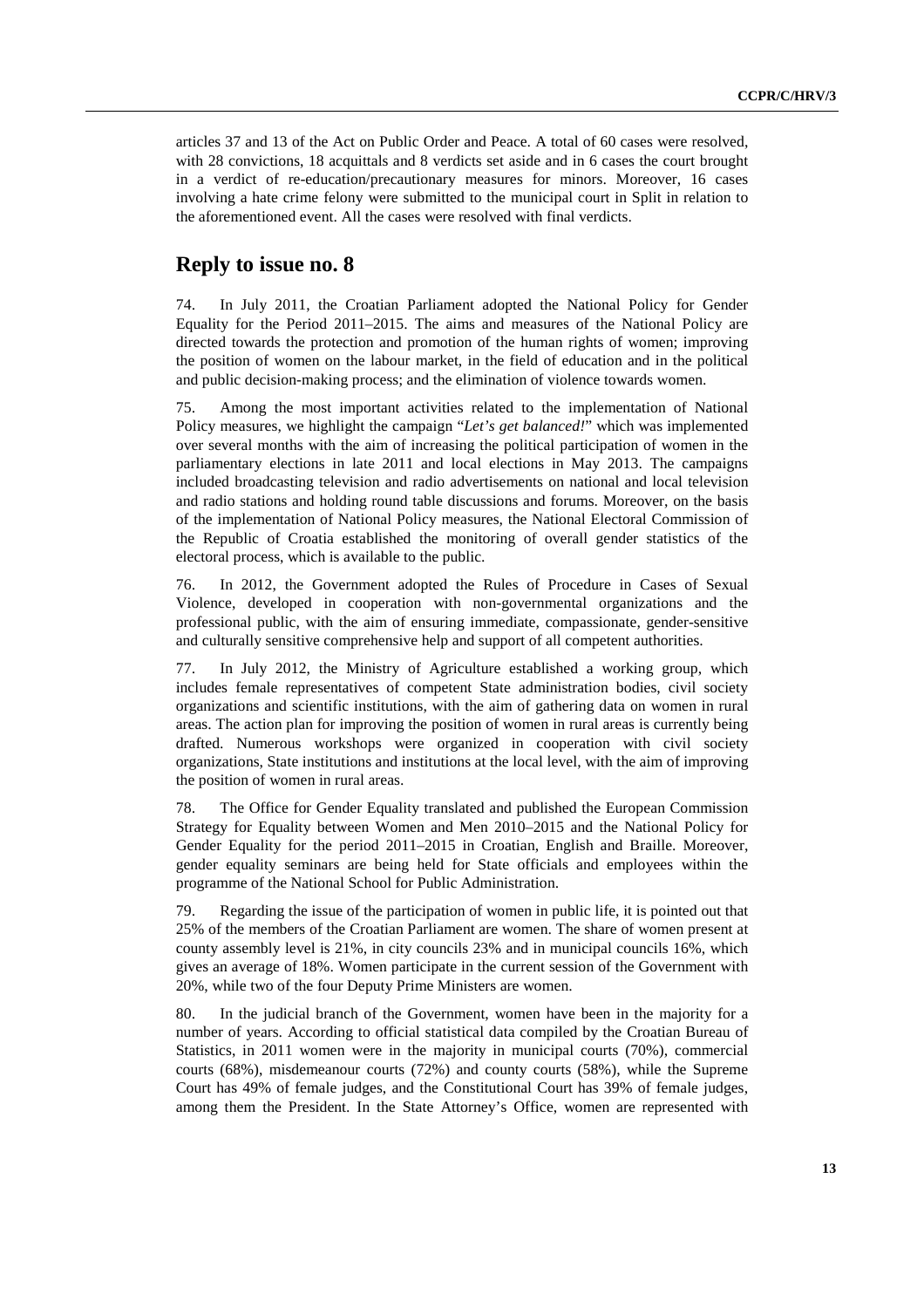articles 37 and 13 of the Act on Public Order and Peace. A total of 60 cases were resolved, with 28 convictions, 18 acquittals and 8 verdicts set aside and in 6 cases the court brought in a verdict of re-education/precautionary measures for minors. Moreover, 16 cases involving a hate crime felony were submitted to the municipal court in Split in relation to the aforementioned event. All the cases were resolved with final verdicts.

## Reply to issue no. 8

74. In July 2011, the Croatian Parliament adopted the National Policy for Gender Equality for the Period 2011–2015. The aims and measures of the National Policy are directed towards the protection and promotion of the human rights of women; improving the position of women on the labour market, in the field of education and in the political and public decision-making process; and the elimination of violence towards women.

75. Among the most important activities related to the implementation of National Policy measures, we highlight the campaign "*Let's get balanced!*" which was implemented over several months with the aim of increasing the political participation of women in the parliamentary elections in late 2011 and local elections in May 2013. The campaigns included broadcasting television and radio advertisements on national and local television and radio stations and holding round table discussions and forums. Moreover, on the basis of the implementation of National Policy measures, the National Electoral Commission of the Republic of Croatia established the monitoring of overall gender statistics of the electoral process, which is available to the public.

76. In 2012, the Government adopted the Rules of Procedure in Cases of Sexual Violence, developed in cooperation with non-governmental organizations and the professional public, with the aim of ensuring immediate, compassionate, gender-sensitive and culturally sensitive comprehensive help and support of all competent authorities.

77. In July 2012, the Ministry of Agriculture established a working group, which includes female representatives of competent State administration bodies, civil society organizations and scientific institutions, with the aim of gathering data on women in rural areas. The action plan for improving the position of women in rural areas is currently being drafted. Numerous workshops were organized in cooperation with civil society organizations, State institutions and institutions at the local level, with the aim of improving the position of women in rural areas.

78. The Office for Gender Equality translated and published the European Commission Strategy for Equality between Women and Men 2010–2015 and the National Policy for Gender Equality for the period 2011–2015 in Croatian, English and Braille. Moreover, gender equality seminars are being held for State officials and employees within the programme of the National School for Public Administration.

79. Regarding the issue of the participation of women in public life, it is pointed out that 25% of the members of the Croatian Parliament are women. The share of women present at county assembly level is 21%, in city councils 23% and in municipal councils 16%, which gives an average of 18%. Women participate in the current session of the Government with 20%, while two of the four Deputy Prime Ministers are women.

80. In the judicial branch of the Government, women have been in the majority for a number of years. According to official statistical data compiled by the Croatian Bureau of Statistics, in 2011 women were in the majority in municipal courts (70%), commercial courts (68%), misdemeanour courts (72%) and county courts (58%), while the Supreme Court has 49% of female judges, and the Constitutional Court has 39% of female judges, among them the President. In the State Attorney's Office, women are represented with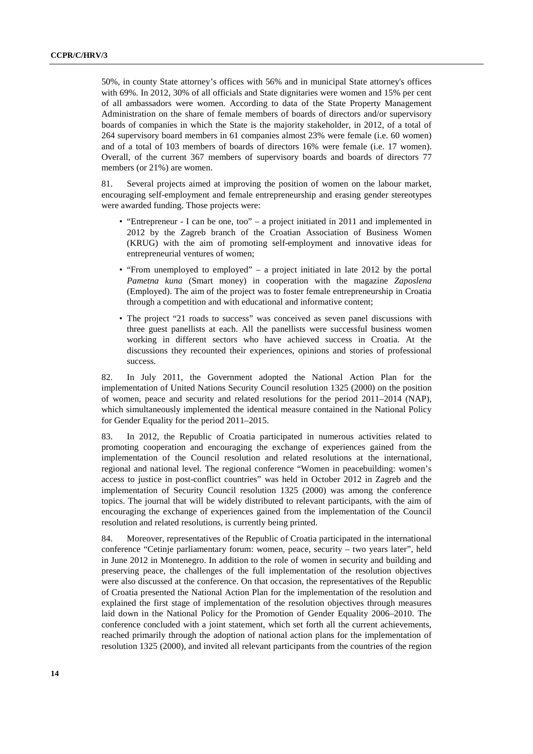50%, in county State attorney's offices with 56% and in municipal State attorney's offices with 69%. In 2012, 30% of all officials and State dignitaries were women and 15% per cent of all ambassadors were women. According to data of the State Property Management Administration on the share of female members of boards of directors and/or supervisory boards of companies in which the State is the majority stakeholder, in 2012, of a total of 264 supervisory board members in 61 companies almost 23% were female (i.e. 60 women) and of a total of 103 members of boards of directors 16% were female (i.e. 17 women). Overall, of the current 367 members of supervisory boards and boards of directors 77 members (or 21%) are women.

81. Several projects aimed at improving the position of women on the labour market, encouraging self-employment and female entrepreneurship and erasing gender stereotypes were awarded funding. Those projects were:

- "Entrepreneur - I can be one, too" – a project initiated in 2011 and implemented in 2012 by the Zagreb branch of the Croatian Association of Business Women (KRUG) with the aim of promoting self-employment and innovative ideas for entrepreneurial ventures of women;
- "From unemployed to employed" – a project initiated in late 2012 by the portal *Pametna kuna* (Smart money) in cooperation with the magazine *Zaposlena* (Employed). The aim of the project was to foster female entrepreneurship in Croatia through a competition and with educational and informative content;
- The project "21 roads to success" was conceived as seven panel discussions with three guest panellists at each. All the panellists were successful business women working in different sectors who have achieved success in Croatia. At the discussions they recounted their experiences, opinions and stories of professional success.

82. In July 2011, the Government adopted the National Action Plan for the implementation of United Nations Security Council resolution 1325 (2000) on the position of women, peace and security and related resolutions for the period 2011–2014 (NAP), which simultaneously implemented the identical measure contained in the National Policy for Gender Equality for the period 2011–2015.

83. In 2012, the Republic of Croatia participated in numerous activities related to promoting cooperation and encouraging the exchange of experiences gained from the implementation of the Council resolution and related resolutions at the international, regional and national level. The regional conference "Women in peacebuilding: women's access to justice in post-conflict countries" was held in October 2012 in Zagreb and the implementation of Security Council resolution 1325 (2000) was among the conference topics. The journal that will be widely distributed to relevant participants, with the aim of encouraging the exchange of experiences gained from the implementation of the Council resolution and related resolutions, is currently being printed.

84. Moreover, representatives of the Republic of Croatia participated in the international conference "Cetinje parliamentary forum: women, peace, security – two years later", held in June 2012 in Montenegro. In addition to the role of women in security and building and preserving peace, the challenges of the full implementation of the resolution objectives were also discussed at the conference. On that occasion, the representatives of the Republic of Croatia presented the National Action Plan for the implementation of the resolution and explained the first stage of implementation of the resolution objectives through measures laid down in the National Policy for the Promotion of Gender Equality 2006–2010. The conference concluded with a joint statement, which set forth all the current achievements, reached primarily through the adoption of national action plans for the implementation of resolution 1325 (2000), and invited all relevant participants from the countries of the region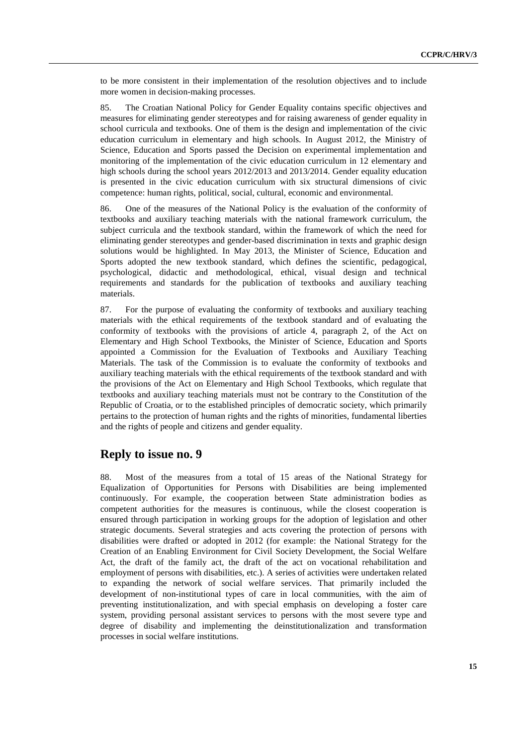to be more consistent in their implementation of the resolution objectives and to include more women in decision-making processes.

85. The Croatian National Policy for Gender Equality contains specific objectives and measures for eliminating gender stereotypes and for raising awareness of gender equality in school curricula and textbooks. One of them is the design and implementation of the civic education curriculum in elementary and high schools. In August 2012, the Ministry of Science, Education and Sports passed the Decision on experimental implementation and monitoring of the implementation of the civic education curriculum in 12 elementary and high schools during the school years 2012/2013 and 2013/2014. Gender equality education is presented in the civic education curriculum with six structural dimensions of civic competence: human rights, political, social, cultural, economic and environmental.

86. One of the measures of the National Policy is the evaluation of the conformity of textbooks and auxiliary teaching materials with the national framework curriculum, the subject curricula and the textbook standard, within the framework of which the need for eliminating gender stereotypes and gender-based discrimination in texts and graphic design solutions would be highlighted. In May 2013, the Minister of Science, Education and Sports adopted the new textbook standard, which defines the scientific, pedagogical, psychological, didactic and methodological, ethical, visual design and technical requirements and standards for the publication of textbooks and auxiliary teaching materials.

87. For the purpose of evaluating the conformity of textbooks and auxiliary teaching materials with the ethical requirements of the textbook standard and of evaluating the conformity of textbooks with the provisions of article 4, paragraph 2, of the Act on Elementary and High School Textbooks, the Minister of Science, Education and Sports appointed a Commission for the Evaluation of Textbooks and Auxiliary Teaching Materials. The task of the Commission is to evaluate the conformity of textbooks and auxiliary teaching materials with the ethical requirements of the textbook standard and with the provisions of the Act on Elementary and High School Textbooks, which regulate that textbooks and auxiliary teaching materials must not be contrary to the Constitution of the Republic of Croatia, or to the established principles of democratic society, which primarily pertains to the protection of human rights and the rights of minorities, fundamental liberties and the rights of people and citizens and gender equality.

## Reply to issue no. 9

88. Most of the measures from a total of 15 areas of the National Strategy for Equalization of Opportunities for Persons with Disabilities are being implemented continuously. For example, the cooperation between State administration bodies as competent authorities for the measures is continuous, while the closest cooperation is ensured through participation in working groups for the adoption of legislation and other strategic documents. Several strategies and acts covering the protection of persons with disabilities were drafted or adopted in 2012 (for example: the National Strategy for the Creation of an Enabling Environment for Civil Society Development, the Social Welfare Act, the draft of the family act, the draft of the act on vocational rehabilitation and employment of persons with disabilities, etc.). A series of activities were undertaken related to expanding the network of social welfare services. That primarily included the development of non-institutional types of care in local communities, with the aim of preventing institutionalization, and with special emphasis on developing a foster care system, providing personal assistant services to persons with the most severe type and degree of disability and implementing the deinstitutionalization and transformation processes in social welfare institutions.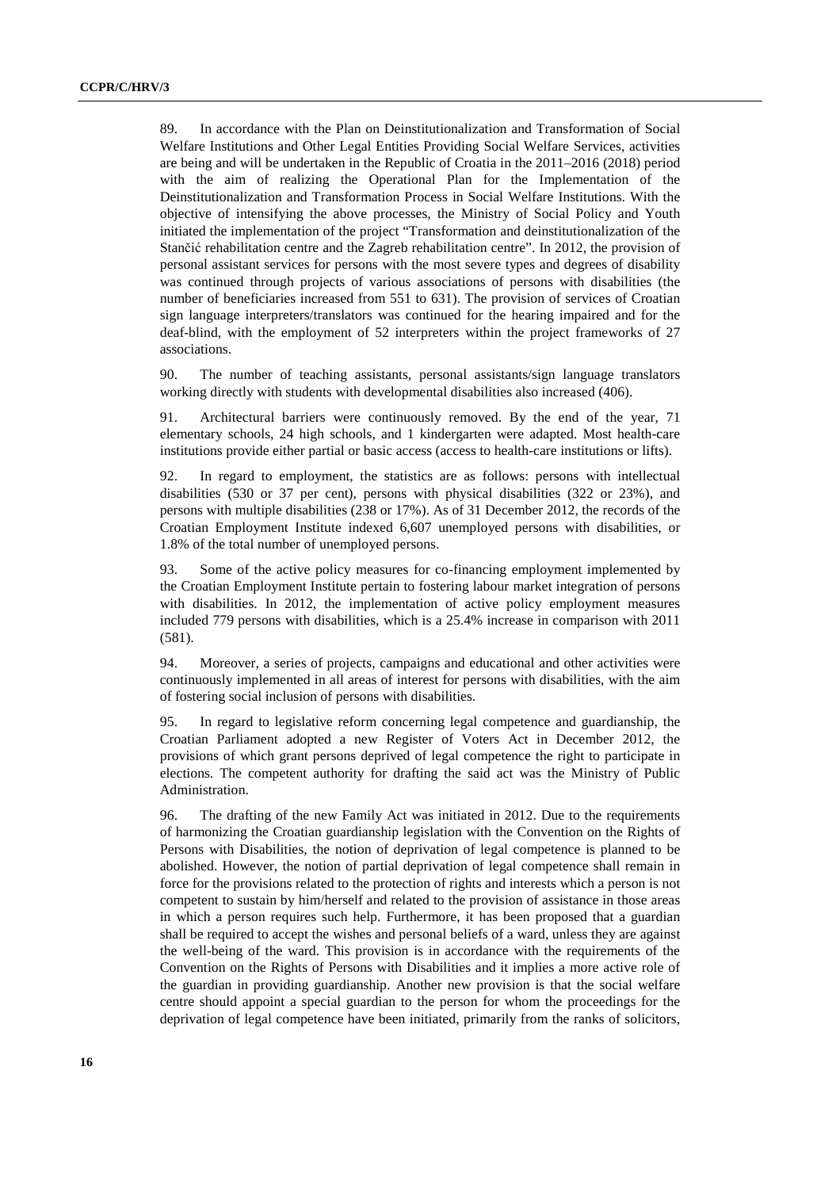89. In accordance with the Plan on Deinstitutionalization and Transformation of Social Welfare Institutions and Other Legal Entities Providing Social Welfare Services, activities are being and will be undertaken in the Republic of Croatia in the 2011–2016 (2018) period with the aim of realizing the Operational Plan for the Implementation of the Deinstitutionalization and Transformation Process in Social Welfare Institutions. With the objective of intensifying the above processes, the Ministry of Social Policy and Youth initiated the implementation of the project "Transformation and deinstitutionalization of the Stančić rehabilitation centre and the Zagreb rehabilitation centre". In 2012, the provision of personal assistant services for persons with the most severe types and degrees of disability was continued through projects of various associations of persons with disabilities (the number of beneficiaries increased from 551 to 631). The provision of services of Croatian sign language interpreters/translators was continued for the hearing impaired and for the deaf-blind, with the employment of 52 interpreters within the project frameworks of 27 associations.

90. The number of teaching assistants, personal assistants/sign language translators working directly with students with developmental disabilities also increased (406).

91. Architectural barriers were continuously removed. By the end of the year, 71 elementary schools, 24 high schools, and 1 kindergarten were adapted. Most health-care institutions provide either partial or basic access (access to health-care institutions or lifts).

92. In regard to employment, the statistics are as follows: persons with intellectual disabilities (530 or 37 per cent), persons with physical disabilities (322 or 23%), and persons with multiple disabilities (238 or 17%). As of 31 December 2012, the records of the Croatian Employment Institute indexed 6,607 unemployed persons with disabilities, or 1.8% of the total number of unemployed persons.

93. Some of the active policy measures for co-financing employment implemented by the Croatian Employment Institute pertain to fostering labour market integration of persons with disabilities. In 2012, the implementation of active policy employment measures included 779 persons with disabilities, which is a 25.4% increase in comparison with 2011 (581).

94. Moreover, a series of projects, campaigns and educational and other activities were continuously implemented in all areas of interest for persons with disabilities, with the aim of fostering social inclusion of persons with disabilities.

95. In regard to legislative reform concerning legal competence and guardianship, the Croatian Parliament adopted a new Register of Voters Act in December 2012, the provisions of which grant persons deprived of legal competence the right to participate in elections. The competent authority for drafting the said act was the Ministry of Public Administration.

96. The drafting of the new Family Act was initiated in 2012. Due to the requirements of harmonizing the Croatian guardianship legislation with the Convention on the Rights of Persons with Disabilities, the notion of deprivation of legal competence is planned to be abolished. However, the notion of partial deprivation of legal competence shall remain in force for the provisions related to the protection of rights and interests which a person is not competent to sustain by him/herself and related to the provision of assistance in those areas in which a person requires such help. Furthermore, it has been proposed that a guardian shall be required to accept the wishes and personal beliefs of a ward, unless they are against the well-being of the ward. This provision is in accordance with the requirements of the Convention on the Rights of Persons with Disabilities and it implies a more active role of the guardian in providing guardianship. Another new provision is that the social welfare centre should appoint a special guardian to the person for whom the proceedings for the deprivation of legal competence have been initiated, primarily from the ranks of solicitors,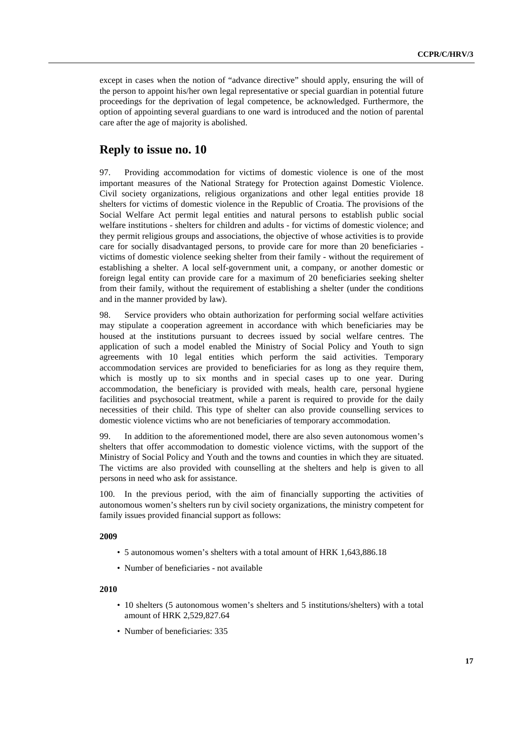except in cases when the notion of "advance directive" should apply, ensuring the will of the person to appoint his/her own legal representative or special guardian in potential future proceedings for the deprivation of legal competence, be acknowledged. Furthermore, the option of appointing several guardians to one ward is introduced and the notion of parental care after the age of majority is abolished.

## Reply to issue no. 10

97. Providing accommodation for victims of domestic violence is one of the most important measures of the National Strategy for Protection against Domestic Violence. Civil society organizations, religious organizations and other legal entities provide 18 shelters for victims of domestic violence in the Republic of Croatia. The provisions of the Social Welfare Act permit legal entities and natural persons to establish public social welfare institutions - shelters for children and adults - for victims of domestic violence; and they permit religious groups and associations, the objective of whose activities is to provide care for socially disadvantaged persons, to provide care for more than 20 beneficiaries - victims of domestic violence seeking shelter from their family - without the requirement of establishing a shelter. A local self-government unit, a company, or another domestic or foreign legal entity can provide care for a maximum of 20 beneficiaries seeking shelter from their family, without the requirement of establishing a shelter (under the conditions and in the manner provided by law).

98. Service providers who obtain authorization for performing social welfare activities may stipulate a cooperation agreement in accordance with which beneficiaries may be housed at the institutions pursuant to decrees issued by social welfare centres. The application of such a model enabled the Ministry of Social Policy and Youth to sign agreements with 10 legal entities which perform the said activities. Temporary accommodation services are provided to beneficiaries for as long as they require them, which is mostly up to six months and in special cases up to one year. During accommodation, the beneficiary is provided with meals, health care, personal hygiene facilities and psychosocial treatment, while a parent is required to provide for the daily necessities of their child. This type of shelter can also provide counselling services to domestic violence victims who are not beneficiaries of temporary accommodation.

99. In addition to the aforementioned model, there are also seven autonomous women's shelters that offer accommodation to domestic violence victims, with the support of the Ministry of Social Policy and Youth and the towns and counties in which they are situated. The victims are also provided with counselling at the shelters and help is given to all persons in need who ask for assistance.

100. In the previous period, with the aim of financially supporting the activities of autonomous women's shelters run by civil society organizations, the ministry competent for family issues provided financial support as follows:

**2009**

- 5 autonomous women's shelters with a total amount of HRK 1,643,886.18
- Number of beneficiaries - not available

**2010**

- 10 shelters (5 autonomous women's shelters and 5 institutions/shelters) with a total amount of HRK 2,529,827.64
- Number of beneficiaries: 335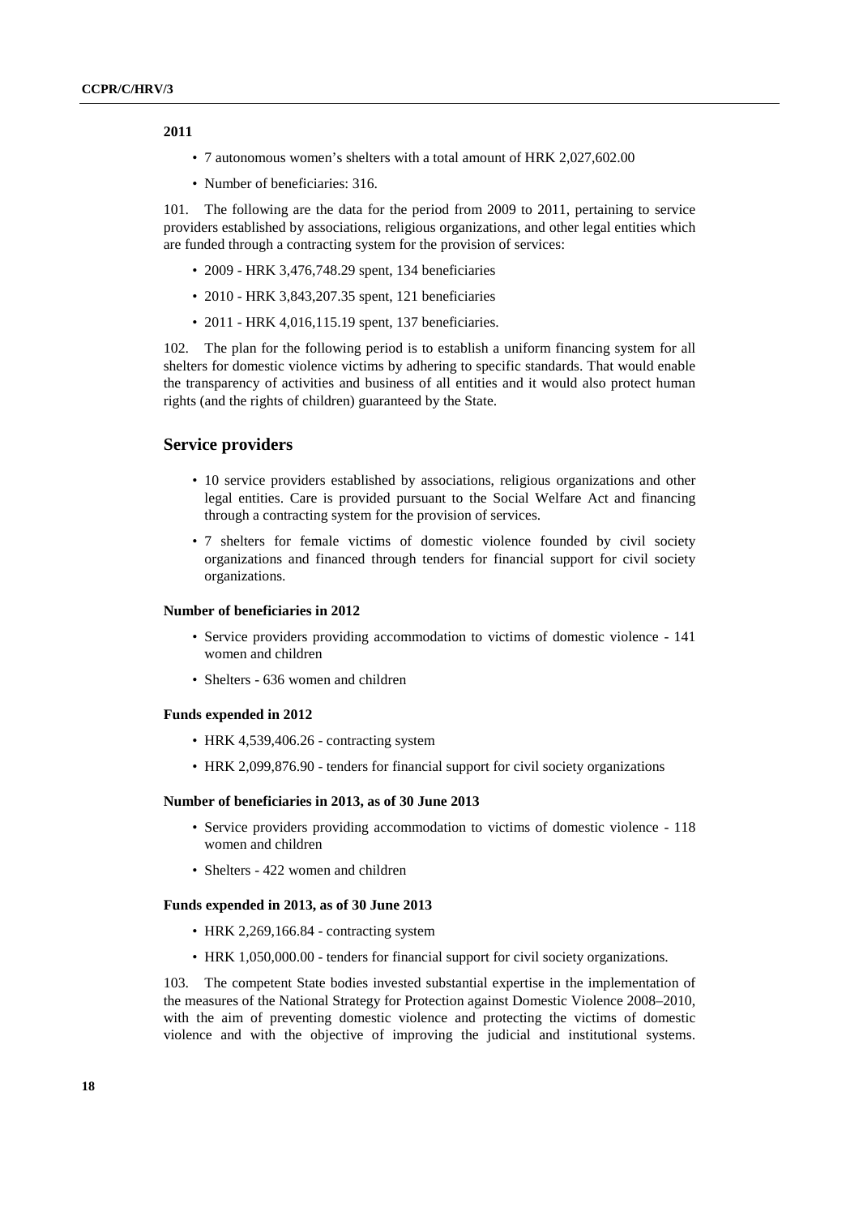**2011**

- 7 autonomous women's shelters with a total amount of HRK 2,027,602.00
- Number of beneficiaries: 316.

101. The following are the data for the period from 2009 to 2011, pertaining to service providers established by associations, religious organizations, and other legal entities which are funded through a contracting system for the provision of services:

- 2009 - HRK 3,476,748.29 spent, 134 beneficiaries
- 2010 - HRK 3,843,207.35 spent, 121 beneficiaries
- 2011 - HRK 4,016,115.19 spent, 137 beneficiaries.

102. The plan for the following period is to establish a uniform financing system for all shelters for domestic violence victims by adhering to specific standards. That would enable the transparency of activities and business of all entities and it would also protect human rights (and the rights of children) guaranteed by the State.

## Service providers

- 10 service providers established by associations, religious organizations and other legal entities. Care is provided pursuant to the Social Welfare Act and financing through a contracting system for the provision of services.
- 7 shelters for female victims of domestic violence founded by civil society organizations and financed through tenders for financial support for civil society organizations.

#### Number of beneficiaries in 2012

- Service providers providing accommodation to victims of domestic violence - 141 women and children
- Shelters - 636 women and children

#### Funds expended in 2012

- HRK 4,539,406.26 - contracting system
- HRK 2,099,876.90 - tenders for financial support for civil society organizations

#### Number of beneficiaries in 2013, as of 30 June 2013

- Service providers providing accommodation to victims of domestic violence - 118 women and children
- Shelters - 422 women and children

#### Funds expended in 2013, as of 30 June 2013

- HRK 2,269,166.84 - contracting system
- HRK 1,050,000.00 - tenders for financial support for civil society organizations.

103. The competent State bodies invested substantial expertise in the implementation of the measures of the National Strategy for Protection against Domestic Violence 2008–2010, with the aim of preventing domestic violence and protecting the victims of domestic violence and with the objective of improving the judicial and institutional systems.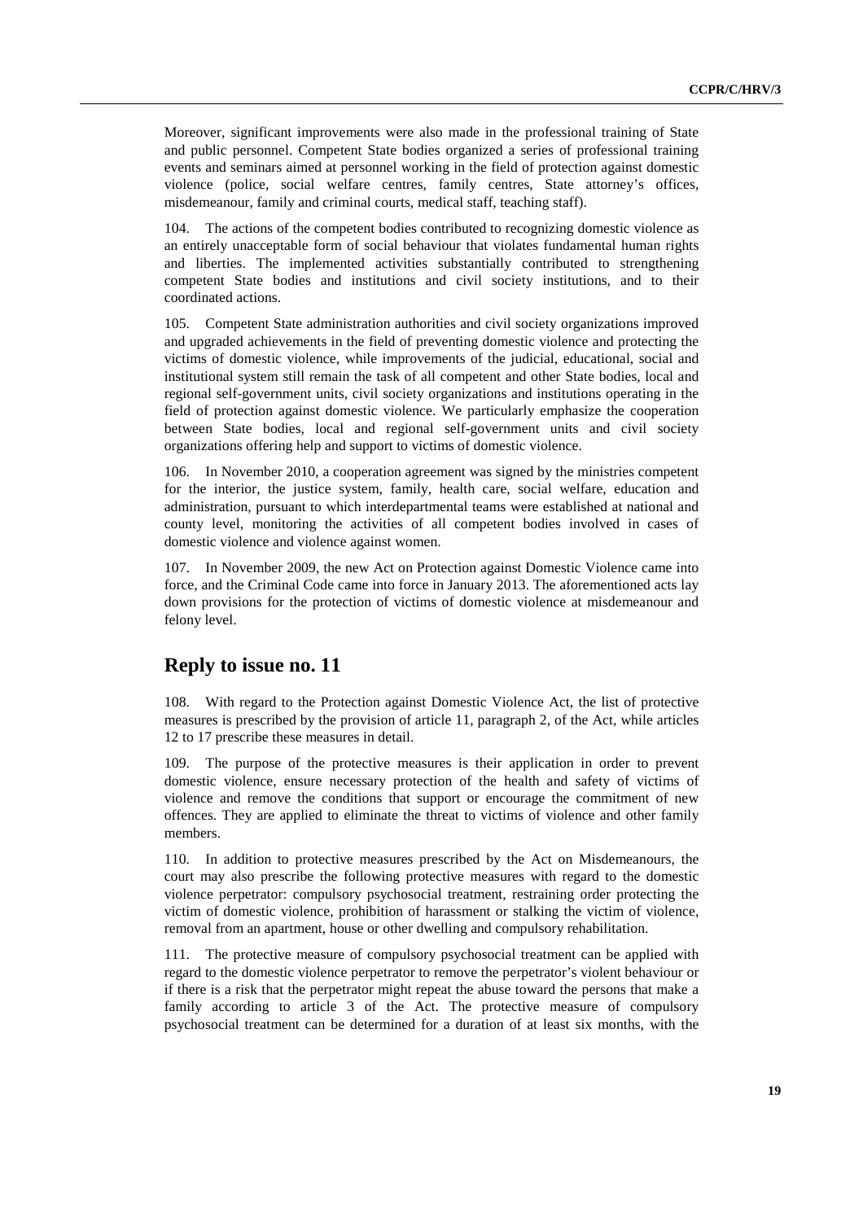Moreover, significant improvements were also made in the professional training of State and public personnel. Competent State bodies organized a series of professional training events and seminars aimed at personnel working in the field of protection against domestic violence (police, social welfare centres, family centres, State attorney's offices, misdemeanour, family and criminal courts, medical staff, teaching staff).

104. The actions of the competent bodies contributed to recognizing domestic violence as an entirely unacceptable form of social behaviour that violates fundamental human rights and liberties. The implemented activities substantially contributed to strengthening competent State bodies and institutions and civil society institutions, and to their coordinated actions.

105. Competent State administration authorities and civil society organizations improved and upgraded achievements in the field of preventing domestic violence and protecting the victims of domestic violence, while improvements of the judicial, educational, social and institutional system still remain the task of all competent and other State bodies, local and regional self-government units, civil society organizations and institutions operating in the field of protection against domestic violence. We particularly emphasize the cooperation between State bodies, local and regional self-government units and civil society organizations offering help and support to victims of domestic violence.

106. In November 2010, a cooperation agreement was signed by the ministries competent for the interior, the justice system, family, health care, social welfare, education and administration, pursuant to which interdepartmental teams were established at national and county level, monitoring the activities of all competent bodies involved in cases of domestic violence and violence against women.

107. In November 2009, the new Act on Protection against Domestic Violence came into force, and the Criminal Code came into force in January 2013. The aforementioned acts lay down provisions for the protection of victims of domestic violence at misdemeanour and felony level.

## Reply to issue no. 11

108. With regard to the Protection against Domestic Violence Act, the list of protective measures is prescribed by the provision of article 11, paragraph 2, of the Act, while articles 12 to 17 prescribe these measures in detail.

109. The purpose of the protective measures is their application in order to prevent domestic violence, ensure necessary protection of the health and safety of victims of violence and remove the conditions that support or encourage the commitment of new offences. They are applied to eliminate the threat to victims of violence and other family members.

110. In addition to protective measures prescribed by the Act on Misdemeanours, the court may also prescribe the following protective measures with regard to the domestic violence perpetrator: compulsory psychosocial treatment, restraining order protecting the victim of domestic violence, prohibition of harassment or stalking the victim of violence, removal from an apartment, house or other dwelling and compulsory rehabilitation.

111. The protective measure of compulsory psychosocial treatment can be applied with regard to the domestic violence perpetrator to remove the perpetrator's violent behaviour or if there is a risk that the perpetrator might repeat the abuse toward the persons that make a family according to article 3 of the Act. The protective measure of compulsory psychosocial treatment can be determined for a duration of at least six months, with the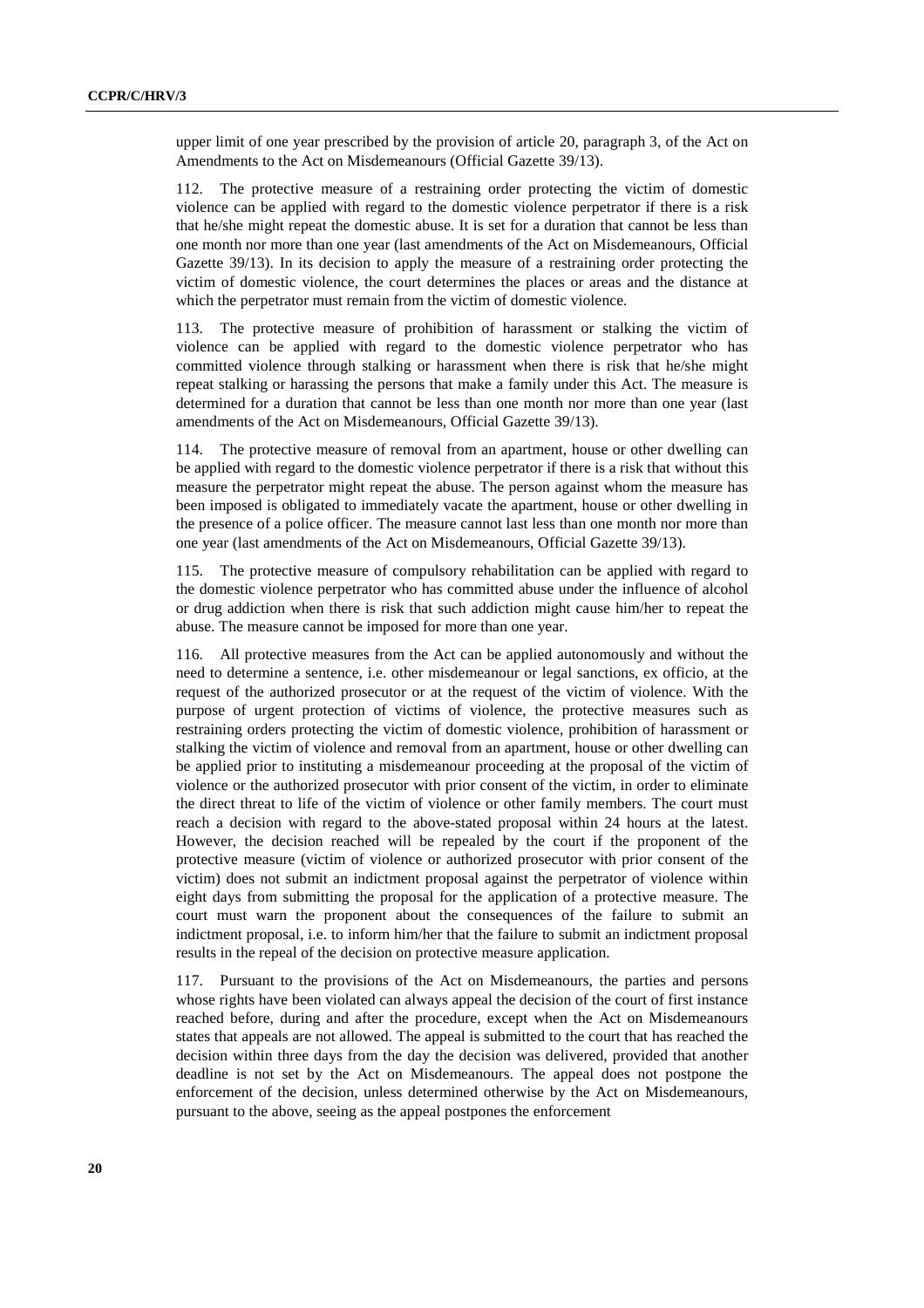upper limit of one year prescribed by the provision of article 20, paragraph 3, of the Act on Amendments to the Act on Misdemeanours (Official Gazette 39/13).

112. The protective measure of a restraining order protecting the victim of domestic violence can be applied with regard to the domestic violence perpetrator if there is a risk that he/she might repeat the domestic abuse. It is set for a duration that cannot be less than one month nor more than one year (last amendments of the Act on Misdemeanours, Official Gazette 39/13). In its decision to apply the measure of a restraining order protecting the victim of domestic violence, the court determines the places or areas and the distance at which the perpetrator must remain from the victim of domestic violence.

113. The protective measure of prohibition of harassment or stalking the victim of violence can be applied with regard to the domestic violence perpetrator who has committed violence through stalking or harassment when there is risk that he/she might repeat stalking or harassing the persons that make a family under this Act. The measure is determined for a duration that cannot be less than one month nor more than one year (last amendments of the Act on Misdemeanours, Official Gazette 39/13).

114. The protective measure of removal from an apartment, house or other dwelling can be applied with regard to the domestic violence perpetrator if there is a risk that without this measure the perpetrator might repeat the abuse. The person against whom the measure has been imposed is obligated to immediately vacate the apartment, house or other dwelling in the presence of a police officer. The measure cannot last less than one month nor more than one year (last amendments of the Act on Misdemeanours, Official Gazette 39/13).

115. The protective measure of compulsory rehabilitation can be applied with regard to the domestic violence perpetrator who has committed abuse under the influence of alcohol or drug addiction when there is risk that such addiction might cause him/her to repeat the abuse. The measure cannot be imposed for more than one year.

116. All protective measures from the Act can be applied autonomously and without the need to determine a sentence, i.e. other misdemeanour or legal sanctions, ex officio, at the request of the authorized prosecutor or at the request of the victim of violence. With the purpose of urgent protection of victims of violence, the protective measures such as restraining orders protecting the victim of domestic violence, prohibition of harassment or stalking the victim of violence and removal from an apartment, house or other dwelling can be applied prior to instituting a misdemeanour proceeding at the proposal of the victim of violence or the authorized prosecutor with prior consent of the victim, in order to eliminate the direct threat to life of the victim of violence or other family members. The court must reach a decision with regard to the above-stated proposal within 24 hours at the latest. However, the decision reached will be repealed by the court if the proponent of the protective measure (victim of violence or authorized prosecutor with prior consent of the victim) does not submit an indictment proposal against the perpetrator of violence within eight days from submitting the proposal for the application of a protective measure. The court must warn the proponent about the consequences of the failure to submit an indictment proposal, i.e. to inform him/her that the failure to submit an indictment proposal results in the repeal of the decision on protective measure application.

117. Pursuant to the provisions of the Act on Misdemeanours, the parties and persons whose rights have been violated can always appeal the decision of the court of first instance reached before, during and after the procedure, except when the Act on Misdemeanours states that appeals are not allowed. The appeal is submitted to the court that has reached the decision within three days from the day the decision was delivered, provided that another deadline is not set by the Act on Misdemeanours. The appeal does not postpone the enforcement of the decision, unless determined otherwise by the Act on Misdemeanours, pursuant to the above, seeing as the appeal postpones the enforcement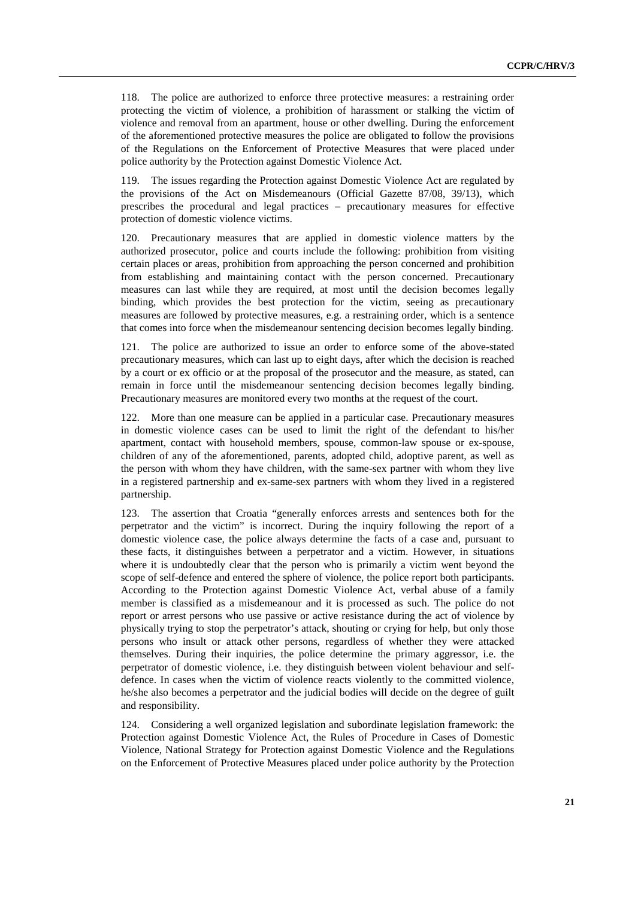118. The police are authorized to enforce three protective measures: a restraining order protecting the victim of violence, a prohibition of harassment or stalking the victim of violence and removal from an apartment, house or other dwelling. During the enforcement of the aforementioned protective measures the police are obligated to follow the provisions of the Regulations on the Enforcement of Protective Measures that were placed under police authority by the Protection against Domestic Violence Act.

119. The issues regarding the Protection against Domestic Violence Act are regulated by the provisions of the Act on Misdemeanours (Official Gazette 87/08, 39/13), which prescribes the procedural and legal practices – precautionary measures for effective protection of domestic violence victims.

120. Precautionary measures that are applied in domestic violence matters by the authorized prosecutor, police and courts include the following: prohibition from visiting certain places or areas, prohibition from approaching the person concerned and prohibition from establishing and maintaining contact with the person concerned. Precautionary measures can last while they are required, at most until the decision becomes legally binding, which provides the best protection for the victim, seeing as precautionary measures are followed by protective measures, e.g. a restraining order, which is a sentence that comes into force when the misdemeanour sentencing decision becomes legally binding.

121. The police are authorized to issue an order to enforce some of the above-stated precautionary measures, which can last up to eight days, after which the decision is reached by a court or ex officio or at the proposal of the prosecutor and the measure, as stated, can remain in force until the misdemeanour sentencing decision becomes legally binding. Precautionary measures are monitored every two months at the request of the court.

122. More than one measure can be applied in a particular case. Precautionary measures in domestic violence cases can be used to limit the right of the defendant to his/her apartment, contact with household members, spouse, common-law spouse or ex-spouse, children of any of the aforementioned, parents, adopted child, adoptive parent, as well as the person with whom they have children, with the same-sex partner with whom they live in a registered partnership and ex-same-sex partners with whom they lived in a registered partnership.

123. The assertion that Croatia "generally enforces arrests and sentences both for the perpetrator and the victim" is incorrect. During the inquiry following the report of a domestic violence case, the police always determine the facts of a case and, pursuant to these facts, it distinguishes between a perpetrator and a victim. However, in situations where it is undoubtedly clear that the person who is primarily a victim went beyond the scope of self-defence and entered the sphere of violence, the police report both participants. According to the Protection against Domestic Violence Act, verbal abuse of a family member is classified as a misdemeanour and it is processed as such. The police do not report or arrest persons who use passive or active resistance during the act of violence by physically trying to stop the perpetrator's attack, shouting or crying for help, but only those persons who insult or attack other persons, regardless of whether they were attacked themselves. During their inquiries, the police determine the primary aggressor, i.e. the perpetrator of domestic violence, i.e. they distinguish between violent behaviour and self-defence. In cases when the victim of violence reacts violently to the committed violence, he/she also becomes a perpetrator and the judicial bodies will decide on the degree of guilt and responsibility.

124. Considering a well organized legislation and subordinate legislation framework: the Protection against Domestic Violence Act, the Rules of Procedure in Cases of Domestic Violence, National Strategy for Protection against Domestic Violence and the Regulations on the Enforcement of Protective Measures placed under police authority by the Protection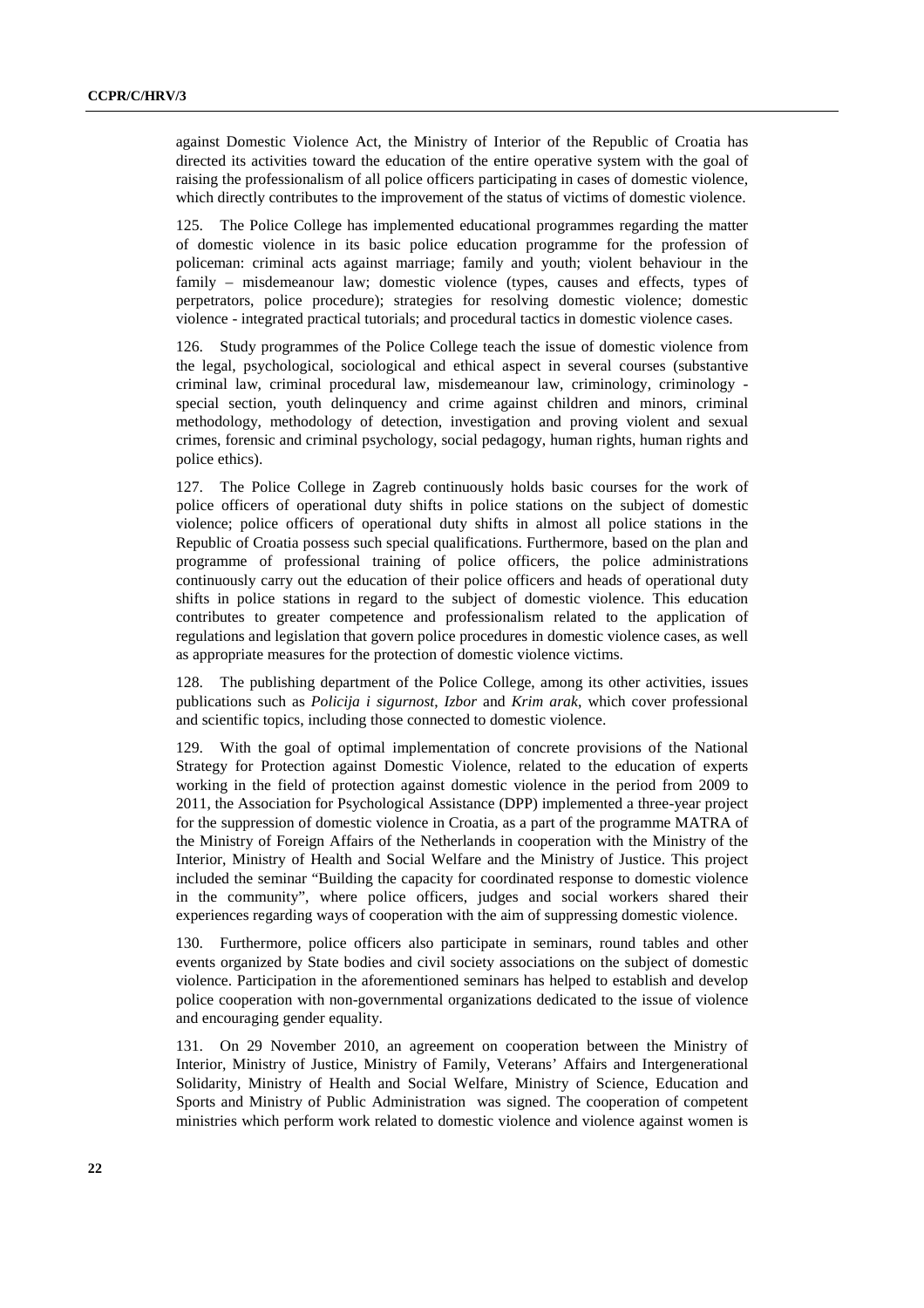against Domestic Violence Act, the Ministry of Interior of the Republic of Croatia has directed its activities toward the education of the entire operative system with the goal of raising the professionalism of all police officers participating in cases of domestic violence, which directly contributes to the improvement of the status of victims of domestic violence.

125. The Police College has implemented educational programmes regarding the matter of domestic violence in its basic police education programme for the profession of policeman: criminal acts against marriage; family and youth; violent behaviour in the family – misdemeanour law; domestic violence (types, causes and effects, types of perpetrators, police procedure); strategies for resolving domestic violence; domestic violence - integrated practical tutorials; and procedural tactics in domestic violence cases.

126. Study programmes of the Police College teach the issue of domestic violence from the legal, psychological, sociological and ethical aspect in several courses (substantive criminal law, criminal procedural law, misdemeanour law, criminology, criminology - special section, youth delinquency and crime against children and minors, criminal methodology, methodology of detection, investigation and proving violent and sexual crimes, forensic and criminal psychology, social pedagogy, human rights, human rights and police ethics).

127. The Police College in Zagreb continuously holds basic courses for the work of police officers of operational duty shifts in police stations on the subject of domestic violence; police officers of operational duty shifts in almost all police stations in the Republic of Croatia possess such special qualifications. Furthermore, based on the plan and programme of professional training of police officers, the police administrations continuously carry out the education of their police officers and heads of operational duty shifts in police stations in regard to the subject of domestic violence. This education contributes to greater competence and professionalism related to the application of regulations and legislation that govern police procedures in domestic violence cases, as well as appropriate measures for the protection of domestic violence victims.

128. The publishing department of the Police College, among its other activities, issues publications such as *Policija i sigurnost*, *Izbor* and *Krim arak*, which cover professional and scientific topics, including those connected to domestic violence.

129. With the goal of optimal implementation of concrete provisions of the National Strategy for Protection against Domestic Violence, related to the education of experts working in the field of protection against domestic violence in the period from 2009 to 2011, the Association for Psychological Assistance (DPP) implemented a three-year project for the suppression of domestic violence in Croatia, as a part of the programme MATRA of the Ministry of Foreign Affairs of the Netherlands in cooperation with the Ministry of the Interior, Ministry of Health and Social Welfare and the Ministry of Justice. This project included the seminar "Building the capacity for coordinated response to domestic violence in the community", where police officers, judges and social workers shared their experiences regarding ways of cooperation with the aim of suppressing domestic violence.

130. Furthermore, police officers also participate in seminars, round tables and other events organized by State bodies and civil society associations on the subject of domestic violence. Participation in the aforementioned seminars has helped to establish and develop police cooperation with non-governmental organizations dedicated to the issue of violence and encouraging gender equality.

131. On 29 November 2010, an agreement on cooperation between the Ministry of Interior, Ministry of Justice, Ministry of Family, Veterans' Affairs and Intergenerational Solidarity, Ministry of Health and Social Welfare, Ministry of Science, Education and Sports and Ministry of Public Administration was signed. The cooperation of competent ministries which perform work related to domestic violence and violence against women is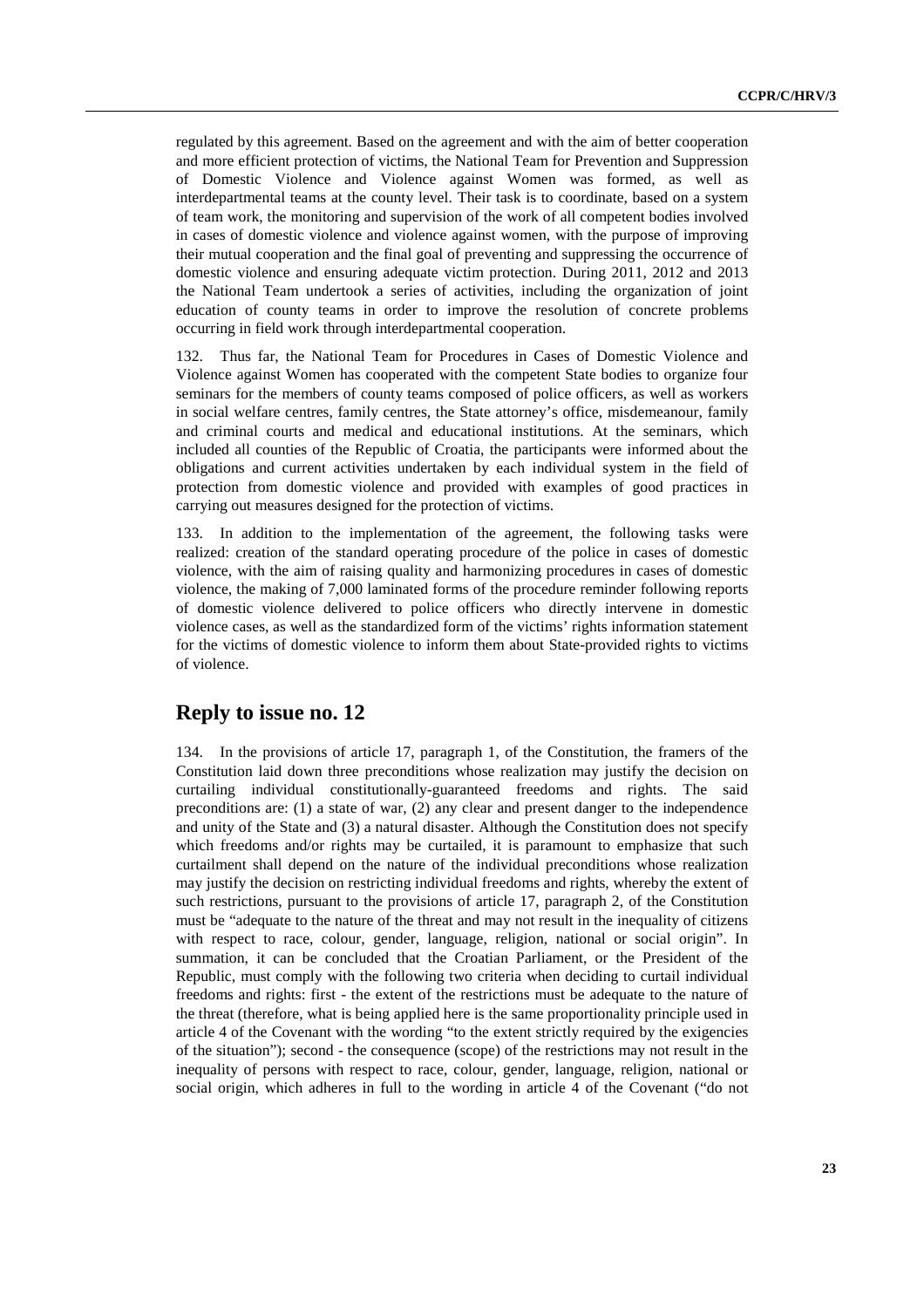regulated by this agreement. Based on the agreement and with the aim of better cooperation and more efficient protection of victims, the National Team for Prevention and Suppression of Domestic Violence and Violence against Women was formed, as well as interdepartmental teams at the county level. Their task is to coordinate, based on a system of team work, the monitoring and supervision of the work of all competent bodies involved in cases of domestic violence and violence against women, with the purpose of improving their mutual cooperation and the final goal of preventing and suppressing the occurrence of domestic violence and ensuring adequate victim protection. During 2011, 2012 and 2013 the National Team undertook a series of activities, including the organization of joint education of county teams in order to improve the resolution of concrete problems occurring in field work through interdepartmental cooperation.

132. Thus far, the National Team for Procedures in Cases of Domestic Violence and Violence against Women has cooperated with the competent State bodies to organize four seminars for the members of county teams composed of police officers, as well as workers in social welfare centres, family centres, the State attorney's office, misdemeanour, family and criminal courts and medical and educational institutions. At the seminars, which included all counties of the Republic of Croatia, the participants were informed about the obligations and current activities undertaken by each individual system in the field of protection from domestic violence and provided with examples of good practices in carrying out measures designed for the protection of victims.

133. In addition to the implementation of the agreement, the following tasks were realized: creation of the standard operating procedure of the police in cases of domestic violence, with the aim of raising quality and harmonizing procedures in cases of domestic violence, the making of 7,000 laminated forms of the procedure reminder following reports of domestic violence delivered to police officers who directly intervene in domestic violence cases, as well as the standardized form of the victims' rights information statement for the victims of domestic violence to inform them about State-provided rights to victims of violence.

## Reply to issue no. 12

134. In the provisions of article 17, paragraph 1, of the Constitution, the framers of the Constitution laid down three preconditions whose realization may justify the decision on curtailing individual constitutionally-guaranteed freedoms and rights. The said preconditions are: (1) a state of war, (2) any clear and present danger to the independence and unity of the State and (3) a natural disaster. Although the Constitution does not specify which freedoms and/or rights may be curtailed, it is paramount to emphasize that such curtailment shall depend on the nature of the individual preconditions whose realization may justify the decision on restricting individual freedoms and rights, whereby the extent of such restrictions, pursuant to the provisions of article 17, paragraph 2, of the Constitution must be "adequate to the nature of the threat and may not result in the inequality of citizens with respect to race, colour, gender, language, religion, national or social origin". In summation, it can be concluded that the Croatian Parliament, or the President of the Republic, must comply with the following two criteria when deciding to curtail individual freedoms and rights: first - the extent of the restrictions must be adequate to the nature of the threat (therefore, what is being applied here is the same proportionality principle used in article 4 of the Covenant with the wording "to the extent strictly required by the exigencies of the situation"); second - the consequence (scope) of the restrictions may not result in the inequality of persons with respect to race, colour, gender, language, religion, national or social origin, which adheres in full to the wording in article 4 of the Covenant ("do not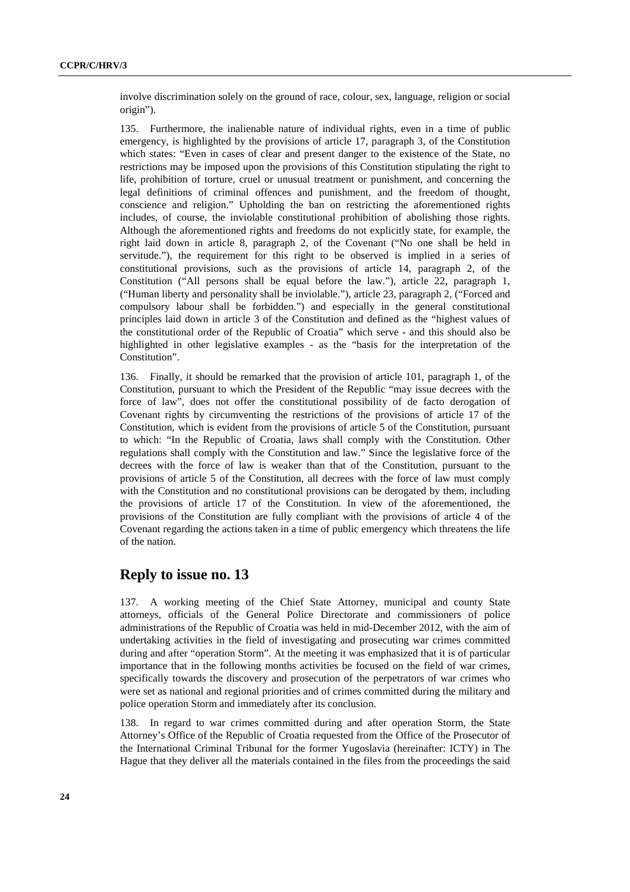involve discrimination solely on the ground of race, colour, sex, language, religion or social origin").

135. Furthermore, the inalienable nature of individual rights, even in a time of public emergency, is highlighted by the provisions of article 17, paragraph 3, of the Constitution which states: "Even in cases of clear and present danger to the existence of the State, no restrictions may be imposed upon the provisions of this Constitution stipulating the right to life, prohibition of torture, cruel or unusual treatment or punishment, and concerning the legal definitions of criminal offences and punishment, and the freedom of thought, conscience and religion." Upholding the ban on restricting the aforementioned rights includes, of course, the inviolable constitutional prohibition of abolishing those rights. Although the aforementioned rights and freedoms do not explicitly state, for example, the right laid down in article 8, paragraph 2, of the Covenant ("No one shall be held in servitude."), the requirement for this right to be observed is implied in a series of constitutional provisions, such as the provisions of article 14, paragraph 2, of the Constitution ("All persons shall be equal before the law."), article 22, paragraph 1, ("Human liberty and personality shall be inviolable."), article 23, paragraph 2, ("Forced and compulsory labour shall be forbidden.") and especially in the general constitutional principles laid down in article 3 of the Constitution and defined as the "highest values of the constitutional order of the Republic of Croatia" which serve - and this should also be highlighted in other legislative examples - as the "basis for the interpretation of the Constitution".

136. Finally, it should be remarked that the provision of article 101, paragraph 1, of the Constitution, pursuant to which the President of the Republic "may issue decrees with the force of law", does not offer the constitutional possibility of de facto derogation of Covenant rights by circumventing the restrictions of the provisions of article 17 of the Constitution, which is evident from the provisions of article 5 of the Constitution, pursuant to which: "In the Republic of Croatia, laws shall comply with the Constitution. Other regulations shall comply with the Constitution and law." Since the legislative force of the decrees with the force of law is weaker than that of the Constitution, pursuant to the provisions of article 5 of the Constitution, all decrees with the force of law must comply with the Constitution and no constitutional provisions can be derogated by them, including the provisions of article 17 of the Constitution. In view of the aforementioned, the provisions of the Constitution are fully compliant with the provisions of article 4 of the Covenant regarding the actions taken in a time of public emergency which threatens the life of the nation.

## Reply to issue no. 13

137. A working meeting of the Chief State Attorney, municipal and county State attorneys, officials of the General Police Directorate and commissioners of police administrations of the Republic of Croatia was held in mid-December 2012, with the aim of undertaking activities in the field of investigating and prosecuting war crimes committed during and after "operation Storm". At the meeting it was emphasized that it is of particular importance that in the following months activities be focused on the field of war crimes, specifically towards the discovery and prosecution of the perpetrators of war crimes who were set as national and regional priorities and of crimes committed during the military and police operation Storm and immediately after its conclusion.

138. In regard to war crimes committed during and after operation Storm, the State Attorney's Office of the Republic of Croatia requested from the Office of the Prosecutor of the International Criminal Tribunal for the former Yugoslavia (hereinafter: ICTY) in The Hague that they deliver all the materials contained in the files from the proceedings the said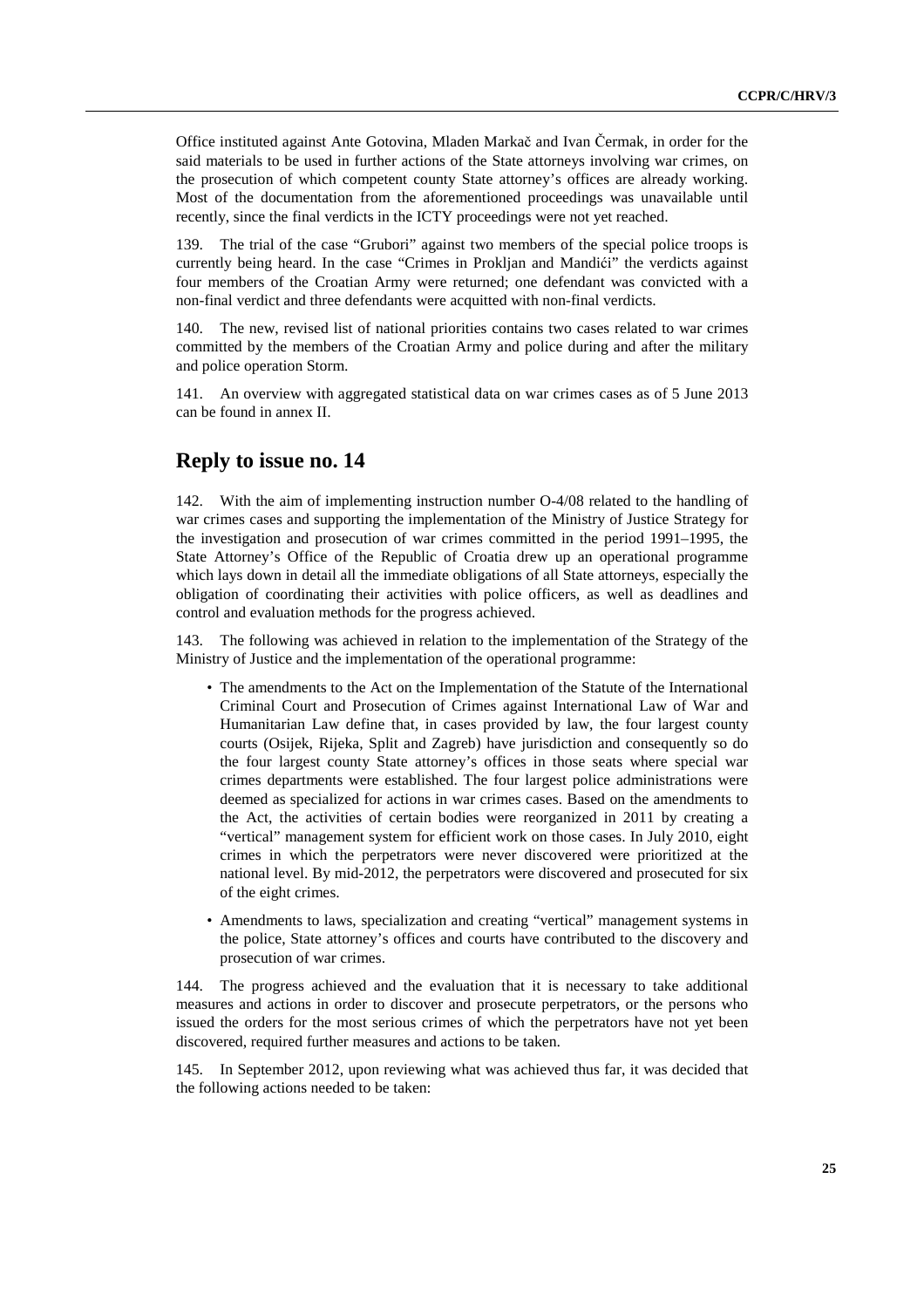Office instituted against Ante Gotovina, Mladen Markač and Ivan Čermak, in order for the said materials to be used in further actions of the State attorneys involving war crimes, on the prosecution of which competent county State attorney's offices are already working. Most of the documentation from the aforementioned proceedings was unavailable until recently, since the final verdicts in the ICTY proceedings were not yet reached.

139. The trial of the case "Grubori" against two members of the special police troops is currently being heard. In the case "Crimes in Prokljan and Mandići" the verdicts against four members of the Croatian Army were returned; one defendant was convicted with a non-final verdict and three defendants were acquitted with non-final verdicts.

140. The new, revised list of national priorities contains two cases related to war crimes committed by the members of the Croatian Army and police during and after the military and police operation Storm.

141. An overview with aggregated statistical data on war crimes cases as of 5 June 2013 can be found in annex II.

## Reply to issue no. 14

142. With the aim of implementing instruction number O-4/08 related to the handling of war crimes cases and supporting the implementation of the Ministry of Justice Strategy for the investigation and prosecution of war crimes committed in the period 1991–1995, the State Attorney's Office of the Republic of Croatia drew up an operational programme which lays down in detail all the immediate obligations of all State attorneys, especially the obligation of coordinating their activities with police officers, as well as deadlines and control and evaluation methods for the progress achieved.

143. The following was achieved in relation to the implementation of the Strategy of the Ministry of Justice and the implementation of the operational programme:

- The amendments to the Act on the Implementation of the Statute of the International Criminal Court and Prosecution of Crimes against International Law of War and Humanitarian Law define that, in cases provided by law, the four largest county courts (Osijek, Rijeka, Split and Zagreb) have jurisdiction and consequently so do the four largest county State attorney's offices in those seats where special war crimes departments were established. The four largest police administrations were deemed as specialized for actions in war crimes cases. Based on the amendments to the Act, the activities of certain bodies were reorganized in 2011 by creating a "vertical" management system for efficient work on those cases. In July 2010, eight crimes in which the perpetrators were never discovered were prioritized at the national level. By mid-2012, the perpetrators were discovered and prosecuted for six of the eight crimes.
- Amendments to laws, specialization and creating "vertical" management systems in the police, State attorney's offices and courts have contributed to the discovery and prosecution of war crimes.

144. The progress achieved and the evaluation that it is necessary to take additional measures and actions in order to discover and prosecute perpetrators, or the persons who issued the orders for the most serious crimes of which the perpetrators have not yet been discovered, required further measures and actions to be taken.

145. In September 2012, upon reviewing what was achieved thus far, it was decided that the following actions needed to be taken: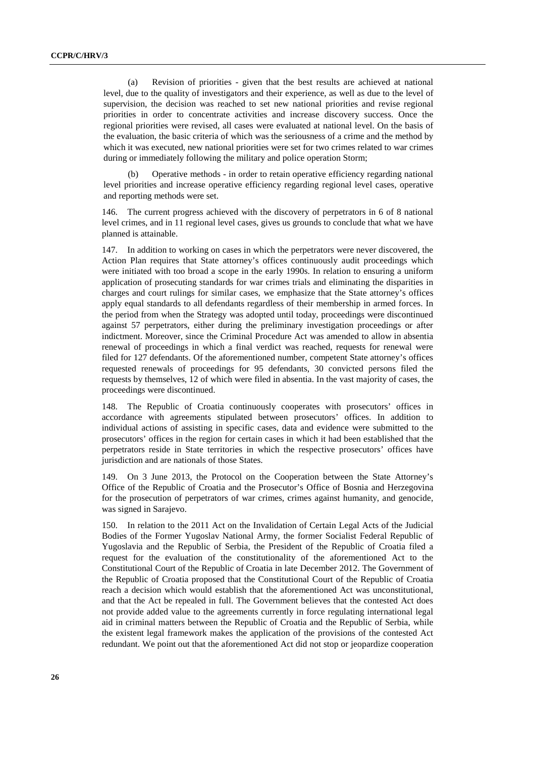(a) Revision of priorities - given that the best results are achieved at national level, due to the quality of investigators and their experience, as well as due to the level of supervision, the decision was reached to set new national priorities and revise regional priorities in order to concentrate activities and increase discovery success. Once the regional priorities were revised, all cases were evaluated at national level. On the basis of the evaluation, the basic criteria of which was the seriousness of a crime and the method by which it was executed, new national priorities were set for two crimes related to war crimes during or immediately following the military and police operation Storm;

(b) Operative methods - in order to retain operative efficiency regarding national level priorities and increase operative efficiency regarding regional level cases, operative and reporting methods were set.

146. The current progress achieved with the discovery of perpetrators in 6 of 8 national level crimes, and in 11 regional level cases, gives us grounds to conclude that what we have planned is attainable.

147. In addition to working on cases in which the perpetrators were never discovered, the Action Plan requires that State attorney's offices continuously audit proceedings which were initiated with too broad a scope in the early 1990s. In relation to ensuring a uniform application of prosecuting standards for war crimes trials and eliminating the disparities in charges and court rulings for similar cases, we emphasize that the State attorney's offices apply equal standards to all defendants regardless of their membership in armed forces. In the period from when the Strategy was adopted until today, proceedings were discontinued against 57 perpetrators, either during the preliminary investigation proceedings or after indictment. Moreover, since the Criminal Procedure Act was amended to allow in absentia renewal of proceedings in which a final verdict was reached, requests for renewal were filed for 127 defendants. Of the aforementioned number, competent State attorney's offices requested renewals of proceedings for 95 defendants, 30 convicted persons filed the requests by themselves, 12 of which were filed in absentia. In the vast majority of cases, the proceedings were discontinued.

148. The Republic of Croatia continuously cooperates with prosecutors' offices in accordance with agreements stipulated between prosecutors' offices. In addition to individual actions of assisting in specific cases, data and evidence were submitted to the prosecutors' offices in the region for certain cases in which it had been established that the perpetrators reside in State territories in which the respective prosecutors' offices have jurisdiction and are nationals of those States.

149. On 3 June 2013, the Protocol on the Cooperation between the State Attorney's Office of the Republic of Croatia and the Prosecutor's Office of Bosnia and Herzegovina for the prosecution of perpetrators of war crimes, crimes against humanity, and genocide, was signed in Sarajevo.

150. In relation to the 2011 Act on the Invalidation of Certain Legal Acts of the Judicial Bodies of the Former Yugoslav National Army, the former Socialist Federal Republic of Yugoslavia and the Republic of Serbia, the President of the Republic of Croatia filed a request for the evaluation of the constitutionality of the aforementioned Act to the Constitutional Court of the Republic of Croatia in late December 2012. The Government of the Republic of Croatia proposed that the Constitutional Court of the Republic of Croatia reach a decision which would establish that the aforementioned Act was unconstitutional, and that the Act be repealed in full. The Government believes that the contested Act does not provide added value to the agreements currently in force regulating international legal aid in criminal matters between the Republic of Croatia and the Republic of Serbia, while the existent legal framework makes the application of the provisions of the contested Act redundant. We point out that the aforementioned Act did not stop or jeopardize cooperation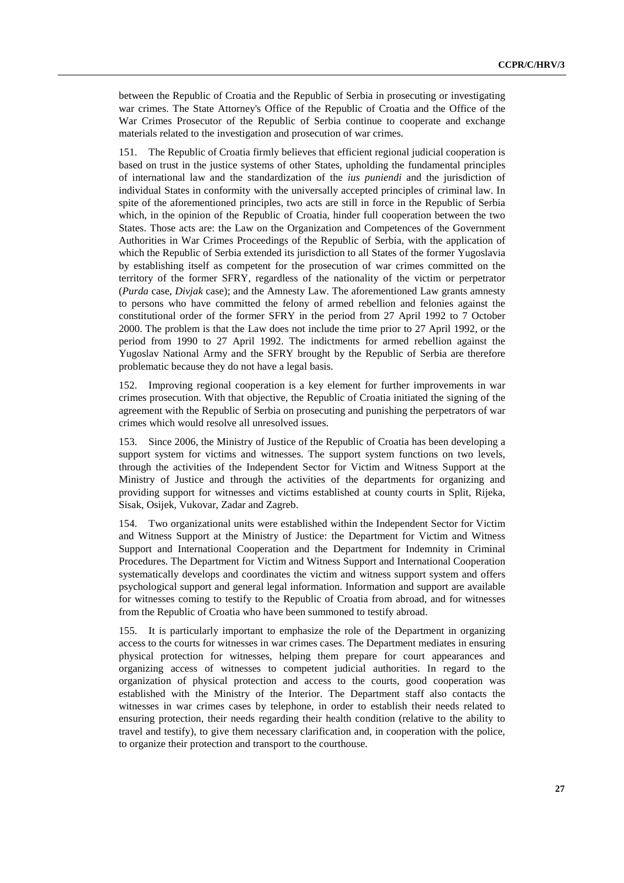between the Republic of Croatia and the Republic of Serbia in prosecuting or investigating war crimes. The State Attorney's Office of the Republic of Croatia and the Office of the War Crimes Prosecutor of the Republic of Serbia continue to cooperate and exchange materials related to the investigation and prosecution of war crimes.

151. The Republic of Croatia firmly believes that efficient regional judicial cooperation is based on trust in the justice systems of other States, upholding the fundamental principles of international law and the standardization of the *ius puniendi* and the jurisdiction of individual States in conformity with the universally accepted principles of criminal law. In spite of the aforementioned principles, two acts are still in force in the Republic of Serbia which, in the opinion of the Republic of Croatia, hinder full cooperation between the two States. Those acts are: the Law on the Organization and Competences of the Government Authorities in War Crimes Proceedings of the Republic of Serbia, with the application of which the Republic of Serbia extended its jurisdiction to all States of the former Yugoslavia by establishing itself as competent for the prosecution of war crimes committed on the territory of the former SFRY, regardless of the nationality of the victim or perpetrator (*Purda* case, *Divjak* case); and the Amnesty Law. The aforementioned Law grants amnesty to persons who have committed the felony of armed rebellion and felonies against the constitutional order of the former SFRY in the period from 27 April 1992 to 7 October 2000. The problem is that the Law does not include the time prior to 27 April 1992, or the period from 1990 to 27 April 1992. The indictments for armed rebellion against the Yugoslav National Army and the SFRY brought by the Republic of Serbia are therefore problematic because they do not have a legal basis.

152. Improving regional cooperation is a key element for further improvements in war crimes prosecution. With that objective, the Republic of Croatia initiated the signing of the agreement with the Republic of Serbia on prosecuting and punishing the perpetrators of war crimes which would resolve all unresolved issues.

153. Since 2006, the Ministry of Justice of the Republic of Croatia has been developing a support system for victims and witnesses. The support system functions on two levels, through the activities of the Independent Sector for Victim and Witness Support at the Ministry of Justice and through the activities of the departments for organizing and providing support for witnesses and victims established at county courts in Split, Rijeka, Sisak, Osijek, Vukovar, Zadar and Zagreb.

154. Two organizational units were established within the Independent Sector for Victim and Witness Support at the Ministry of Justice: the Department for Victim and Witness Support and International Cooperation and the Department for Indemnity in Criminal Procedures. The Department for Victim and Witness Support and International Cooperation systematically develops and coordinates the victim and witness support system and offers psychological support and general legal information. Information and support are available for witnesses coming to testify to the Republic of Croatia from abroad, and for witnesses from the Republic of Croatia who have been summoned to testify abroad.

155. It is particularly important to emphasize the role of the Department in organizing access to the courts for witnesses in war crimes cases. The Department mediates in ensuring physical protection for witnesses, helping them prepare for court appearances and organizing access of witnesses to competent judicial authorities. In regard to the organization of physical protection and access to the courts, good cooperation was established with the Ministry of the Interior. The Department staff also contacts the witnesses in war crimes cases by telephone, in order to establish their needs related to ensuring protection, their needs regarding their health condition (relative to the ability to travel and testify), to give them necessary clarification and, in cooperation with the police, to organize their protection and transport to the courthouse.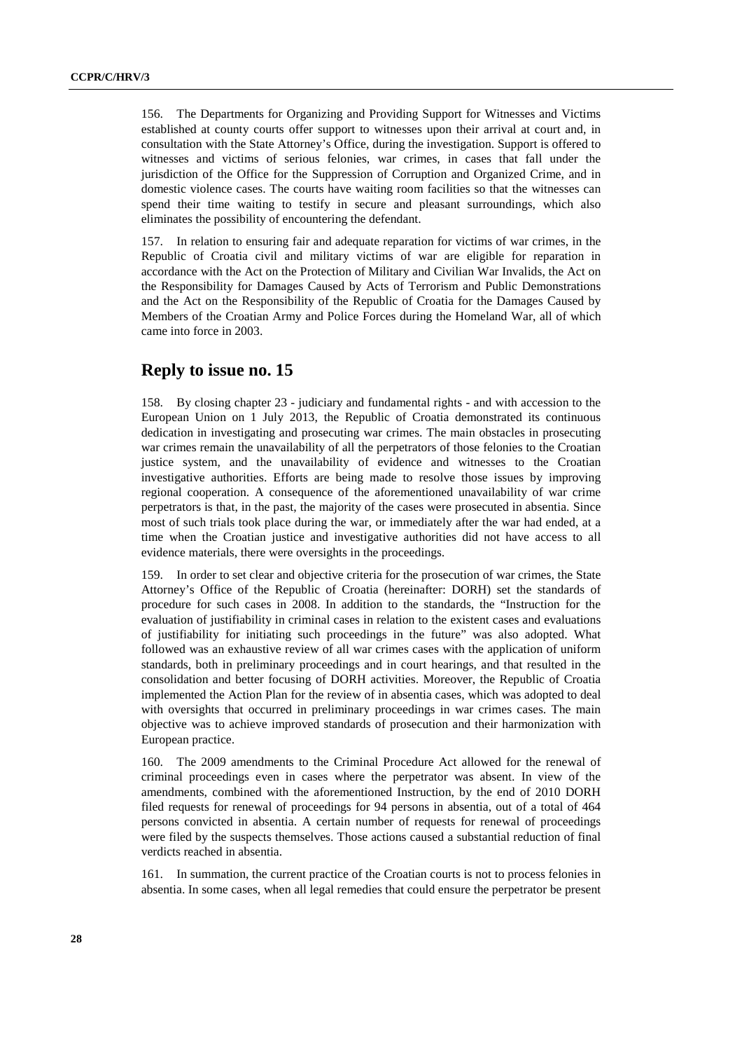156. The Departments for Organizing and Providing Support for Witnesses and Victims established at county courts offer support to witnesses upon their arrival at court and, in consultation with the State Attorney's Office, during the investigation. Support is offered to witnesses and victims of serious felonies, war crimes, in cases that fall under the jurisdiction of the Office for the Suppression of Corruption and Organized Crime, and in domestic violence cases. The courts have waiting room facilities so that the witnesses can spend their time waiting to testify in secure and pleasant surroundings, which also eliminates the possibility of encountering the defendant.

157. In relation to ensuring fair and adequate reparation for victims of war crimes, in the Republic of Croatia civil and military victims of war are eligible for reparation in accordance with the Act on the Protection of Military and Civilian War Invalids, the Act on the Responsibility for Damages Caused by Acts of Terrorism and Public Demonstrations and the Act on the Responsibility of the Republic of Croatia for the Damages Caused by Members of the Croatian Army and Police Forces during the Homeland War, all of which came into force in 2003.

## Reply to issue no. 15

158. By closing chapter 23 - judiciary and fundamental rights - and with accession to the European Union on 1 July 2013, the Republic of Croatia demonstrated its continuous dedication in investigating and prosecuting war crimes. The main obstacles in prosecuting war crimes remain the unavailability of all the perpetrators of those felonies to the Croatian justice system, and the unavailability of evidence and witnesses to the Croatian investigative authorities. Efforts are being made to resolve those issues by improving regional cooperation. A consequence of the aforementioned unavailability of war crime perpetrators is that, in the past, the majority of the cases were prosecuted in absentia. Since most of such trials took place during the war, or immediately after the war had ended, at a time when the Croatian justice and investigative authorities did not have access to all evidence materials, there were oversights in the proceedings.

159. In order to set clear and objective criteria for the prosecution of war crimes, the State Attorney's Office of the Republic of Croatia (hereinafter: DORH) set the standards of procedure for such cases in 2008. In addition to the standards, the "Instruction for the evaluation of justifiability in criminal cases in relation to the existent cases and evaluations of justifiability for initiating such proceedings in the future" was also adopted. What followed was an exhaustive review of all war crimes cases with the application of uniform standards, both in preliminary proceedings and in court hearings, and that resulted in the consolidation and better focusing of DORH activities. Moreover, the Republic of Croatia implemented the Action Plan for the review of in absentia cases, which was adopted to deal with oversights that occurred in preliminary proceedings in war crimes cases. The main objective was to achieve improved standards of prosecution and their harmonization with European practice.

160. The 2009 amendments to the Criminal Procedure Act allowed for the renewal of criminal proceedings even in cases where the perpetrator was absent. In view of the amendments, combined with the aforementioned Instruction, by the end of 2010 DORH filed requests for renewal of proceedings for 94 persons in absentia, out of a total of 464 persons convicted in absentia. A certain number of requests for renewal of proceedings were filed by the suspects themselves. Those actions caused a substantial reduction of final verdicts reached in absentia.

161. In summation, the current practice of the Croatian courts is not to process felonies in absentia. In some cases, when all legal remedies that could ensure the perpetrator be present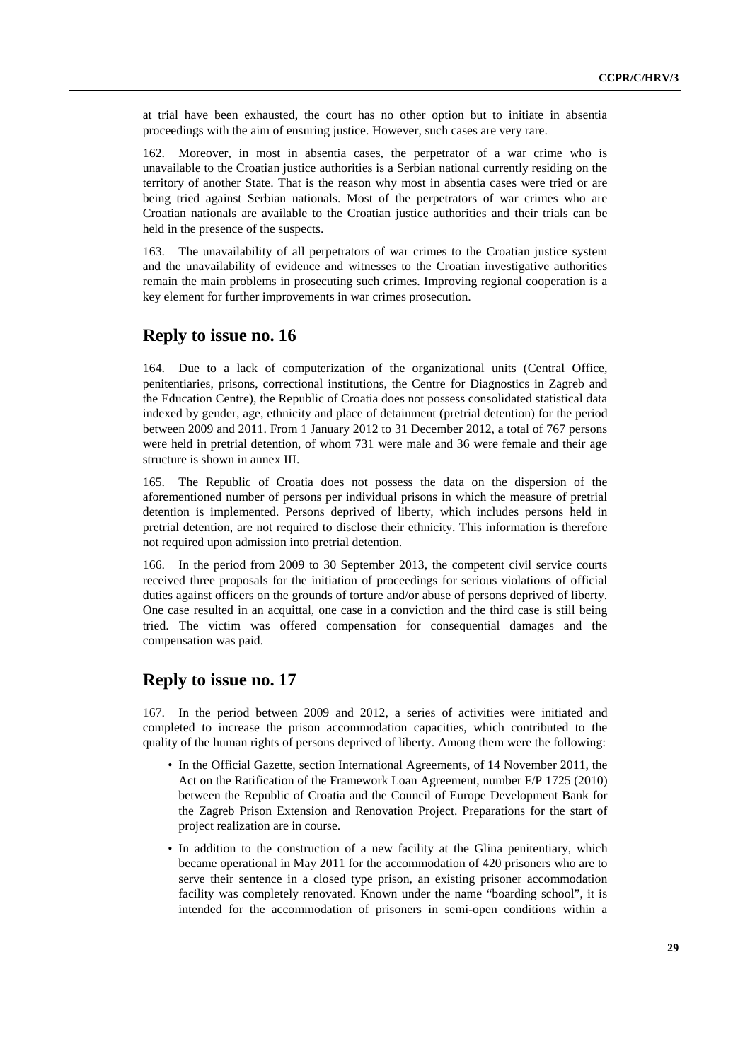at trial have been exhausted, the court has no other option but to initiate in absentia proceedings with the aim of ensuring justice. However, such cases are very rare.

162. Moreover, in most in absentia cases, the perpetrator of a war crime who is unavailable to the Croatian justice authorities is a Serbian national currently residing on the territory of another State. That is the reason why most in absentia cases were tried or are being tried against Serbian nationals. Most of the perpetrators of war crimes who are Croatian nationals are available to the Croatian justice authorities and their trials can be held in the presence of the suspects.

163. The unavailability of all perpetrators of war crimes to the Croatian justice system and the unavailability of evidence and witnesses to the Croatian investigative authorities remain the main problems in prosecuting such crimes. Improving regional cooperation is a key element for further improvements in war crimes prosecution.

## Reply to issue no. 16

164. Due to a lack of computerization of the organizational units (Central Office, penitentiaries, prisons, correctional institutions, the Centre for Diagnostics in Zagreb and the Education Centre), the Republic of Croatia does not possess consolidated statistical data indexed by gender, age, ethnicity and place of detainment (pretrial detention) for the period between 2009 and 2011. From 1 January 2012 to 31 December 2012, a total of 767 persons were held in pretrial detention, of whom 731 were male and 36 were female and their age structure is shown in annex III.

165. The Republic of Croatia does not possess the data on the dispersion of the aforementioned number of persons per individual prisons in which the measure of pretrial detention is implemented. Persons deprived of liberty, which includes persons held in pretrial detention, are not required to disclose their ethnicity. This information is therefore not required upon admission into pretrial detention.

166. In the period from 2009 to 30 September 2013, the competent civil service courts received three proposals for the initiation of proceedings for serious violations of official duties against officers on the grounds of torture and/or abuse of persons deprived of liberty. One case resulted in an acquittal, one case in a conviction and the third case is still being tried. The victim was offered compensation for consequential damages and the compensation was paid.

## Reply to issue no. 17

167. In the period between 2009 and 2012, a series of activities were initiated and completed to increase the prison accommodation capacities, which contributed to the quality of the human rights of persons deprived of liberty. Among them were the following:

- In the Official Gazette, section International Agreements, of 14 November 2011, the Act on the Ratification of the Framework Loan Agreement, number F/P 1725 (2010) between the Republic of Croatia and the Council of Europe Development Bank for the Zagreb Prison Extension and Renovation Project. Preparations for the start of project realization are in course.
- In addition to the construction of a new facility at the Glina penitentiary, which became operational in May 2011 for the accommodation of 420 prisoners who are to serve their sentence in a closed type prison, an existing prisoner accommodation facility was completely renovated. Known under the name "boarding school", it is intended for the accommodation of prisoners in semi-open conditions within a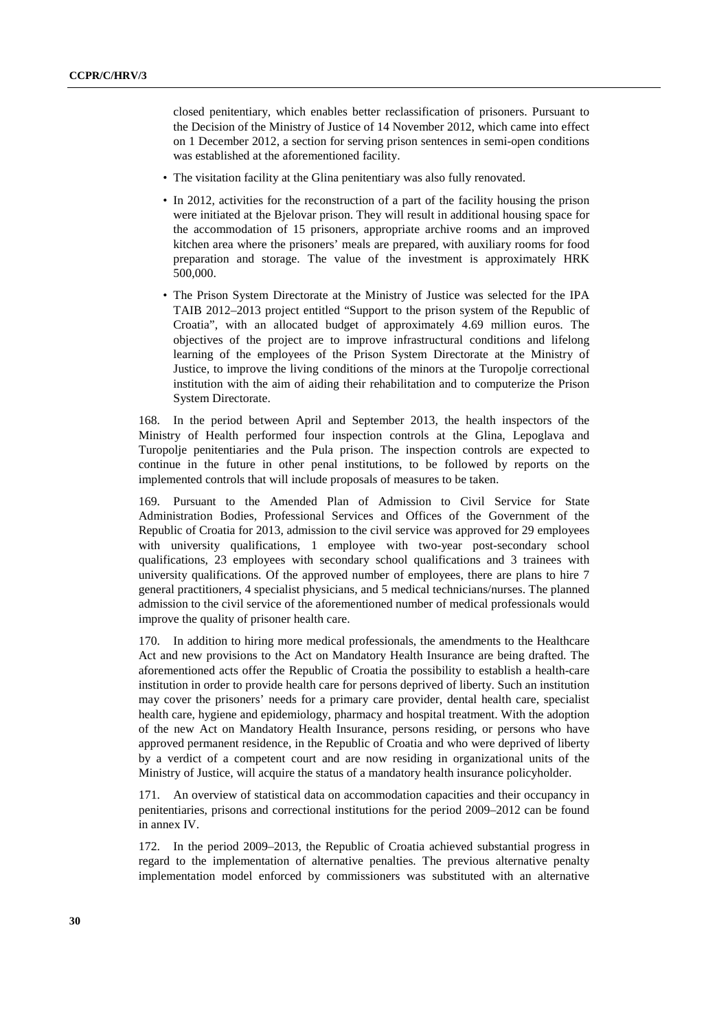closed penitentiary, which enables better reclassification of prisoners. Pursuant to the Decision of the Ministry of Justice of 14 November 2012, which came into effect on 1 December 2012, a section for serving prison sentences in semi-open conditions was established at the aforementioned facility.

- The visitation facility at the Glina penitentiary was also fully renovated.
- In 2012, activities for the reconstruction of a part of the facility housing the prison were initiated at the Bjelovar prison. They will result in additional housing space for the accommodation of 15 prisoners, appropriate archive rooms and an improved kitchen area where the prisoners' meals are prepared, with auxiliary rooms for food preparation and storage. The value of the investment is approximately HRK 500,000.
- The Prison System Directorate at the Ministry of Justice was selected for the IPA TAIB 2012–2013 project entitled "Support to the prison system of the Republic of Croatia", with an allocated budget of approximately 4.69 million euros. The objectives of the project are to improve infrastructural conditions and lifelong learning of the employees of the Prison System Directorate at the Ministry of Justice, to improve the living conditions of the minors at the Turopolje correctional institution with the aim of aiding their rehabilitation and to computerize the Prison System Directorate.

168. In the period between April and September 2013, the health inspectors of the Ministry of Health performed four inspection controls at the Glina, Lepoglava and Turopolje penitentiaries and the Pula prison. The inspection controls are expected to continue in the future in other penal institutions, to be followed by reports on the implemented controls that will include proposals of measures to be taken.

169. Pursuant to the Amended Plan of Admission to Civil Service for State Administration Bodies, Professional Services and Offices of the Government of the Republic of Croatia for 2013, admission to the civil service was approved for 29 employees with university qualifications, 1 employee with two-year post-secondary school qualifications, 23 employees with secondary school qualifications and 3 trainees with university qualifications. Of the approved number of employees, there are plans to hire 7 general practitioners, 4 specialist physicians, and 5 medical technicians/nurses. The planned admission to the civil service of the aforementioned number of medical professionals would improve the quality of prisoner health care.

170. In addition to hiring more medical professionals, the amendments to the Healthcare Act and new provisions to the Act on Mandatory Health Insurance are being drafted. The aforementioned acts offer the Republic of Croatia the possibility to establish a health-care institution in order to provide health care for persons deprived of liberty. Such an institution may cover the prisoners' needs for a primary care provider, dental health care, specialist health care, hygiene and epidemiology, pharmacy and hospital treatment. With the adoption of the new Act on Mandatory Health Insurance, persons residing, or persons who have approved permanent residence, in the Republic of Croatia and who were deprived of liberty by a verdict of a competent court and are now residing in organizational units of the Ministry of Justice, will acquire the status of a mandatory health insurance policyholder.

171. An overview of statistical data on accommodation capacities and their occupancy in penitentiaries, prisons and correctional institutions for the period 2009–2012 can be found in annex IV.

172. In the period 2009–2013, the Republic of Croatia achieved substantial progress in regard to the implementation of alternative penalties. The previous alternative penalty implementation model enforced by commissioners was substituted with an alternative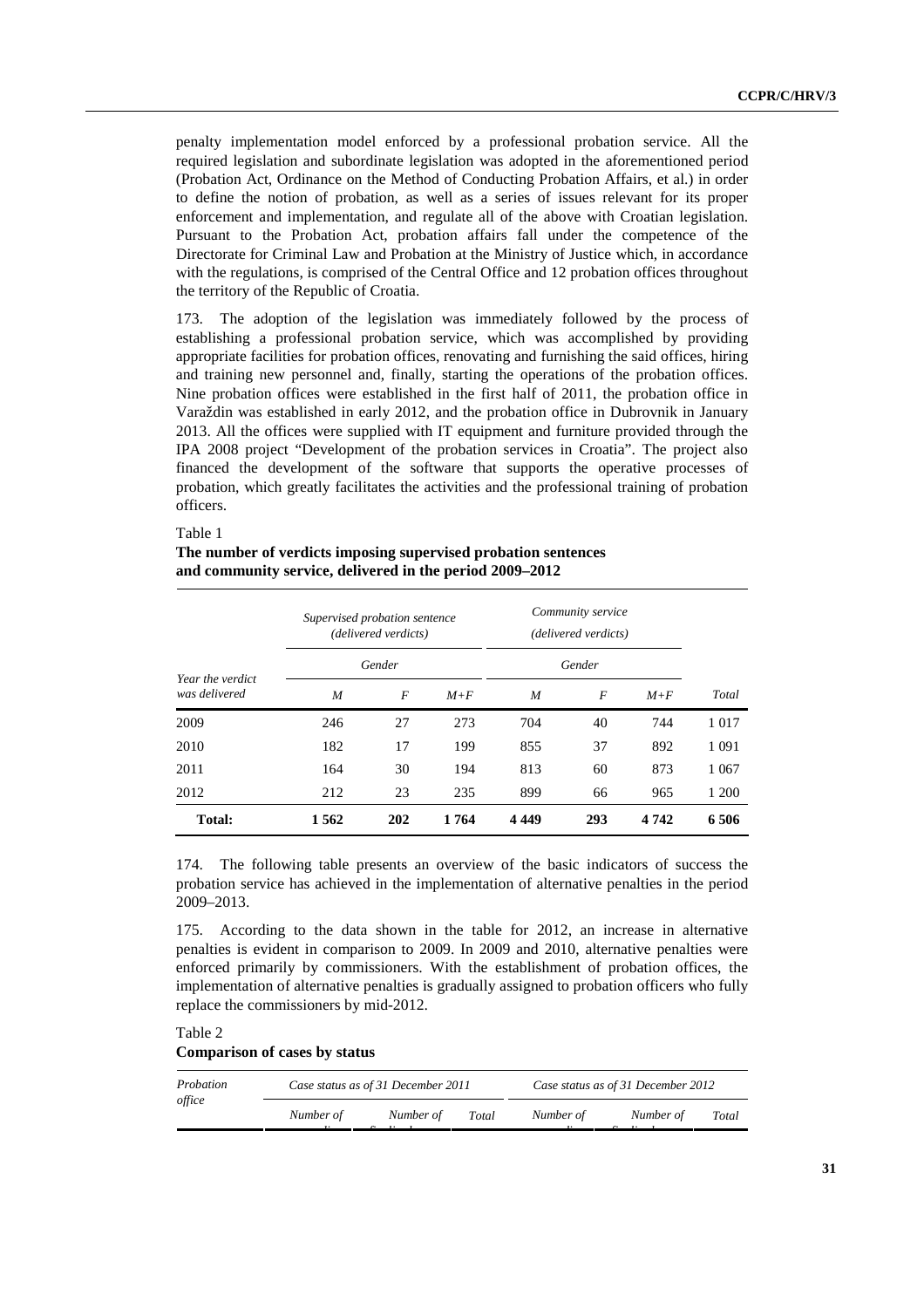penalty implementation model enforced by a professional probation service. All the required legislation and subordinate legislation was adopted in the aforementioned period (Probation Act, Ordinance on the Method of Conducting Probation Affairs, et al.) in order to define the notion of probation, as well as a series of issues relevant for its proper enforcement and implementation, and regulate all of the above with Croatian legislation. Pursuant to the Probation Act, probation affairs fall under the competence of the Directorate for Criminal Law and Probation at the Ministry of Justice which, in accordance with the regulations, is comprised of the Central Office and 12 probation offices throughout the territory of the Republic of Croatia.

173. The adoption of the legislation was immediately followed by the process of establishing a professional probation service, which was accomplished by providing appropriate facilities for probation offices, renovating and furnishing the said offices, hiring and training new personnel and, finally, starting the operations of the probation offices. Nine probation offices were established in the first half of 2011, the probation office in Varaždin was established in early 2012, and the probation office in Dubrovnik in January 2013. All the offices were supplied with IT equipment and furniture provided through the IPA 2008 project "Development of the probation services in Croatia". The project also financed the development of the software that supports the operative processes of probation, which greatly facilitates the activities and the professional training of probation officers.

Table 1
**The number of verdicts imposing supervised probation sentences and community service, delivered in the period 2009–2012**

| Year the verdict was delivered | *Supervised probation sentence (delivered verdicts)* | | | *Community service (delivered verdicts)* | | | *Total* |
|---|---|---|---|---|---|---|---|
| | *Gender* | | | *Gender* | | | |
| | *M* | *F* | *M+F* | *M* | *F* | *M+F* | |
| 2009 | 246 | 27 | 273 | 704 | 40 | 744 | 1 017 |
| 2010 | 182 | 17 | 199 | 855 | 37 | 892 | 1 091 |
| 2011 | 164 | 30 | 194 | 813 | 60 | 873 | 1 067 |
| 2012 | 212 | 23 | 235 | 899 | 66 | 965 | 1 200 |
| **Total:** | **1 562** | **202** | **1 764** | **4 449** | **293** | **4 742** | **6 506** |

174. The following table presents an overview of the basic indicators of success the probation service has achieved in the implementation of alternative penalties in the period 2009–2013.

175. According to the data shown in the table for 2012, an increase in alternative penalties is evident in comparison to 2009. In 2009 and 2010, alternative penalties were enforced primarily by commissioners. With the establishment of probation offices, the implementation of alternative penalties is gradually assigned to probation officers who fully replace the commissioners by mid-2012.

Table 2
**Comparison of cases by status**

| *Probation office* | *Case status as of 31 December 2011* | | | *Case status as of 31 December 2012* | | |
|---|---|---|---|---|---|---|
| | *Number of* | *Number of* | *Total* | *Number of* | *Number of* | *Total* |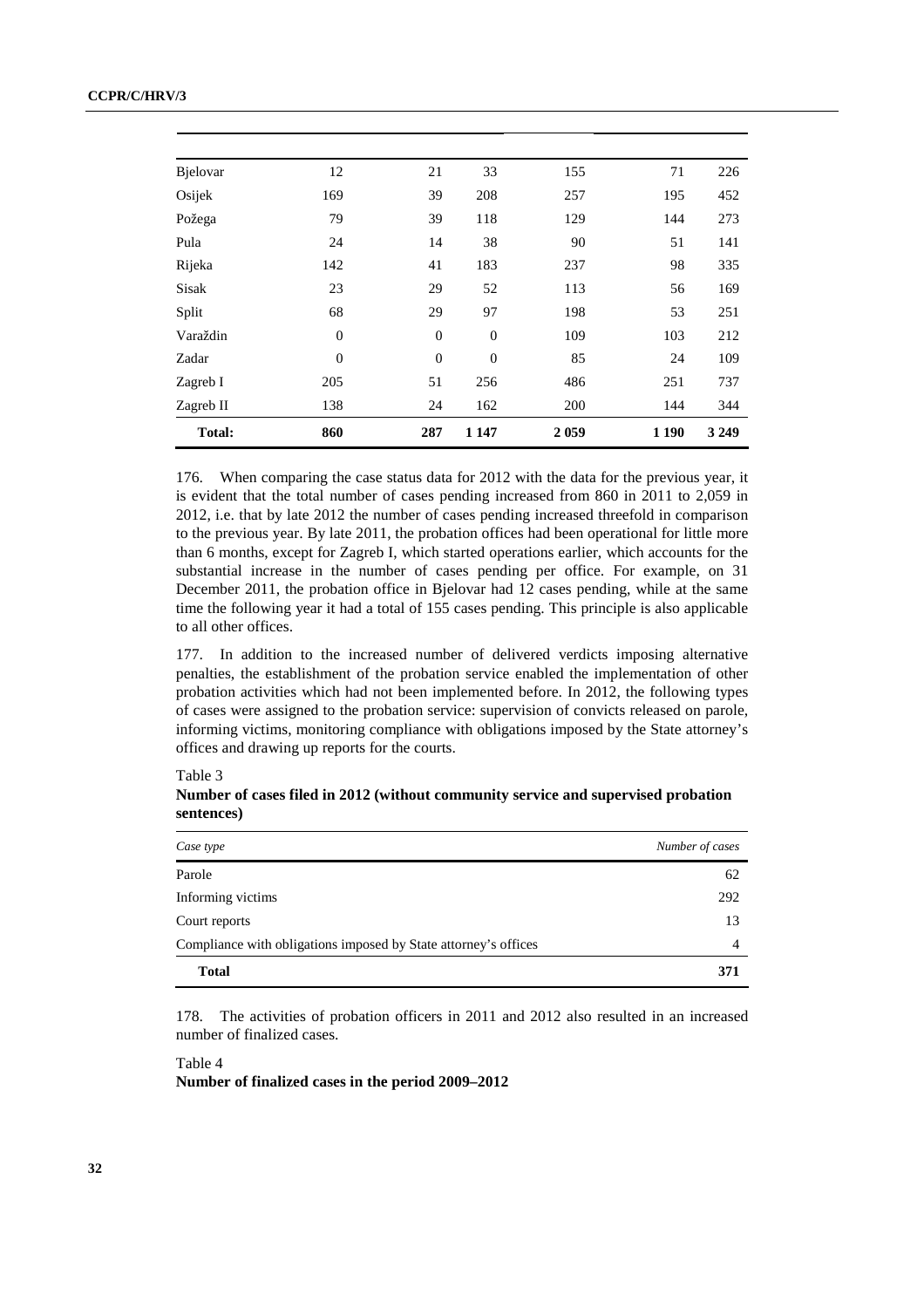| | | | | | | |
|---|---|---|---|---|---|---|
| Bjelovar | 12 | 21 | 33 | 155 | 71 | 226 |
| Osijek | 169 | 39 | 208 | 257 | 195 | 452 |
| Požega | 79 | 39 | 118 | 129 | 144 | 273 |
| Pula | 24 | 14 | 38 | 90 | 51 | 141 |
| Rijeka | 142 | 41 | 183 | 237 | 98 | 335 |
| Sisak | 23 | 29 | 52 | 113 | 56 | 169 |
| Split | 68 | 29 | 97 | 198 | 53 | 251 |
| Varaždin | 0 | 0 | 0 | 109 | 103 | 212 |
| Zadar | 0 | 0 | 0 | 85 | 24 | 109 |
| Zagreb I | 205 | 51 | 256 | 486 | 251 | 737 |
| Zagreb II | 138 | 24 | 162 | 200 | 144 | 344 |
| **Total:** | **860** | **287** | **1 147** | **2 059** | **1 190** | **3 249** |

176. When comparing the case status data for 2012 with the data for the previous year, it is evident that the total number of cases pending increased from 860 in 2011 to 2,059 in 2012, i.e. that by late 2012 the number of cases pending increased threefold in comparison to the previous year. By late 2011, the probation offices had been operational for little more than 6 months, except for Zagreb I, which started operations earlier, which accounts for the substantial increase in the number of cases pending per office. For example, on 31 December 2011, the probation office in Bjelovar had 12 cases pending, while at the same time the following year it had a total of 155 cases pending. This principle is also applicable to all other offices.

177. In addition to the increased number of delivered verdicts imposing alternative penalties, the establishment of the probation service enabled the implementation of other probation activities which had not been implemented before. In 2012, the following types of cases were assigned to the probation service: supervision of convicts released on parole, informing victims, monitoring compliance with obligations imposed by the State attorney's offices and drawing up reports for the courts.

Table 3
**Number of cases filed in 2012 (without community service and supervised probation sentences)**

| *Case type* | *Number of cases* |
|---|---|
| Parole | 62 |
| Informing victims | 292 |
| Court reports | 13 |
| Compliance with obligations imposed by State attorney's offices | 4 |
| **Total** | **371** |

178. The activities of probation officers in 2011 and 2012 also resulted in an increased number of finalized cases.

Table 4
**Number of finalized cases in the period 2009–2012**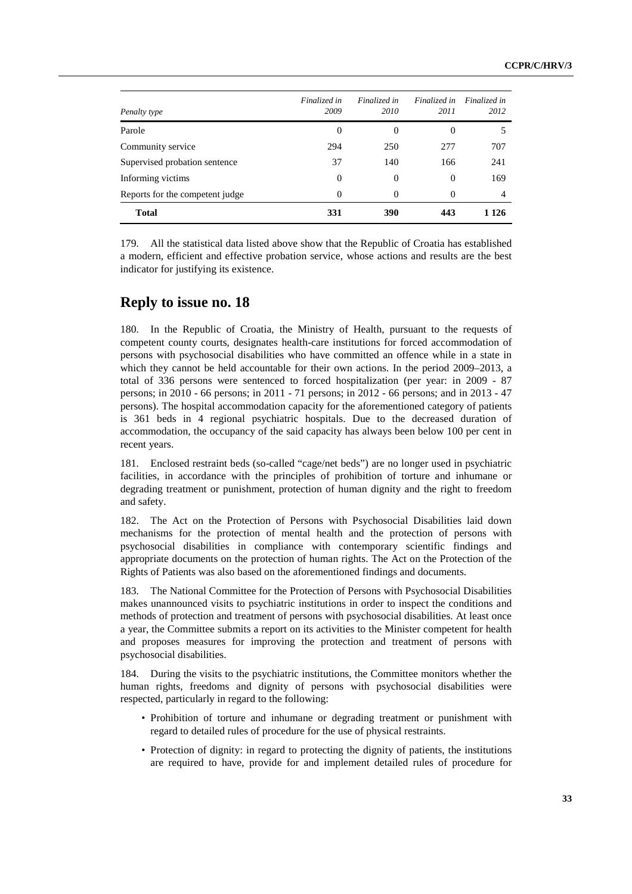| *Penalty type* | *Finalized in 2009* | *Finalized in 2010* | *Finalized in 2011* | *Finalized in 2012* |
|---|---|---|---|---|
| Parole | 0 | 0 | 0 | 5 |
| Community service | 294 | 250 | 277 | 707 |
| Supervised probation sentence | 37 | 140 | 166 | 241 |
| Informing victims | 0 | 0 | 0 | 169 |
| Reports for the competent judge | 0 | 0 | 0 | 4 |
| **Total** | **331** | **390** | **443** | **1 126** |

179. All the statistical data listed above show that the Republic of Croatia has established a modern, efficient and effective probation service, whose actions and results are the best indicator for justifying its existence.

## Reply to issue no. 18

180. In the Republic of Croatia, the Ministry of Health, pursuant to the requests of competent county courts, designates health-care institutions for forced accommodation of persons with psychosocial disabilities who have committed an offence while in a state in which they cannot be held accountable for their own actions. In the period 2009–2013, a total of 336 persons were sentenced to forced hospitalization (per year: in 2009 - 87 persons; in 2010 - 66 persons; in 2011 - 71 persons; in 2012 - 66 persons; and in 2013 - 47 persons). The hospital accommodation capacity for the aforementioned category of patients is 361 beds in 4 regional psychiatric hospitals. Due to the decreased duration of accommodation, the occupancy of the said capacity has always been below 100 per cent in recent years.

181. Enclosed restraint beds (so-called "cage/net beds") are no longer used in psychiatric facilities, in accordance with the principles of prohibition of torture and inhumane or degrading treatment or punishment, protection of human dignity and the right to freedom and safety.

182. The Act on the Protection of Persons with Psychosocial Disabilities laid down mechanisms for the protection of mental health and the protection of persons with psychosocial disabilities in compliance with contemporary scientific findings and appropriate documents on the protection of human rights. The Act on the Protection of the Rights of Patients was also based on the aforementioned findings and documents.

183. The National Committee for the Protection of Persons with Psychosocial Disabilities makes unannounced visits to psychiatric institutions in order to inspect the conditions and methods of protection and treatment of persons with psychosocial disabilities. At least once a year, the Committee submits a report on its activities to the Minister competent for health and proposes measures for improving the protection and treatment of persons with psychosocial disabilities.

184. During the visits to the psychiatric institutions, the Committee monitors whether the human rights, freedoms and dignity of persons with psychosocial disabilities were respected, particularly in regard to the following:

- Prohibition of torture and inhumane or degrading treatment or punishment with regard to detailed rules of procedure for the use of physical restraints.
- Protection of dignity: in regard to protecting the dignity of patients, the institutions are required to have, provide for and implement detailed rules of procedure for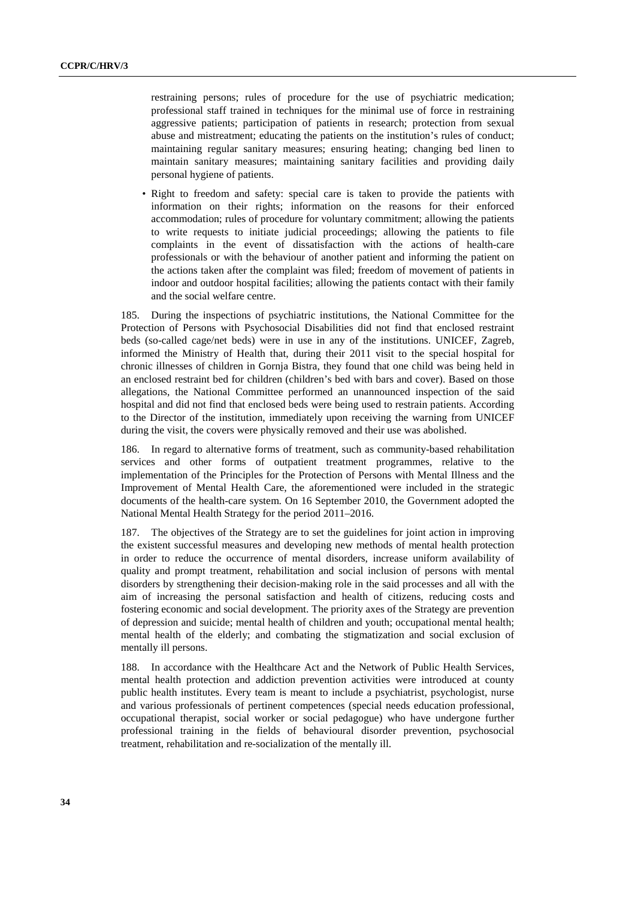restraining persons; rules of procedure for the use of psychiatric medication; professional staff trained in techniques for the minimal use of force in restraining aggressive patients; participation of patients in research; protection from sexual abuse and mistreatment; educating the patients on the institution's rules of conduct; maintaining regular sanitary measures; ensuring heating; changing bed linen to maintain sanitary measures; maintaining sanitary facilities and providing daily personal hygiene of patients.

- Right to freedom and safety: special care is taken to provide the patients with information on their rights; information on the reasons for their enforced accommodation; rules of procedure for voluntary commitment; allowing the patients to write requests to initiate judicial proceedings; allowing the patients to file complaints in the event of dissatisfaction with the actions of health-care professionals or with the behaviour of another patient and informing the patient on the actions taken after the complaint was filed; freedom of movement of patients in indoor and outdoor hospital facilities; allowing the patients contact with their family and the social welfare centre.

185. During the inspections of psychiatric institutions, the National Committee for the Protection of Persons with Psychosocial Disabilities did not find that enclosed restraint beds (so-called cage/net beds) were in use in any of the institutions. UNICEF, Zagreb, informed the Ministry of Health that, during their 2011 visit to the special hospital for chronic illnesses of children in Gornja Bistra, they found that one child was being held in an enclosed restraint bed for children (children's bed with bars and cover). Based on those allegations, the National Committee performed an unannounced inspection of the said hospital and did not find that enclosed beds were being used to restrain patients. According to the Director of the institution, immediately upon receiving the warning from UNICEF during the visit, the covers were physically removed and their use was abolished.

186. In regard to alternative forms of treatment, such as community-based rehabilitation services and other forms of outpatient treatment programmes, relative to the implementation of the Principles for the Protection of Persons with Mental Illness and the Improvement of Mental Health Care, the aforementioned were included in the strategic documents of the health-care system. On 16 September 2010, the Government adopted the National Mental Health Strategy for the period 2011–2016.

187. The objectives of the Strategy are to set the guidelines for joint action in improving the existent successful measures and developing new methods of mental health protection in order to reduce the occurrence of mental disorders, increase uniform availability of quality and prompt treatment, rehabilitation and social inclusion of persons with mental disorders by strengthening their decision-making role in the said processes and all with the aim of increasing the personal satisfaction and health of citizens, reducing costs and fostering economic and social development. The priority axes of the Strategy are prevention of depression and suicide; mental health of children and youth; occupational mental health; mental health of the elderly; and combating the stigmatization and social exclusion of mentally ill persons.

188. In accordance with the Healthcare Act and the Network of Public Health Services, mental health protection and addiction prevention activities were introduced at county public health institutes. Every team is meant to include a psychiatrist, psychologist, nurse and various professionals of pertinent competences (special needs education professional, occupational therapist, social worker or social pedagogue) who have undergone further professional training in the fields of behavioural disorder prevention, psychosocial treatment, rehabilitation and re-socialization of the mentally ill.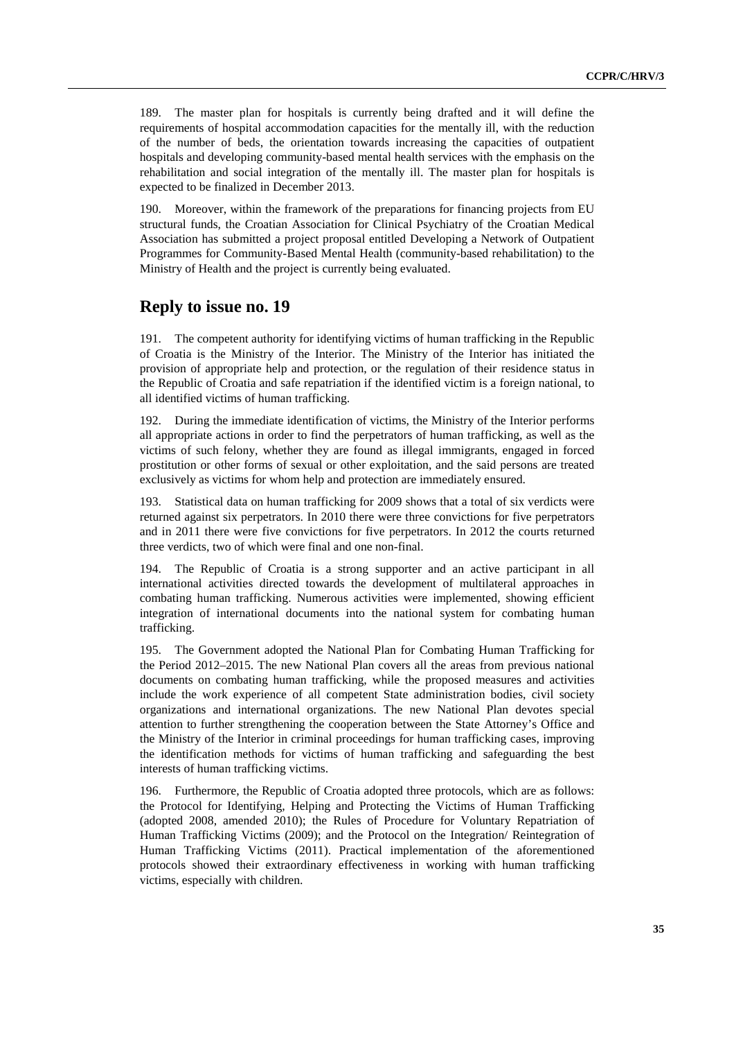189. The master plan for hospitals is currently being drafted and it will define the requirements of hospital accommodation capacities for the mentally ill, with the reduction of the number of beds, the orientation towards increasing the capacities of outpatient hospitals and developing community-based mental health services with the emphasis on the rehabilitation and social integration of the mentally ill. The master plan for hospitals is expected to be finalized in December 2013.

190. Moreover, within the framework of the preparations for financing projects from EU structural funds, the Croatian Association for Clinical Psychiatry of the Croatian Medical Association has submitted a project proposal entitled Developing a Network of Outpatient Programmes for Community-Based Mental Health (community-based rehabilitation) to the Ministry of Health and the project is currently being evaluated.

## Reply to issue no. 19

191. The competent authority for identifying victims of human trafficking in the Republic of Croatia is the Ministry of the Interior. The Ministry of the Interior has initiated the provision of appropriate help and protection, or the regulation of their residence status in the Republic of Croatia and safe repatriation if the identified victim is a foreign national, to all identified victims of human trafficking.

192. During the immediate identification of victims, the Ministry of the Interior performs all appropriate actions in order to find the perpetrators of human trafficking, as well as the victims of such felony, whether they are found as illegal immigrants, engaged in forced prostitution or other forms of sexual or other exploitation, and the said persons are treated exclusively as victims for whom help and protection are immediately ensured.

193. Statistical data on human trafficking for 2009 shows that a total of six verdicts were returned against six perpetrators. In 2010 there were three convictions for five perpetrators and in 2011 there were five convictions for five perpetrators. In 2012 the courts returned three verdicts, two of which were final and one non-final.

194. The Republic of Croatia is a strong supporter and an active participant in all international activities directed towards the development of multilateral approaches in combating human trafficking. Numerous activities were implemented, showing efficient integration of international documents into the national system for combating human trafficking.

195. The Government adopted the National Plan for Combating Human Trafficking for the Period 2012–2015. The new National Plan covers all the areas from previous national documents on combating human trafficking, while the proposed measures and activities include the work experience of all competent State administration bodies, civil society organizations and international organizations. The new National Plan devotes special attention to further strengthening the cooperation between the State Attorney's Office and the Ministry of the Interior in criminal proceedings for human trafficking cases, improving the identification methods for victims of human trafficking and safeguarding the best interests of human trafficking victims.

196. Furthermore, the Republic of Croatia adopted three protocols, which are as follows: the Protocol for Identifying, Helping and Protecting the Victims of Human Trafficking (adopted 2008, amended 2010); the Rules of Procedure for Voluntary Repatriation of Human Trafficking Victims (2009); and the Protocol on the Integration/ Reintegration of Human Trafficking Victims (2011). Practical implementation of the aforementioned protocols showed their extraordinary effectiveness in working with human trafficking victims, especially with children.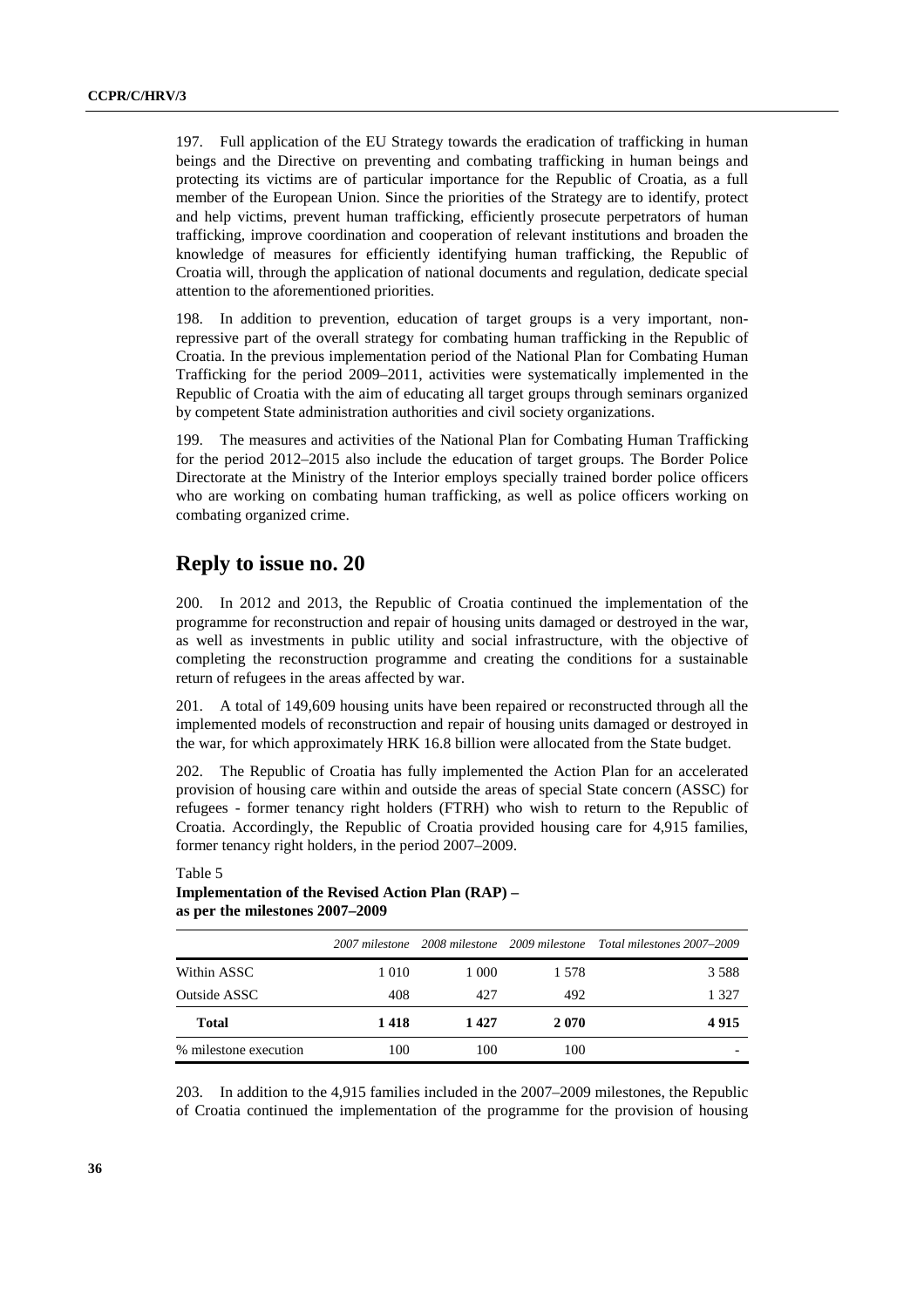197. Full application of the EU Strategy towards the eradication of trafficking in human beings and the Directive on preventing and combating trafficking in human beings and protecting its victims are of particular importance for the Republic of Croatia, as a full member of the European Union. Since the priorities of the Strategy are to identify, protect and help victims, prevent human trafficking, efficiently prosecute perpetrators of human trafficking, improve coordination and cooperation of relevant institutions and broaden the knowledge of measures for efficiently identifying human trafficking, the Republic of Croatia will, through the application of national documents and regulation, dedicate special attention to the aforementioned priorities.

198. In addition to prevention, education of target groups is a very important, non-repressive part of the overall strategy for combating human trafficking in the Republic of Croatia. In the previous implementation period of the National Plan for Combating Human Trafficking for the period 2009–2011, activities were systematically implemented in the Republic of Croatia with the aim of educating all target groups through seminars organized by competent State administration authorities and civil society organizations.

199. The measures and activities of the National Plan for Combating Human Trafficking for the period 2012–2015 also include the education of target groups. The Border Police Directorate at the Ministry of the Interior employs specially trained border police officers who are working on combating human trafficking, as well as police officers working on combating organized crime.

## Reply to issue no. 20

200. In 2012 and 2013, the Republic of Croatia continued the implementation of the programme for reconstruction and repair of housing units damaged or destroyed in the war, as well as investments in public utility and social infrastructure, with the objective of completing the reconstruction programme and creating the conditions for a sustainable return of refugees in the areas affected by war.

201. A total of 149,609 housing units have been repaired or reconstructed through all the implemented models of reconstruction and repair of housing units damaged or destroyed in the war, for which approximately HRK 16.8 billion were allocated from the State budget.

202. The Republic of Croatia has fully implemented the Action Plan for an accelerated provision of housing care within and outside the areas of special State concern (ASSC) for refugees - former tenancy right holders (FTRH) who wish to return to the Republic of Croatia. Accordingly, the Republic of Croatia provided housing care for 4,915 families, former tenancy right holders, in the period 2007–2009.

Table 5
**Implementation of the Revised Action Plan (RAP) – as per the milestones 2007–2009**

| | *2007 milestone* | *2008 milestone* | *2009 milestone* | *Total milestones 2007–2009* |
|---|---|---|---|---|
| Within ASSC | 1 010 | 1 000 | 1 578 | 3 588 |
| Outside ASSC | 408 | 427 | 492 | 1 327 |
| **Total** | **1 418** | **1 427** | **2 070** | **4 915** |
| % milestone execution | 100 | 100 | 100 | - |

203. In addition to the 4,915 families included in the 2007–2009 milestones, the Republic of Croatia continued the implementation of the programme for the provision of housing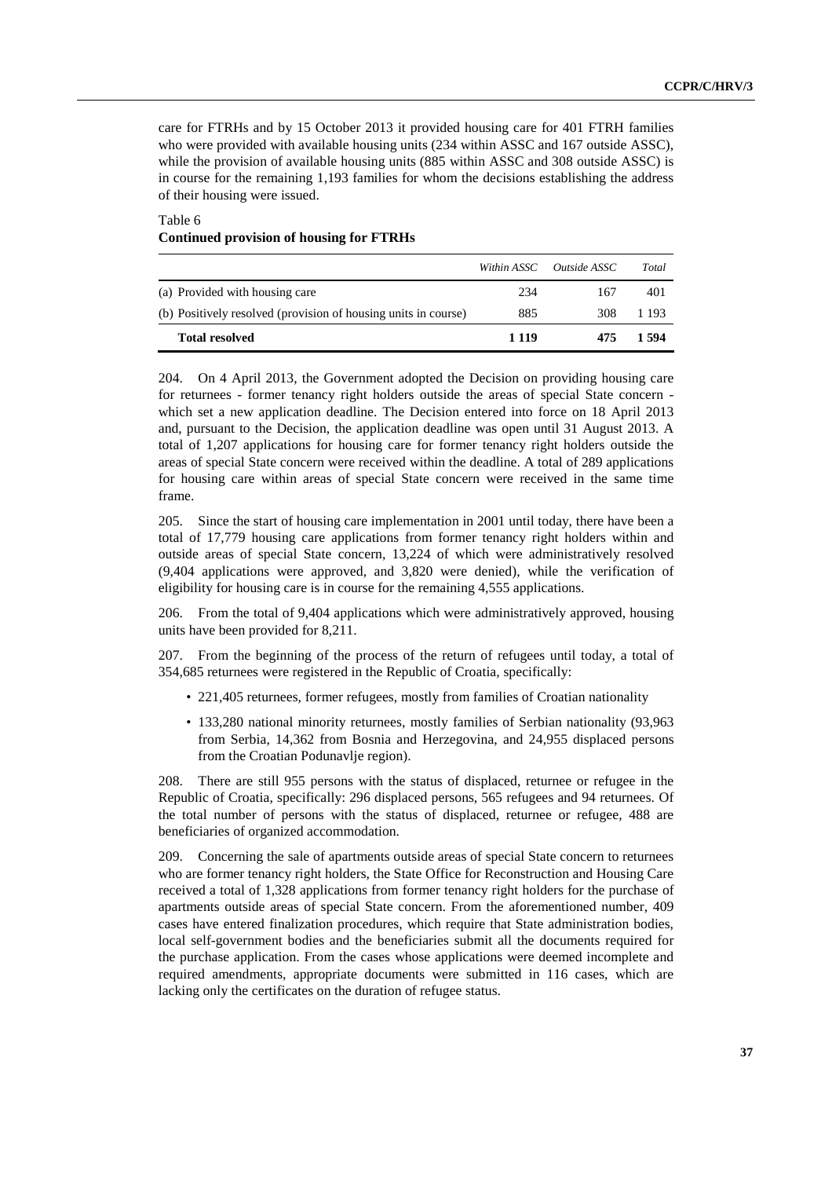care for FTRHs and by 15 October 2013 it provided housing care for 401 FTRH families who were provided with available housing units (234 within ASSC and 167 outside ASSC), while the provision of available housing units (885 within ASSC and 308 outside ASSC) is in course for the remaining 1,193 families for whom the decisions establishing the address of their housing were issued.

Table 6
**Continued provision of housing for FTRHs**

| | *Within ASSC* | *Outside ASSC* | *Total* |
|---|---|---|---|
| (a) Provided with housing care | 234 | 167 | 401 |
| (b) Positively resolved (provision of housing units in course) | 885 | 308 | 1 193 |
| **Total resolved** | **1 119** | **475** | **1 594** |

204. On 4 April 2013, the Government adopted the Decision on providing housing care for returnees - former tenancy right holders outside the areas of special State concern - which set a new application deadline. The Decision entered into force on 18 April 2013 and, pursuant to the Decision, the application deadline was open until 31 August 2013. A total of 1,207 applications for housing care for former tenancy right holders outside the areas of special State concern were received within the deadline. A total of 289 applications for housing care within areas of special State concern were received in the same time frame.

205. Since the start of housing care implementation in 2001 until today, there have been a total of 17,779 housing care applications from former tenancy right holders within and outside areas of special State concern, 13,224 of which were administratively resolved (9,404 applications were approved, and 3,820 were denied), while the verification of eligibility for housing care is in course for the remaining 4,555 applications.

206. From the total of 9,404 applications which were administratively approved, housing units have been provided for 8,211.

207. From the beginning of the process of the return of refugees until today, a total of 354,685 returnees were registered in the Republic of Croatia, specifically:

- 221,405 returnees, former refugees, mostly from families of Croatian nationality
- 133,280 national minority returnees, mostly families of Serbian nationality (93,963 from Serbia, 14,362 from Bosnia and Herzegovina, and 24,955 displaced persons from the Croatian Podunavlje region).

208. There are still 955 persons with the status of displaced, returnee or refugee in the Republic of Croatia, specifically: 296 displaced persons, 565 refugees and 94 returnees. Of the total number of persons with the status of displaced, returnee or refugee, 488 are beneficiaries of organized accommodation.

209. Concerning the sale of apartments outside areas of special State concern to returnees who are former tenancy right holders, the State Office for Reconstruction and Housing Care received a total of 1,328 applications from former tenancy right holders for the purchase of apartments outside areas of special State concern. From the aforementioned number, 409 cases have entered finalization procedures, which require that State administration bodies, local self-government bodies and the beneficiaries submit all the documents required for the purchase application. From the cases whose applications were deemed incomplete and required amendments, appropriate documents were submitted in 116 cases, which are lacking only the certificates on the duration of refugee status.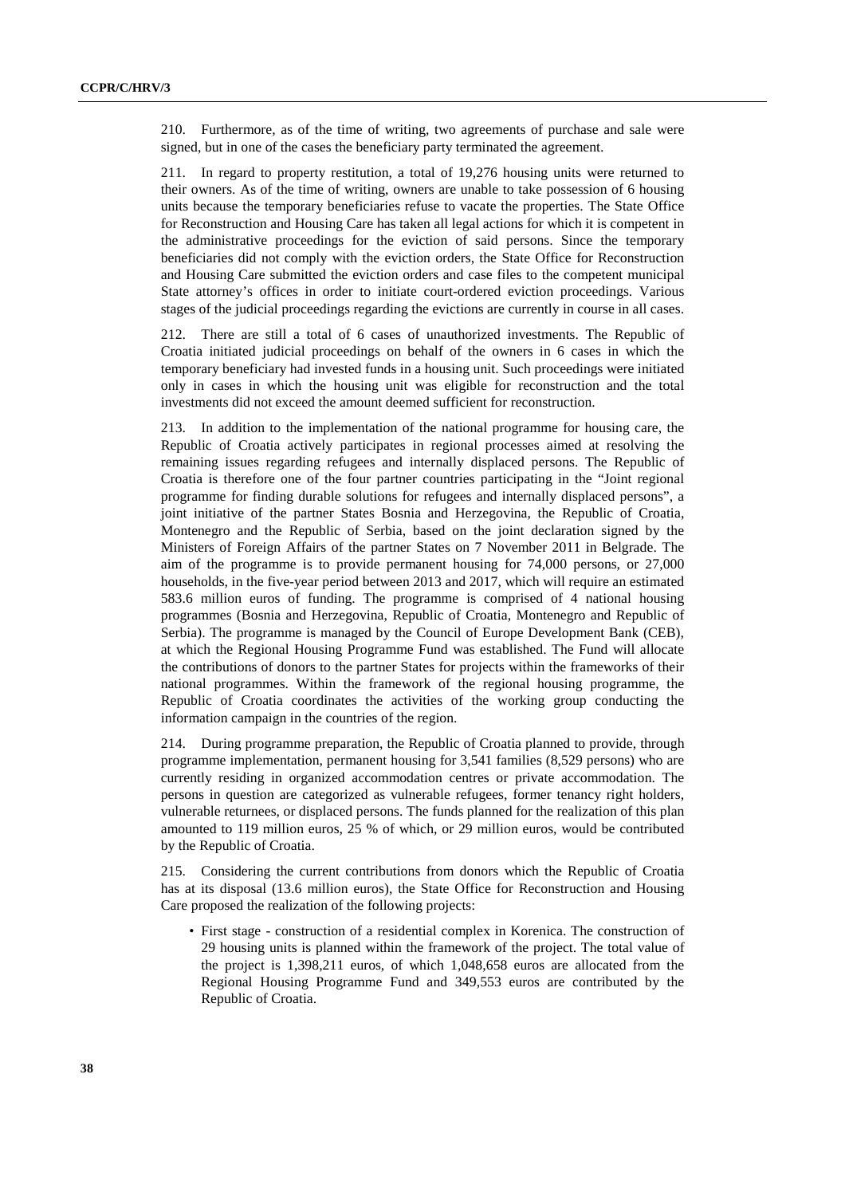210. Furthermore, as of the time of writing, two agreements of purchase and sale were signed, but in one of the cases the beneficiary party terminated the agreement.

211. In regard to property restitution, a total of 19,276 housing units were returned to their owners. As of the time of writing, owners are unable to take possession of 6 housing units because the temporary beneficiaries refuse to vacate the properties. The State Office for Reconstruction and Housing Care has taken all legal actions for which it is competent in the administrative proceedings for the eviction of said persons. Since the temporary beneficiaries did not comply with the eviction orders, the State Office for Reconstruction and Housing Care submitted the eviction orders and case files to the competent municipal State attorney's offices in order to initiate court-ordered eviction proceedings. Various stages of the judicial proceedings regarding the evictions are currently in course in all cases.

212. There are still a total of 6 cases of unauthorized investments. The Republic of Croatia initiated judicial proceedings on behalf of the owners in 6 cases in which the temporary beneficiary had invested funds in a housing unit. Such proceedings were initiated only in cases in which the housing unit was eligible for reconstruction and the total investments did not exceed the amount deemed sufficient for reconstruction.

213. In addition to the implementation of the national programme for housing care, the Republic of Croatia actively participates in regional processes aimed at resolving the remaining issues regarding refugees and internally displaced persons. The Republic of Croatia is therefore one of the four partner countries participating in the "Joint regional programme for finding durable solutions for refugees and internally displaced persons", a joint initiative of the partner States Bosnia and Herzegovina, the Republic of Croatia, Montenegro and the Republic of Serbia, based on the joint declaration signed by the Ministers of Foreign Affairs of the partner States on 7 November 2011 in Belgrade. The aim of the programme is to provide permanent housing for 74,000 persons, or 27,000 households, in the five-year period between 2013 and 2017, which will require an estimated 583.6 million euros of funding. The programme is comprised of 4 national housing programmes (Bosnia and Herzegovina, Republic of Croatia, Montenegro and Republic of Serbia). The programme is managed by the Council of Europe Development Bank (CEB), at which the Regional Housing Programme Fund was established. The Fund will allocate the contributions of donors to the partner States for projects within the frameworks of their national programmes. Within the framework of the regional housing programme, the Republic of Croatia coordinates the activities of the working group conducting the information campaign in the countries of the region.

214. During programme preparation, the Republic of Croatia planned to provide, through programme implementation, permanent housing for 3,541 families (8,529 persons) who are currently residing in organized accommodation centres or private accommodation. The persons in question are categorized as vulnerable refugees, former tenancy right holders, vulnerable returnees, or displaced persons. The funds planned for the realization of this plan amounted to 119 million euros, 25 % of which, or 29 million euros, would be contributed by the Republic of Croatia.

215. Considering the current contributions from donors which the Republic of Croatia has at its disposal (13.6 million euros), the State Office for Reconstruction and Housing Care proposed the realization of the following projects:

- First stage - construction of a residential complex in Korenica. The construction of 29 housing units is planned within the framework of the project. The total value of the project is 1,398,211 euros, of which 1,048,658 euros are allocated from the Regional Housing Programme Fund and 349,553 euros are contributed by the Republic of Croatia.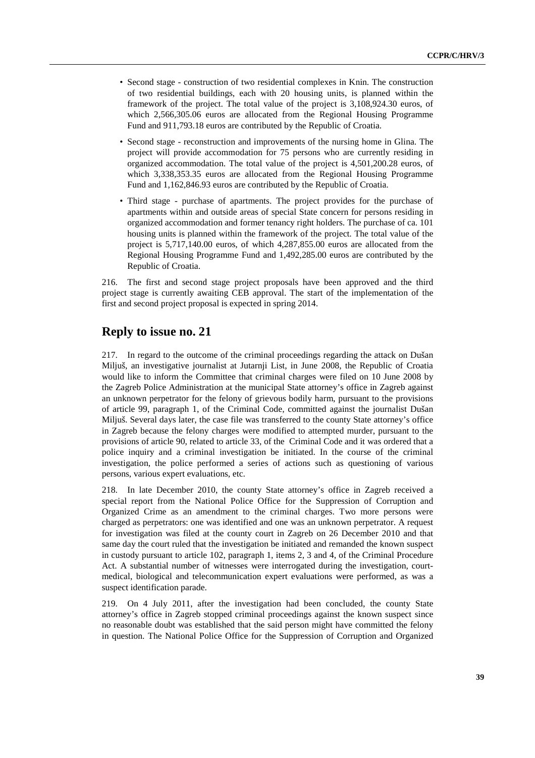- Second stage - construction of two residential complexes in Knin. The construction of two residential buildings, each with 20 housing units, is planned within the framework of the project. The total value of the project is 3,108,924.30 euros, of which 2,566,305.06 euros are allocated from the Regional Housing Programme Fund and 911,793.18 euros are contributed by the Republic of Croatia.
- Second stage - reconstruction and improvements of the nursing home in Glina. The project will provide accommodation for 75 persons who are currently residing in organized accommodation. The total value of the project is 4,501,200.28 euros, of which 3,338,353.35 euros are allocated from the Regional Housing Programme Fund and 1,162,846.93 euros are contributed by the Republic of Croatia.
- Third stage - purchase of apartments. The project provides for the purchase of apartments within and outside areas of special State concern for persons residing in organized accommodation and former tenancy right holders. The purchase of ca. 101 housing units is planned within the framework of the project. The total value of the project is 5,717,140.00 euros, of which 4,287,855.00 euros are allocated from the Regional Housing Programme Fund and 1,492,285.00 euros are contributed by the Republic of Croatia.

216. The first and second stage project proposals have been approved and the third project stage is currently awaiting CEB approval. The start of the implementation of the first and second project proposal is expected in spring 2014.

## Reply to issue no. 21

217. In regard to the outcome of the criminal proceedings regarding the attack on Dušan Miljuš, an investigative journalist at Jutarnji List, in June 2008, the Republic of Croatia would like to inform the Committee that criminal charges were filed on 10 June 2008 by the Zagreb Police Administration at the municipal State attorney's office in Zagreb against an unknown perpetrator for the felony of grievous bodily harm, pursuant to the provisions of article 99, paragraph 1, of the Criminal Code, committed against the journalist Dušan Miljuš. Several days later, the case file was transferred to the county State attorney's office in Zagreb because the felony charges were modified to attempted murder, pursuant to the provisions of article 90, related to article 33, of the Criminal Code and it was ordered that a police inquiry and a criminal investigation be initiated. In the course of the criminal investigation, the police performed a series of actions such as questioning of various persons, various expert evaluations, etc.

218. In late December 2010, the county State attorney's office in Zagreb received a special report from the National Police Office for the Suppression of Corruption and Organized Crime as an amendment to the criminal charges. Two more persons were charged as perpetrators: one was identified and one was an unknown perpetrator. A request for investigation was filed at the county court in Zagreb on 26 December 2010 and that same day the court ruled that the investigation be initiated and remanded the known suspect in custody pursuant to article 102, paragraph 1, items 2, 3 and 4, of the Criminal Procedure Act. A substantial number of witnesses were interrogated during the investigation, court-medical, biological and telecommunication expert evaluations were performed, as was a suspect identification parade.

219. On 4 July 2011, after the investigation had been concluded, the county State attorney's office in Zagreb stopped criminal proceedings against the known suspect since no reasonable doubt was established that the said person might have committed the felony in question. The National Police Office for the Suppression of Corruption and Organized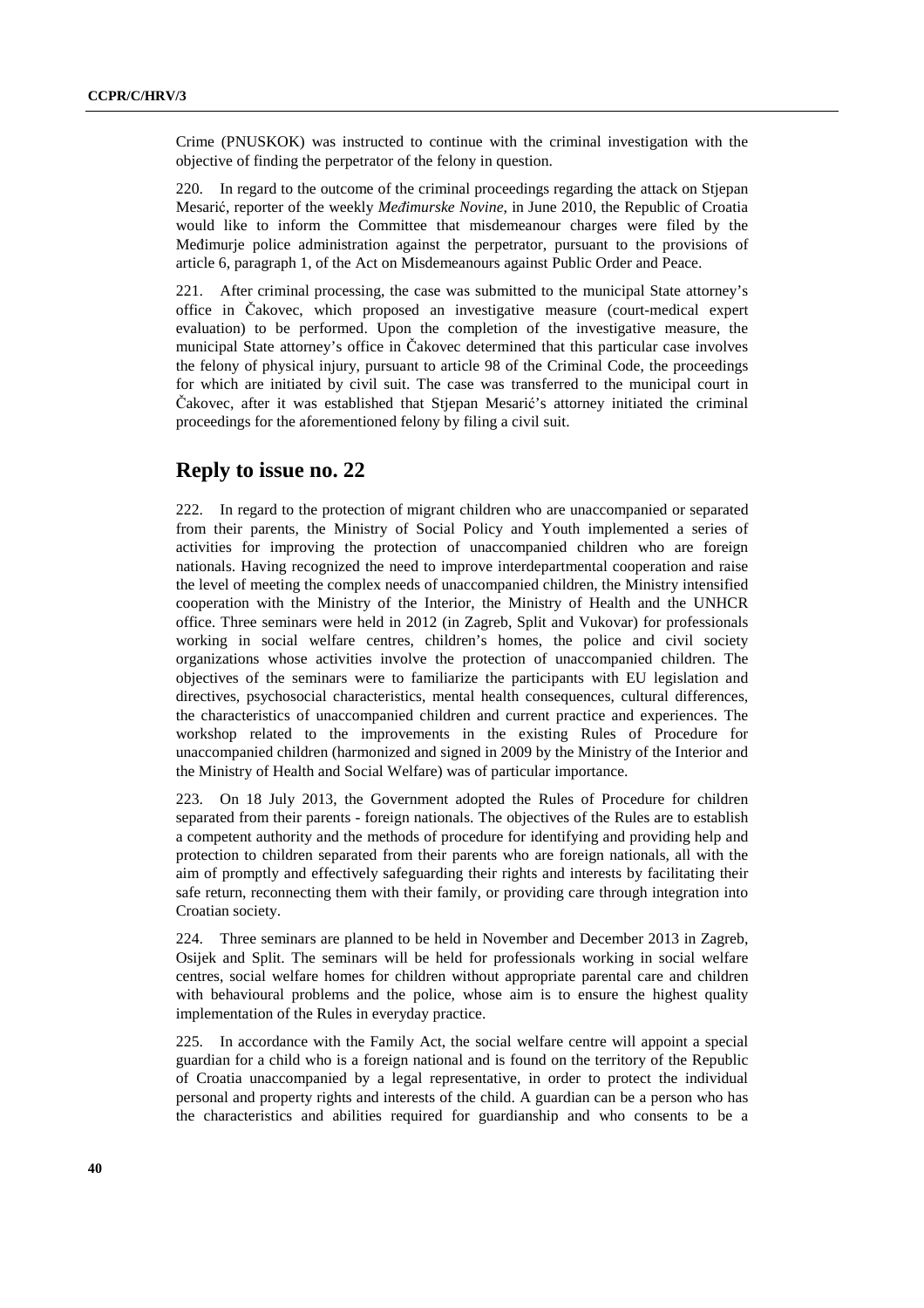Crime (PNUSKOK) was instructed to continue with the criminal investigation with the objective of finding the perpetrator of the felony in question.

220. In regard to the outcome of the criminal proceedings regarding the attack on Stjepan Mesarić, reporter of the weekly *Međimurske Novine*, in June 2010, the Republic of Croatia would like to inform the Committee that misdemeanour charges were filed by the Međimurje police administration against the perpetrator, pursuant to the provisions of article 6, paragraph 1, of the Act on Misdemeanours against Public Order and Peace.

221. After criminal processing, the case was submitted to the municipal State attorney's office in Čakovec, which proposed an investigative measure (court-medical expert evaluation) to be performed. Upon the completion of the investigative measure, the municipal State attorney's office in Čakovec determined that this particular case involves the felony of physical injury, pursuant to article 98 of the Criminal Code, the proceedings for which are initiated by civil suit. The case was transferred to the municipal court in Čakovec, after it was established that Stjepan Mesarić's attorney initiated the criminal proceedings for the aforementioned felony by filing a civil suit.

## Reply to issue no. 22

222. In regard to the protection of migrant children who are unaccompanied or separated from their parents, the Ministry of Social Policy and Youth implemented a series of activities for improving the protection of unaccompanied children who are foreign nationals. Having recognized the need to improve interdepartmental cooperation and raise the level of meeting the complex needs of unaccompanied children, the Ministry intensified cooperation with the Ministry of the Interior, the Ministry of Health and the UNHCR office. Three seminars were held in 2012 (in Zagreb, Split and Vukovar) for professionals working in social welfare centres, children's homes, the police and civil society organizations whose activities involve the protection of unaccompanied children. The objectives of the seminars were to familiarize the participants with EU legislation and directives, psychosocial characteristics, mental health consequences, cultural differences, the characteristics of unaccompanied children and current practice and experiences. The workshop related to the improvements in the existing Rules of Procedure for unaccompanied children (harmonized and signed in 2009 by the Ministry of the Interior and the Ministry of Health and Social Welfare) was of particular importance.

223. On 18 July 2013, the Government adopted the Rules of Procedure for children separated from their parents - foreign nationals. The objectives of the Rules are to establish a competent authority and the methods of procedure for identifying and providing help and protection to children separated from their parents who are foreign nationals, all with the aim of promptly and effectively safeguarding their rights and interests by facilitating their safe return, reconnecting them with their family, or providing care through integration into Croatian society.

224. Three seminars are planned to be held in November and December 2013 in Zagreb, Osijek and Split. The seminars will be held for professionals working in social welfare centres, social welfare homes for children without appropriate parental care and children with behavioural problems and the police, whose aim is to ensure the highest quality implementation of the Rules in everyday practice.

225. In accordance with the Family Act, the social welfare centre will appoint a special guardian for a child who is a foreign national and is found on the territory of the Republic of Croatia unaccompanied by a legal representative, in order to protect the individual personal and property rights and interests of the child. A guardian can be a person who has the characteristics and abilities required for guardianship and who consents to be a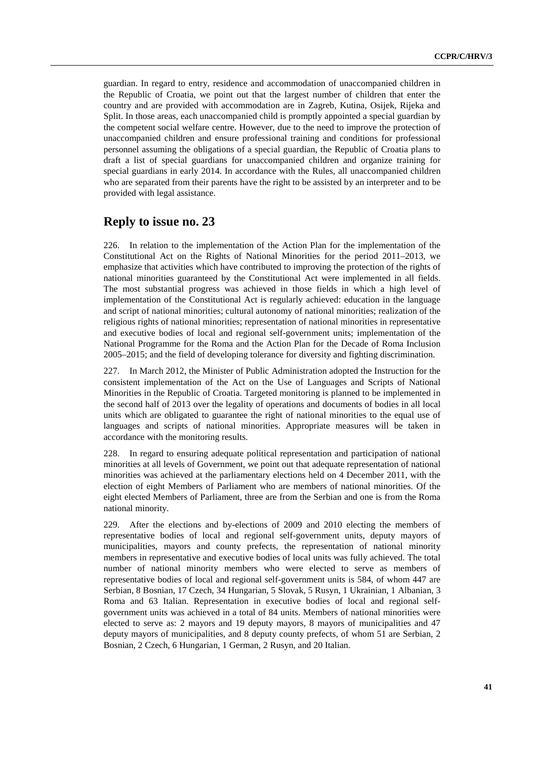guardian. In regard to entry, residence and accommodation of unaccompanied children in the Republic of Croatia, we point out that the largest number of children that enter the country and are provided with accommodation are in Zagreb, Kutina, Osijek, Rijeka and Split. In those areas, each unaccompanied child is promptly appointed a special guardian by the competent social welfare centre. However, due to the need to improve the protection of unaccompanied children and ensure professional training and conditions for professional personnel assuming the obligations of a special guardian, the Republic of Croatia plans to draft a list of special guardians for unaccompanied children and organize training for special guardians in early 2014. In accordance with the Rules, all unaccompanied children who are separated from their parents have the right to be assisted by an interpreter and to be provided with legal assistance.

## Reply to issue no. 23

226. In relation to the implementation of the Action Plan for the implementation of the Constitutional Act on the Rights of National Minorities for the period 2011–2013, we emphasize that activities which have contributed to improving the protection of the rights of national minorities guaranteed by the Constitutional Act were implemented in all fields. The most substantial progress was achieved in those fields in which a high level of implementation of the Constitutional Act is regularly achieved: education in the language and script of national minorities; cultural autonomy of national minorities; realization of the religious rights of national minorities; representation of national minorities in representative and executive bodies of local and regional self-government units; implementation of the National Programme for the Roma and the Action Plan for the Decade of Roma Inclusion 2005–2015; and the field of developing tolerance for diversity and fighting discrimination.

227. In March 2012, the Minister of Public Administration adopted the Instruction for the consistent implementation of the Act on the Use of Languages and Scripts of National Minorities in the Republic of Croatia. Targeted monitoring is planned to be implemented in the second half of 2013 over the legality of operations and documents of bodies in all local units which are obligated to guarantee the right of national minorities to the equal use of languages and scripts of national minorities. Appropriate measures will be taken in accordance with the monitoring results.

228. In regard to ensuring adequate political representation and participation of national minorities at all levels of Government, we point out that adequate representation of national minorities was achieved at the parliamentary elections held on 4 December 2011, with the election of eight Members of Parliament who are members of national minorities. Of the eight elected Members of Parliament, three are from the Serbian and one is from the Roma national minority.

229. After the elections and by-elections of 2009 and 2010 electing the members of representative bodies of local and regional self-government units, deputy mayors of municipalities, mayors and county prefects, the representation of national minority members in representative and executive bodies of local units was fully achieved. The total number of national minority members who were elected to serve as members of representative bodies of local and regional self-government units is 584, of whom 447 are Serbian, 8 Bosnian, 17 Czech, 34 Hungarian, 5 Slovak, 5 Rusyn, 1 Ukrainian, 1 Albanian, 3 Roma and 63 Italian. Representation in executive bodies of local and regional self-government units was achieved in a total of 84 units. Members of national minorities were elected to serve as: 2 mayors and 19 deputy mayors, 8 mayors of municipalities and 47 deputy mayors of municipalities, and 8 deputy county prefects, of whom 51 are Serbian, 2 Bosnian, 2 Czech, 6 Hungarian, 1 German, 2 Rusyn, and 20 Italian.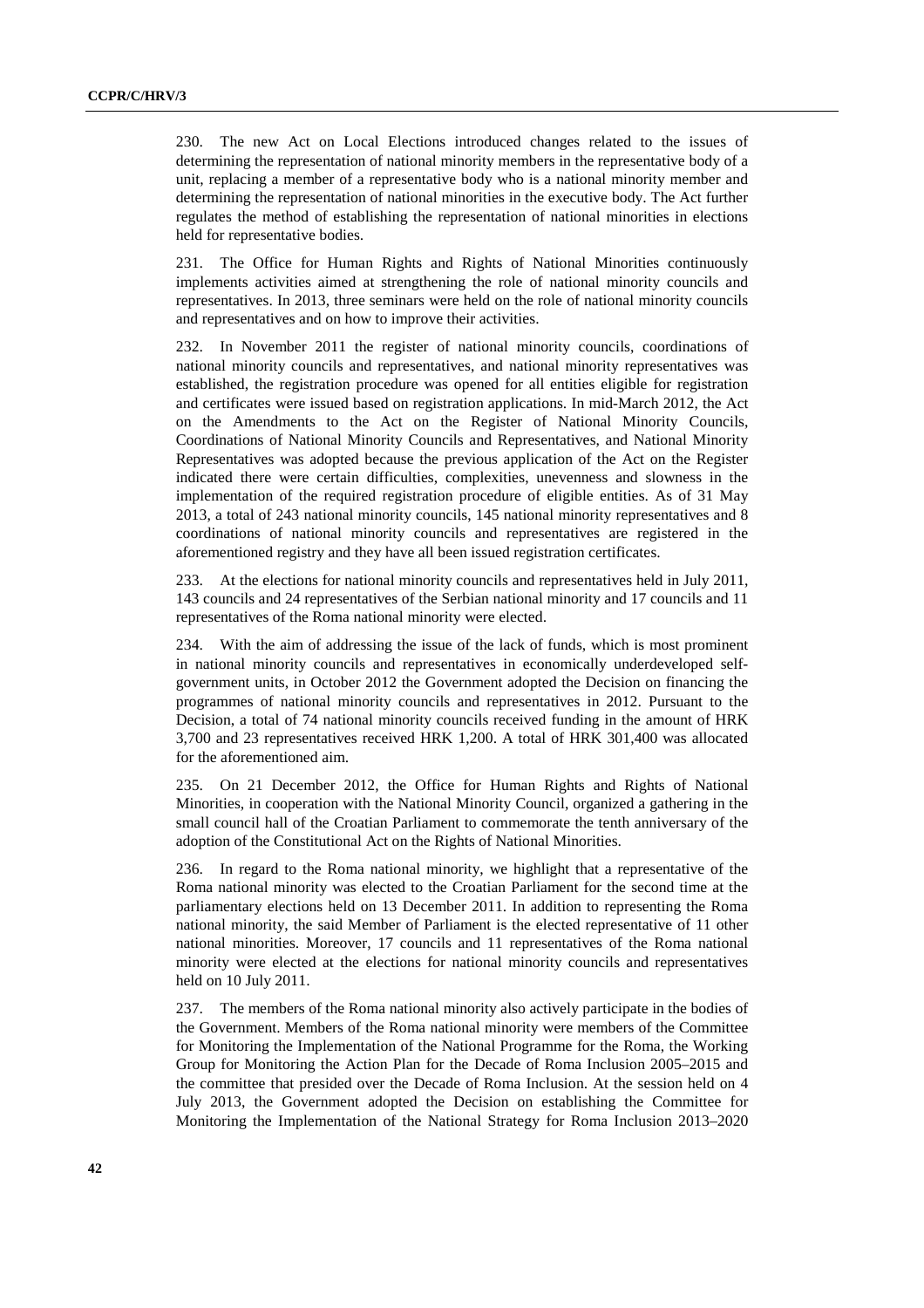230. The new Act on Local Elections introduced changes related to the issues of determining the representation of national minority members in the representative body of a unit, replacing a member of a representative body who is a national minority member and determining the representation of national minorities in the executive body. The Act further regulates the method of establishing the representation of national minorities in elections held for representative bodies.

231. The Office for Human Rights and Rights of National Minorities continuously implements activities aimed at strengthening the role of national minority councils and representatives. In 2013, three seminars were held on the role of national minority councils and representatives and on how to improve their activities.

232. In November 2011 the register of national minority councils, coordinations of national minority councils and representatives, and national minority representatives was established, the registration procedure was opened for all entities eligible for registration and certificates were issued based on registration applications. In mid-March 2012, the Act on the Amendments to the Act on the Register of National Minority Councils, Coordinations of National Minority Councils and Representatives, and National Minority Representatives was adopted because the previous application of the Act on the Register indicated there were certain difficulties, complexities, unevenness and slowness in the implementation of the required registration procedure of eligible entities. As of 31 May 2013, a total of 243 national minority councils, 145 national minority representatives and 8 coordinations of national minority councils and representatives are registered in the aforementioned registry and they have all been issued registration certificates.

233. At the elections for national minority councils and representatives held in July 2011, 143 councils and 24 representatives of the Serbian national minority and 17 councils and 11 representatives of the Roma national minority were elected.

234. With the aim of addressing the issue of the lack of funds, which is most prominent in national minority councils and representatives in economically underdeveloped self-government units, in October 2012 the Government adopted the Decision on financing the programmes of national minority councils and representatives in 2012. Pursuant to the Decision, a total of 74 national minority councils received funding in the amount of HRK 3,700 and 23 representatives received HRK 1,200. A total of HRK 301,400 was allocated for the aforementioned aim.

235. On 21 December 2012, the Office for Human Rights and Rights of National Minorities, in cooperation with the National Minority Council, organized a gathering in the small council hall of the Croatian Parliament to commemorate the tenth anniversary of the adoption of the Constitutional Act on the Rights of National Minorities.

236. In regard to the Roma national minority, we highlight that a representative of the Roma national minority was elected to the Croatian Parliament for the second time at the parliamentary elections held on 13 December 2011. In addition to representing the Roma national minority, the said Member of Parliament is the elected representative of 11 other national minorities. Moreover, 17 councils and 11 representatives of the Roma national minority were elected at the elections for national minority councils and representatives held on 10 July 2011.

237. The members of the Roma national minority also actively participate in the bodies of the Government. Members of the Roma national minority were members of the Committee for Monitoring the Implementation of the National Programme for the Roma, the Working Group for Monitoring the Action Plan for the Decade of Roma Inclusion 2005–2015 and the committee that presided over the Decade of Roma Inclusion. At the session held on 4 July 2013, the Government adopted the Decision on establishing the Committee for Monitoring the Implementation of the National Strategy for Roma Inclusion 2013–2020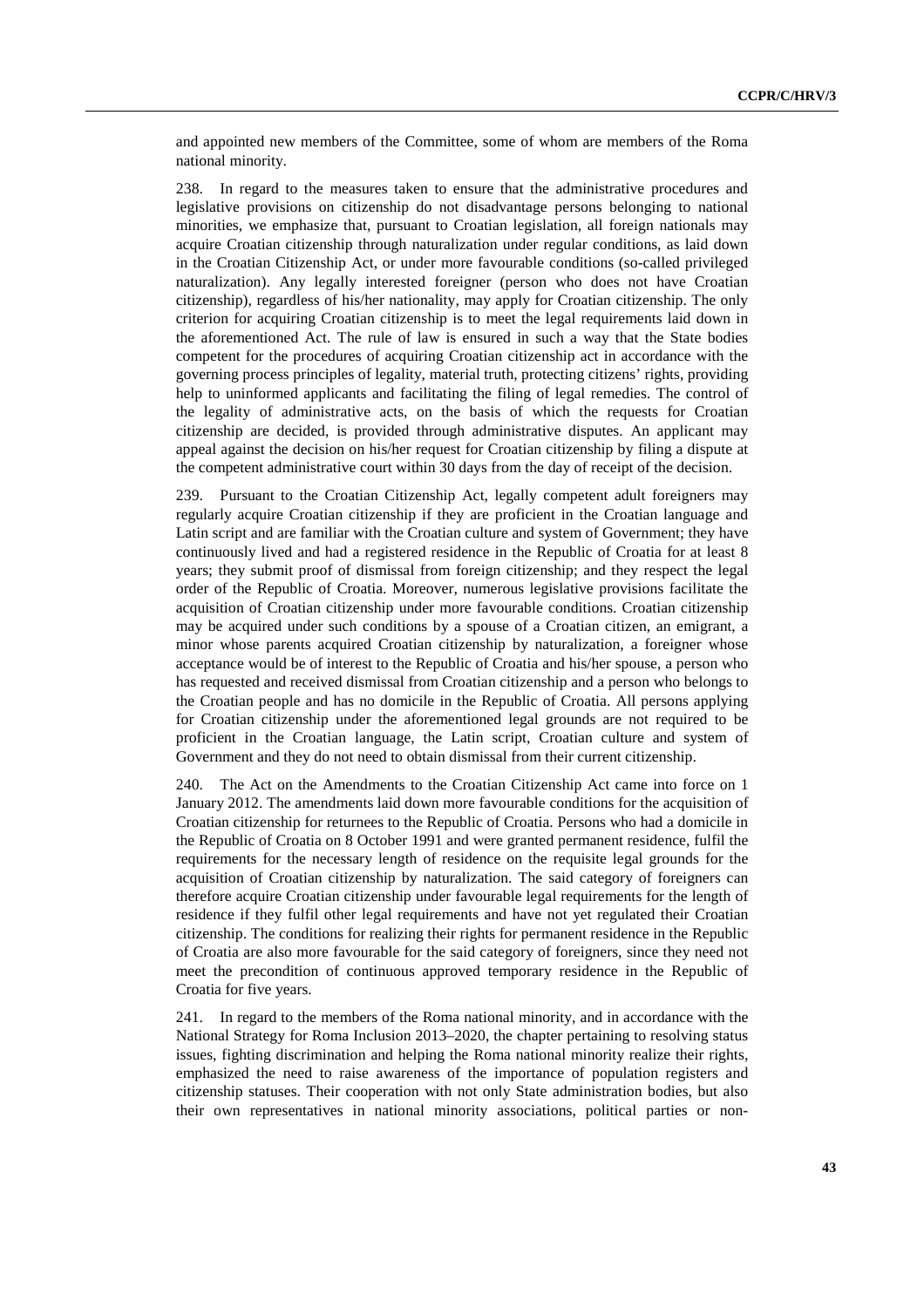and appointed new members of the Committee, some of whom are members of the Roma national minority.

238. In regard to the measures taken to ensure that the administrative procedures and legislative provisions on citizenship do not disadvantage persons belonging to national minorities, we emphasize that, pursuant to Croatian legislation, all foreign nationals may acquire Croatian citizenship through naturalization under regular conditions, as laid down in the Croatian Citizenship Act, or under more favourable conditions (so-called privileged naturalization). Any legally interested foreigner (person who does not have Croatian citizenship), regardless of his/her nationality, may apply for Croatian citizenship. The only criterion for acquiring Croatian citizenship is to meet the legal requirements laid down in the aforementioned Act. The rule of law is ensured in such a way that the State bodies competent for the procedures of acquiring Croatian citizenship act in accordance with the governing process principles of legality, material truth, protecting citizens' rights, providing help to uninformed applicants and facilitating the filing of legal remedies. The control of the legality of administrative acts, on the basis of which the requests for Croatian citizenship are decided, is provided through administrative disputes. An applicant may appeal against the decision on his/her request for Croatian citizenship by filing a dispute at the competent administrative court within 30 days from the day of receipt of the decision.

239. Pursuant to the Croatian Citizenship Act, legally competent adult foreigners may regularly acquire Croatian citizenship if they are proficient in the Croatian language and Latin script and are familiar with the Croatian culture and system of Government; they have continuously lived and had a registered residence in the Republic of Croatia for at least 8 years; they submit proof of dismissal from foreign citizenship; and they respect the legal order of the Republic of Croatia. Moreover, numerous legislative provisions facilitate the acquisition of Croatian citizenship under more favourable conditions. Croatian citizenship may be acquired under such conditions by a spouse of a Croatian citizen, an emigrant, a minor whose parents acquired Croatian citizenship by naturalization, a foreigner whose acceptance would be of interest to the Republic of Croatia and his/her spouse, a person who has requested and received dismissal from Croatian citizenship and a person who belongs to the Croatian people and has no domicile in the Republic of Croatia. All persons applying for Croatian citizenship under the aforementioned legal grounds are not required to be proficient in the Croatian language, the Latin script, Croatian culture and system of Government and they do not need to obtain dismissal from their current citizenship.

240. The Act on the Amendments to the Croatian Citizenship Act came into force on 1 January 2012. The amendments laid down more favourable conditions for the acquisition of Croatian citizenship for returnees to the Republic of Croatia. Persons who had a domicile in the Republic of Croatia on 8 October 1991 and were granted permanent residence, fulfil the requirements for the necessary length of residence on the requisite legal grounds for the acquisition of Croatian citizenship by naturalization. The said category of foreigners can therefore acquire Croatian citizenship under favourable legal requirements for the length of residence if they fulfil other legal requirements and have not yet regulated their Croatian citizenship. The conditions for realizing their rights for permanent residence in the Republic of Croatia are also more favourable for the said category of foreigners, since they need not meet the precondition of continuous approved temporary residence in the Republic of Croatia for five years.

241. In regard to the members of the Roma national minority, and in accordance with the National Strategy for Roma Inclusion 2013–2020, the chapter pertaining to resolving status issues, fighting discrimination and helping the Roma national minority realize their rights, emphasized the need to raise awareness of the importance of population registers and citizenship statuses. Their cooperation with not only State administration bodies, but also their own representatives in national minority associations, political parties or non-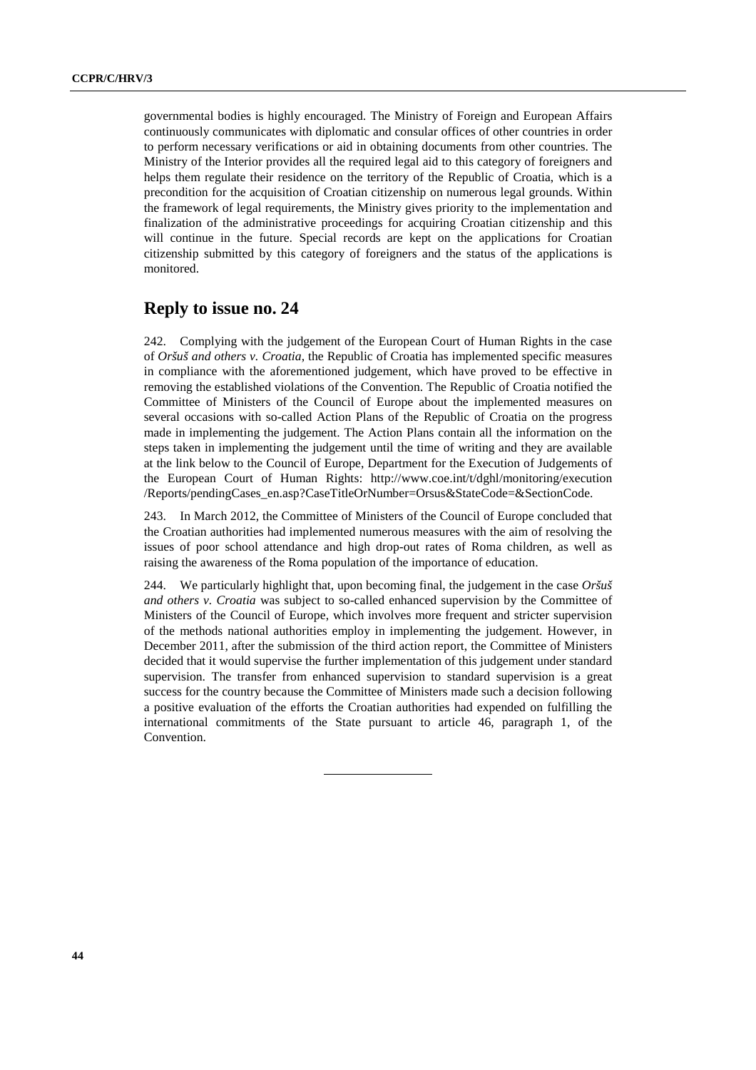governmental bodies is highly encouraged. The Ministry of Foreign and European Affairs continuously communicates with diplomatic and consular offices of other countries in order to perform necessary verifications or aid in obtaining documents from other countries. The Ministry of the Interior provides all the required legal aid to this category of foreigners and helps them regulate their residence on the territory of the Republic of Croatia, which is a precondition for the acquisition of Croatian citizenship on numerous legal grounds. Within the framework of legal requirements, the Ministry gives priority to the implementation and finalization of the administrative proceedings for acquiring Croatian citizenship and this will continue in the future. Special records are kept on the applications for Croatian citizenship submitted by this category of foreigners and the status of the applications is monitored.

## Reply to issue no. 24

242. Complying with the judgement of the European Court of Human Rights in the case of *Oršuš and others v. Croatia*, the Republic of Croatia has implemented specific measures in compliance with the aforementioned judgement, which have proved to be effective in removing the established violations of the Convention. The Republic of Croatia notified the Committee of Ministers of the Council of Europe about the implemented measures on several occasions with so-called Action Plans of the Republic of Croatia on the progress made in implementing the judgement. The Action Plans contain all the information on the steps taken in implementing the judgement until the time of writing and they are available at the link below to the Council of Europe, Department for the Execution of Judgements of the European Court of Human Rights: http://www.coe.int/t/dghl/monitoring/execution /Reports/pendingCases_en.asp?CaseTitleOrNumber=Orsus&StateCode=&SectionCode.

243. In March 2012, the Committee of Ministers of the Council of Europe concluded that the Croatian authorities had implemented numerous measures with the aim of resolving the issues of poor school attendance and high drop-out rates of Roma children, as well as raising the awareness of the Roma population of the importance of education.

244. We particularly highlight that, upon becoming final, the judgement in the case *Oršuš and others v. Croatia* was subject to so-called enhanced supervision by the Committee of Ministers of the Council of Europe, which involves more frequent and stricter supervision of the methods national authorities employ in implementing the judgement. However, in December 2011, after the submission of the third action report, the Committee of Ministers decided that it would supervise the further implementation of this judgement under standard supervision. The transfer from enhanced supervision to standard supervision is a great success for the country because the Committee of Ministers made such a decision following a positive evaluation of the efforts the Croatian authorities had expended on fulfilling the international commitments of the State pursuant to article 46, paragraph 1, of the Convention.